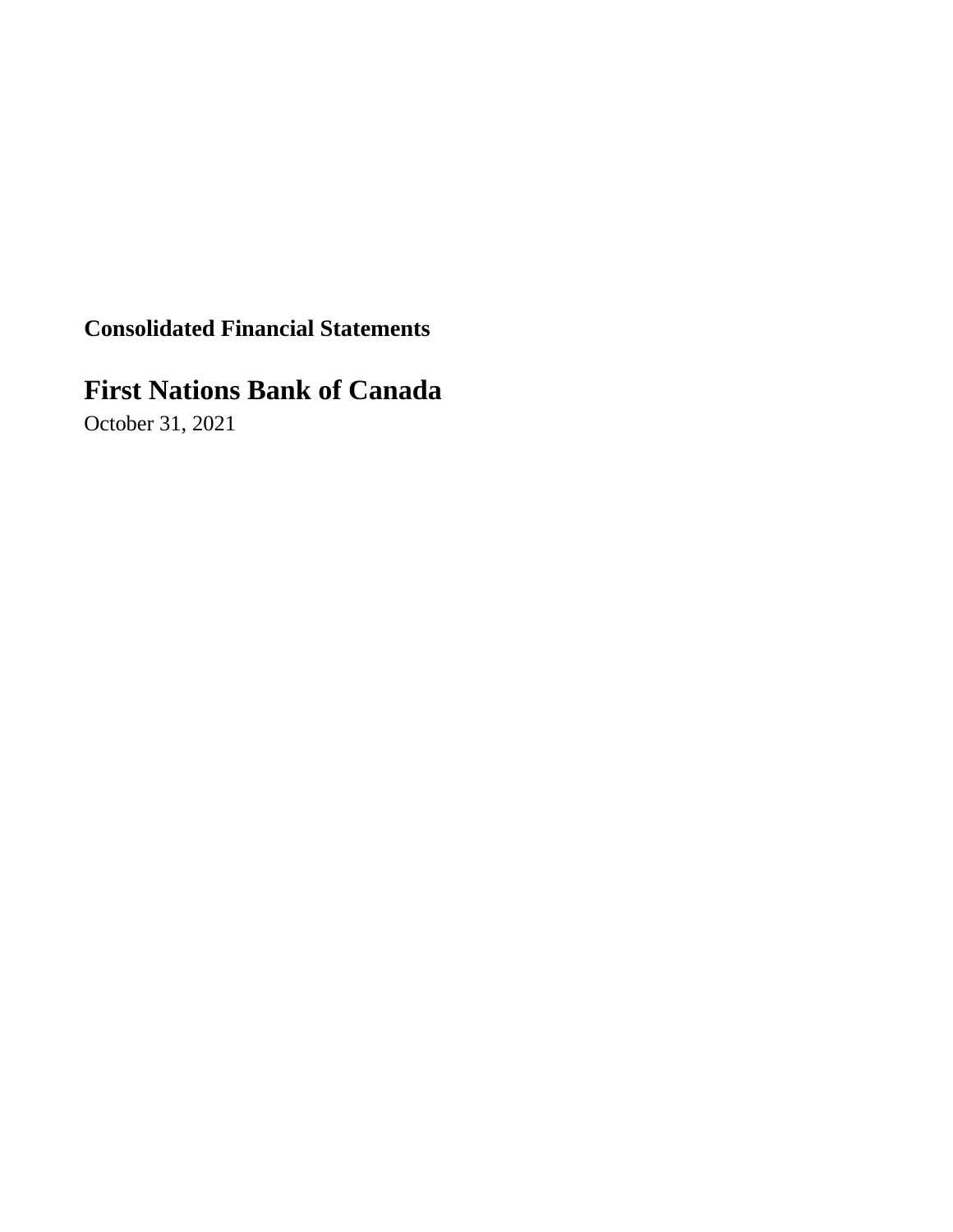**Consolidated Financial Statements**

# First Nations Bank of Canada

October 31, 2021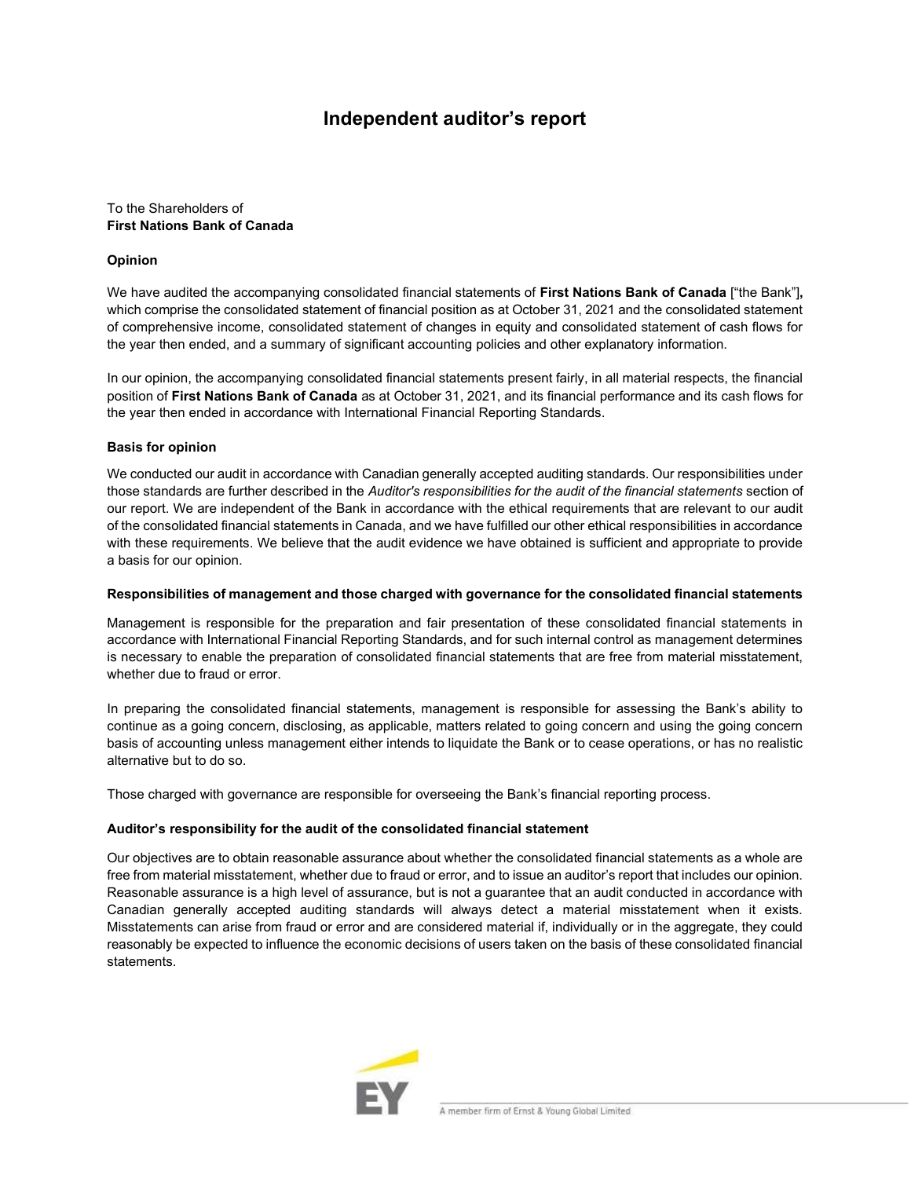# Independent auditor's report

To the Shareholders of
**First Nations Bank of Canada**

**Opinion**

We have audited the accompanying consolidated financial statements of **First Nations Bank of Canada** ["the Bank"], which comprise the consolidated statement of financial position as at October 31, 2021 and the consolidated statement of comprehensive income, consolidated statement of changes in equity and consolidated statement of cash flows for the year then ended, and a summary of significant accounting policies and other explanatory information.

In our opinion, the accompanying consolidated financial statements present fairly, in all material respects, the financial position of **First Nations Bank of Canada** as at October 31, 2021, and its financial performance and its cash flows for the year then ended in accordance with International Financial Reporting Standards.

**Basis for opinion**

We conducted our audit in accordance with Canadian generally accepted auditing standards. Our responsibilities under those standards are further described in the *Auditor's responsibilities for the audit of the financial statements* section of our report. We are independent of the Bank in accordance with the ethical requirements that are relevant to our audit of the consolidated financial statements in Canada, and we have fulfilled our other ethical responsibilities in accordance with these requirements. We believe that the audit evidence we have obtained is sufficient and appropriate to provide a basis for our opinion.

**Responsibilities of management and those charged with governance for the consolidated financial statements**

Management is responsible for the preparation and fair presentation of these consolidated financial statements in accordance with International Financial Reporting Standards, and for such internal control as management determines is necessary to enable the preparation of consolidated financial statements that are free from material misstatement, whether due to fraud or error.

In preparing the consolidated financial statements, management is responsible for assessing the Bank's ability to continue as a going concern, disclosing, as applicable, matters related to going concern and using the going concern basis of accounting unless management either intends to liquidate the Bank or to cease operations, or has no realistic alternative but to do so.

Those charged with governance are responsible for overseeing the Bank's financial reporting process.

**Auditor's responsibility for the audit of the consolidated financial statement**

Our objectives are to obtain reasonable assurance about whether the consolidated financial statements as a whole are free from material misstatement, whether due to fraud or error, and to issue an auditor's report that includes our opinion. Reasonable assurance is a high level of assurance, but is not a guarantee that an audit conducted in accordance with Canadian generally accepted auditing standards will always detect a material misstatement when it exists. Misstatements can arise from fraud or error and are considered material if, individually or in the aggregate, they could reasonably be expected to influence the economic decisions of users taken on the basis of these consolidated financial statements.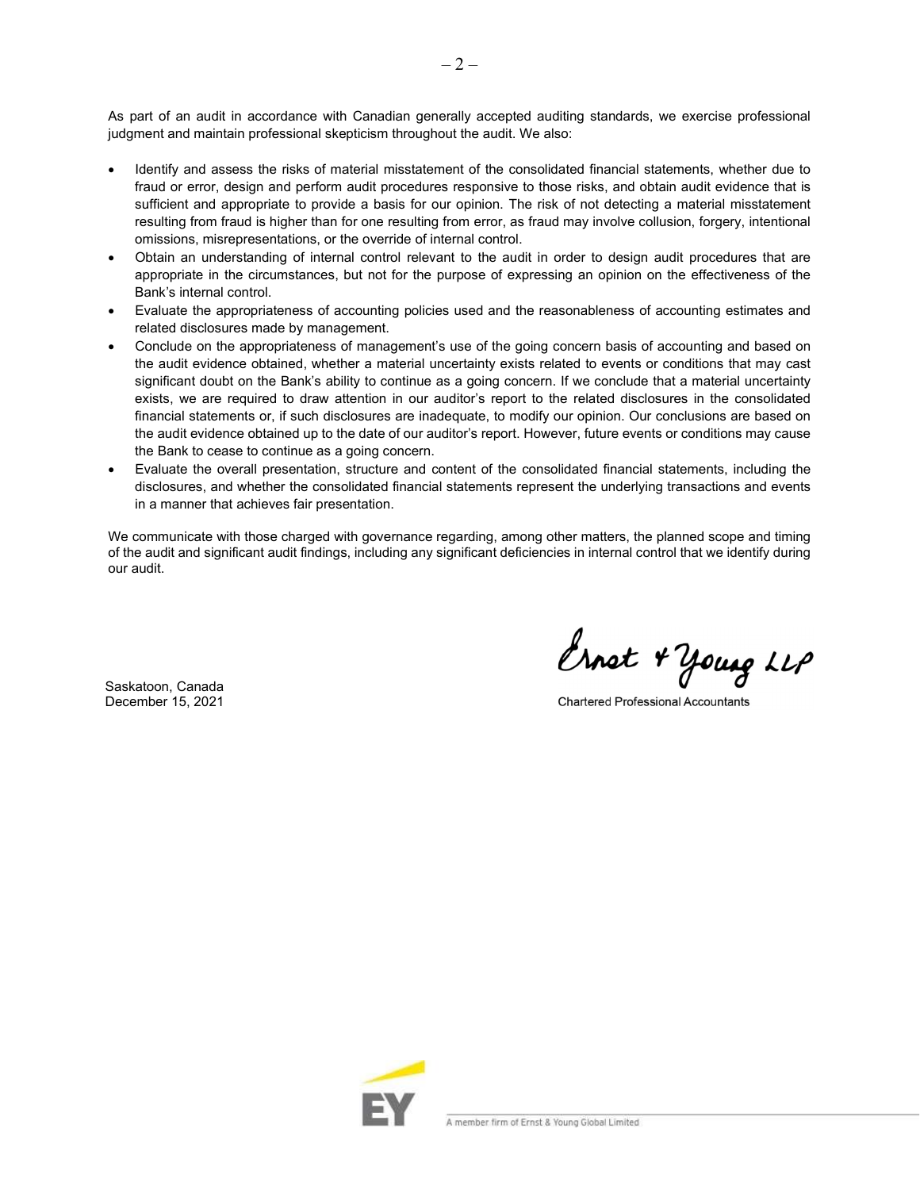As part of an audit in accordance with Canadian generally accepted auditing standards, we exercise professional judgment and maintain professional skepticism throughout the audit. We also:

- Identify and assess the risks of material misstatement of the consolidated financial statements, whether due to fraud or error, design and perform audit procedures responsive to those risks, and obtain audit evidence that is sufficient and appropriate to provide a basis for our opinion. The risk of not detecting a material misstatement resulting from fraud is higher than for one resulting from error, as fraud may involve collusion, forgery, intentional omissions, misrepresentations, or the override of internal control.
- Obtain an understanding of internal control relevant to the audit in order to design audit procedures that are appropriate in the circumstances, but not for the purpose of expressing an opinion on the effectiveness of the Bank's internal control.
- Evaluate the appropriateness of accounting policies used and the reasonableness of accounting estimates and related disclosures made by management.
- Conclude on the appropriateness of management's use of the going concern basis of accounting and based on the audit evidence obtained, whether a material uncertainty exists related to events or conditions that may cast significant doubt on the Bank's ability to continue as a going concern. If we conclude that a material uncertainty exists, we are required to draw attention in our auditor's report to the related disclosures in the consolidated financial statements or, if such disclosures are inadequate, to modify our opinion. Our conclusions are based on the audit evidence obtained up to the date of our auditor's report. However, future events or conditions may cause the Bank to cease to continue as a going concern.
- Evaluate the overall presentation, structure and content of the consolidated financial statements, including the disclosures, and whether the consolidated financial statements represent the underlying transactions and events in a manner that achieves fair presentation.

We communicate with those charged with governance regarding, among other matters, the planned scope and timing of the audit and significant audit findings, including any significant deficiencies in internal control that we identify during our audit.

Ernst & Young LLP

Chartered Professional Accountants

Saskatoon, Canada
December 15, 2021

A member firm of Ernst & Young Global Limited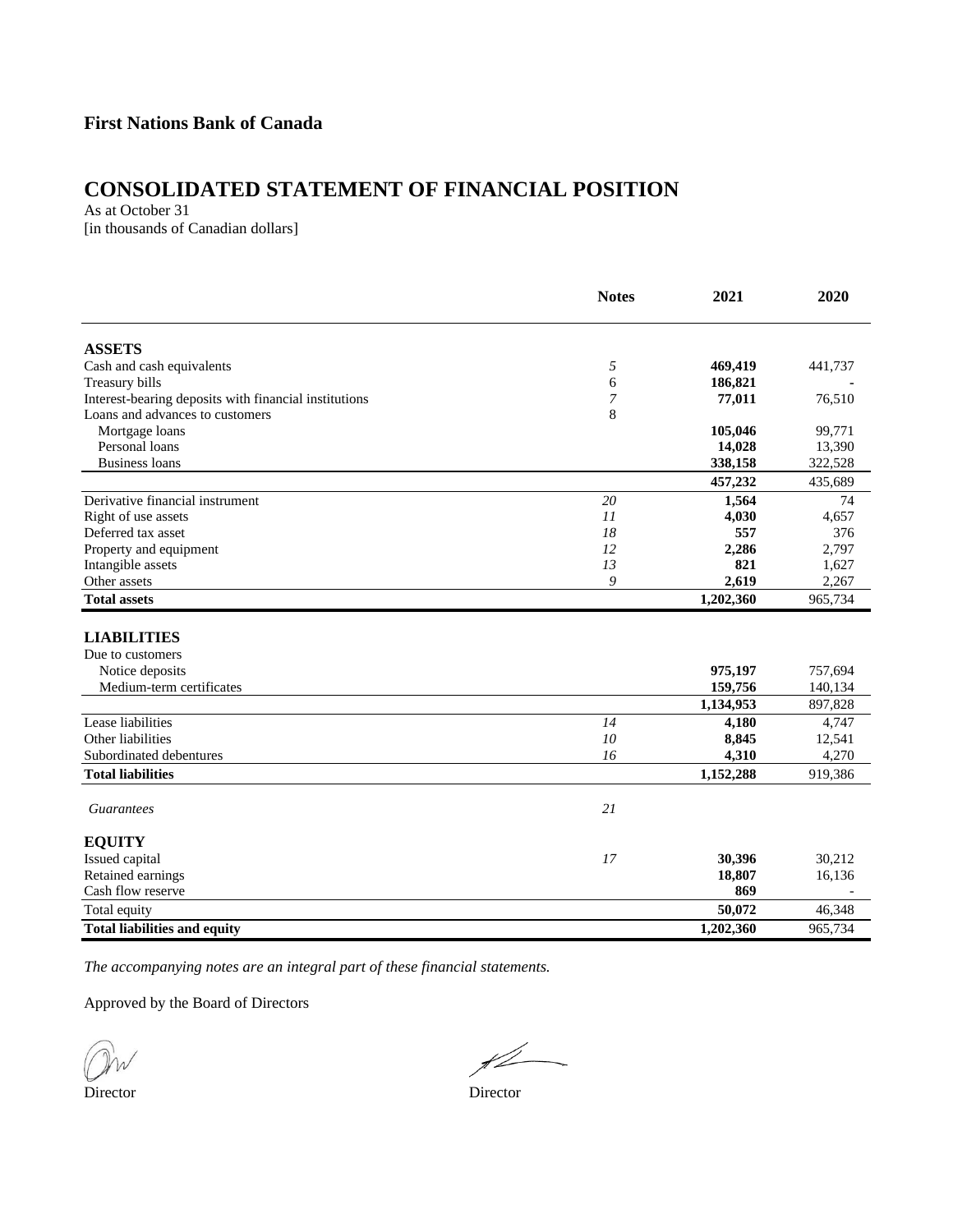**First Nations Bank of Canada**

# CONSOLIDATED STATEMENT OF FINANCIAL POSITION

As at October 31
[in thousands of Canadian dollars]

| | Notes | 2021 | 2020 |
|---|---|---|---|
| **ASSETS** | | | |
| Cash and cash equivalents | *5* | **469,419** | 441,737 |
| Treasury bills | 6 | **186,821** | - |
| Interest-bearing deposits with financial institutions | *7* | **77,011** | 76,510 |
| Loans and advances to customers | 8 | | |
| Mortgage loans | | **105,046** | 99,771 |
| Personal loans | | **14,028** | 13,390 |
| Business loans | | **338,158** | 322,528 |
| | | **457,232** | 435,689 |
| Derivative financial instrument | *20* | **1,564** | 74 |
| Right of use assets | *11* | **4,030** | 4,657 |
| Deferred tax asset | *18* | **557** | 376 |
| Property and equipment | *12* | **2,286** | 2,797 |
| Intangible assets | *13* | **821** | 1,627 |
| Other assets | *9* | **2,619** | 2,267 |
| **Total assets** | | **1,202,360** | 965,734 |
| **LIABILITIES** | | | |
| Due to customers | | | |
| Notice deposits | | **975,197** | 757,694 |
| Medium-term certificates | | **159,756** | 140,134 |
| | | **1,134,953** | 897,828 |
| Lease liabilities | *14* | **4,180** | 4,747 |
| Other liabilities | *10* | **8,845** | 12,541 |
| Subordinated debentures | *16* | **4,310** | 4,270 |
| **Total liabilities** | | **1,152,288** | 919,386 |
| *Guarantees* | *21* | | |
| **EQUITY** | | | |
| Issued capital | *17* | **30,396** | 30,212 |
| Retained earnings | | **18,807** | 16,136 |
| Cash flow reserve | | **869** | - |
| Total equity | | **50,072** | 46,348 |
| **Total liabilities and equity** | | **1,202,360** | 965,734 |

*The accompanying notes are an integral part of these financial statements.*

Approved by the Board of Directors

Director

Director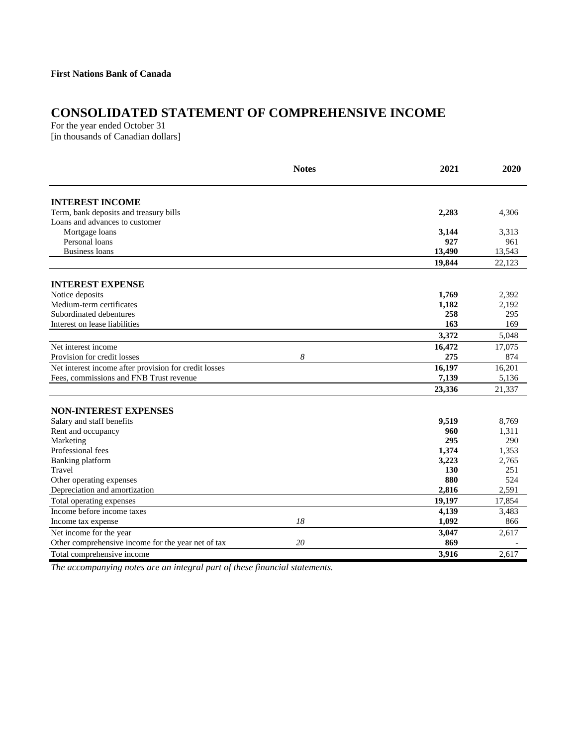**First Nations Bank of Canada**

# CONSOLIDATED STATEMENT OF COMPREHENSIVE INCOME

For the year ended October 31
[in thousands of Canadian dollars]

| | Notes | 2021 | 2020 |
|---|---|---|---|
| **INTEREST INCOME** | | | |
| Term, bank deposits and treasury bills | | **2,283** | 4,306 |
| Loans and advances to customer | | | |
| Mortgage loans | | **3,144** | 3,313 |
| Personal loans | | **927** | 961 |
| Business loans | | **13,490** | 13,543 |
| | | **19,844** | 22,123 |
| **INTEREST EXPENSE** | | | |
| Notice deposits | | **1,769** | 2,392 |
| Medium-term certificates | | **1,182** | 2,192 |
| Subordinated debentures | | **258** | 295 |
| Interest on lease liabilities | | **163** | 169 |
| | | **3,372** | 5,048 |
| Net interest income | | **16,472** | 17,075 |
| Provision for credit losses | *8* | **275** | 874 |
| Net interest income after provision for credit losses | | **16,197** | 16,201 |
| Fees, commissions and FNB Trust revenue | | **7,139** | 5,136 |
| | | **23,336** | 21,337 |
| **NON-INTEREST EXPENSES** | | | |
| Salary and staff benefits | | **9,519** | 8,769 |
| Rent and occupancy | | **960** | 1,311 |
| Marketing | | **295** | 290 |
| Professional fees | | **1,374** | 1,353 |
| Banking platform | | **3,223** | 2,765 |
| Travel | | **130** | 251 |
| Other operating expenses | | **880** | 524 |
| Depreciation and amortization | | **2,816** | 2,591 |
| Total operating expenses | | **19,197** | 17,854 |
| Income before income taxes | | **4,139** | 3,483 |
| Income tax expense | *18* | **1,092** | 866 |
| Net income for the year | | **3,047** | 2,617 |
| Other comprehensive income for the year net of tax | *20* | **869** | - |
| Total comprehensive income | | **3,916** | 2,617 |

*The accompanying notes are an integral part of these financial statements.*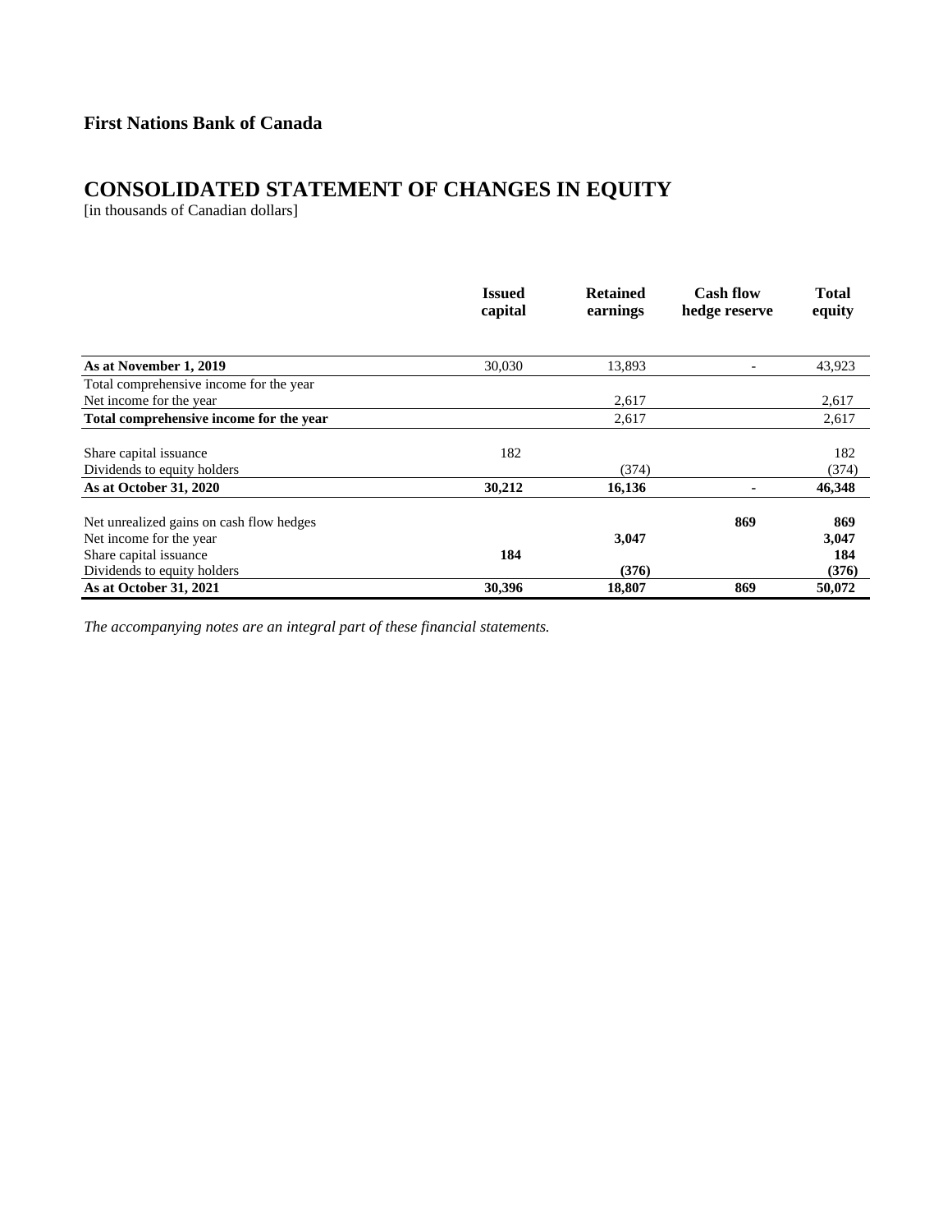**First Nations Bank of Canada**

# CONSOLIDATED STATEMENT OF CHANGES IN EQUITY

[in thousands of Canadian dollars]

| | Issued capital | Retained earnings | Cash flow hedge reserve | Total equity |
|---|---|---|---|---|
| **As at November 1, 2019** | 30,030 | 13,893 | - | 43,923 |
| Total comprehensive income for the year | | | | |
| Net income for the year | | 2,617 | | 2,617 |
| **Total comprehensive income for the year** | | 2,617 | | 2,617 |
| Share capital issuance | 182 | | | 182 |
| Dividends to equity holders | | (374) | | (374) |
| **As at October 31, 2020** | **30,212** | **16,136** | **-** | **46,348** |
| Net unrealized gains on cash flow hedges | | | **869** | **869** |
| Net income for the year | | **3,047** | | **3,047** |
| Share capital issuance | **184** | | | **184** |
| Dividends to equity holders | | **(376)** | | **(376)** |
| **As at October 31, 2021** | **30,396** | **18,807** | **869** | **50,072** |

*The accompanying notes are an integral part of these financial statements.*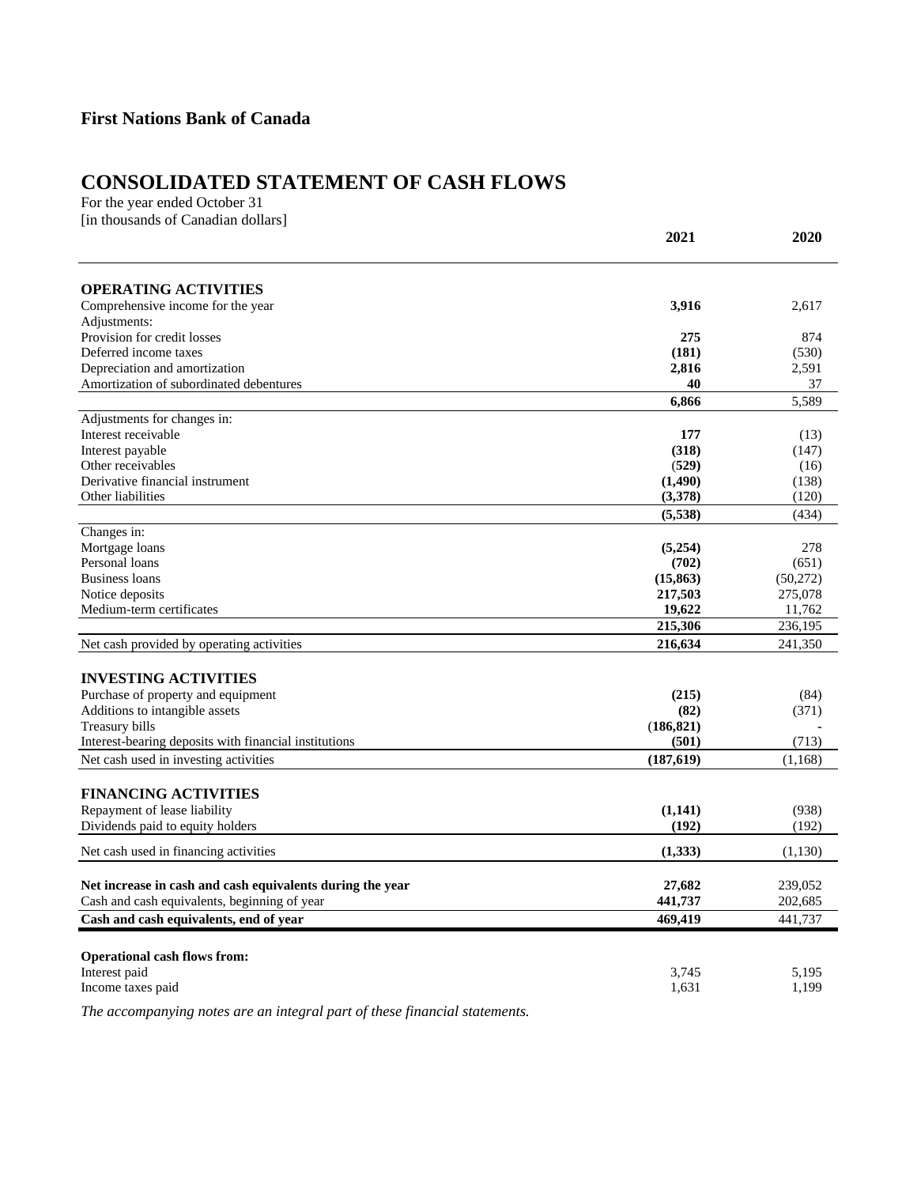**First Nations Bank of Canada**

# CONSOLIDATED STATEMENT OF CASH FLOWS

For the year ended October 31
[in thousands of Canadian dollars]

| | 2021 | 2020 |
|---|---|---|
| **OPERATING ACTIVITIES** | | |
| Comprehensive income for the year | **3,916** | 2,617 |
| Adjustments: | | |
| Provision for credit losses | **275** | 874 |
| Deferred income taxes | **(181)** | (530) |
| Depreciation and amortization | **2,816** | 2,591 |
| Amortization of subordinated debentures | **40** | 37 |
| | **6,866** | 5,589 |
| Adjustments for changes in: | | |
| Interest receivable | **177** | (13) |
| Interest payable | **(318)** | (147) |
| Other receivables | **(529)** | (16) |
| Derivative financial instrument | **(1,490)** | (138) |
| Other liabilities | **(3,378)** | (120) |
| | **(5,538)** | (434) |
| Changes in: | | |
| Mortgage loans | **(5,254)** | 278 |
| Personal loans | **(702)** | (651) |
| Business loans | **(15,863)** | (50,272) |
| Notice deposits | **217,503** | 275,078 |
| Medium-term certificates | **19,622** | 11,762 |
| | **215,306** | 236,195 |
| Net cash provided by operating activities | **216,634** | 241,350 |
| **INVESTING ACTIVITIES** | | |
| Purchase of property and equipment | **(215)** | (84) |
| Additions to intangible assets | **(82)** | (371) |
| Treasury bills | **(186,821)** | - |
| Interest-bearing deposits with financial institutions | **(501)** | (713) |
| Net cash used in investing activities | **(187,619)** | (1,168) |
| **FINANCING ACTIVITIES** | | |
| Repayment of lease liability | **(1,141)** | (938) |
| Dividends paid to equity holders | **(192)** | (192) |
| Net cash used in financing activities | **(1,333)** | (1,130) |
| **Net increase in cash and cash equivalents during the year** | **27,682** | 239,052 |
| Cash and cash equivalents, beginning of year | **441,737** | 202,685 |
| **Cash and cash equivalents, end of year** | **469,419** | 441,737 |
| **Operational cash flows from:** | | |
| Interest paid | 3,745 | 5,195 |
| Income taxes paid | 1,631 | 1,199 |

*The accompanying notes are an integral part of these financial statements.*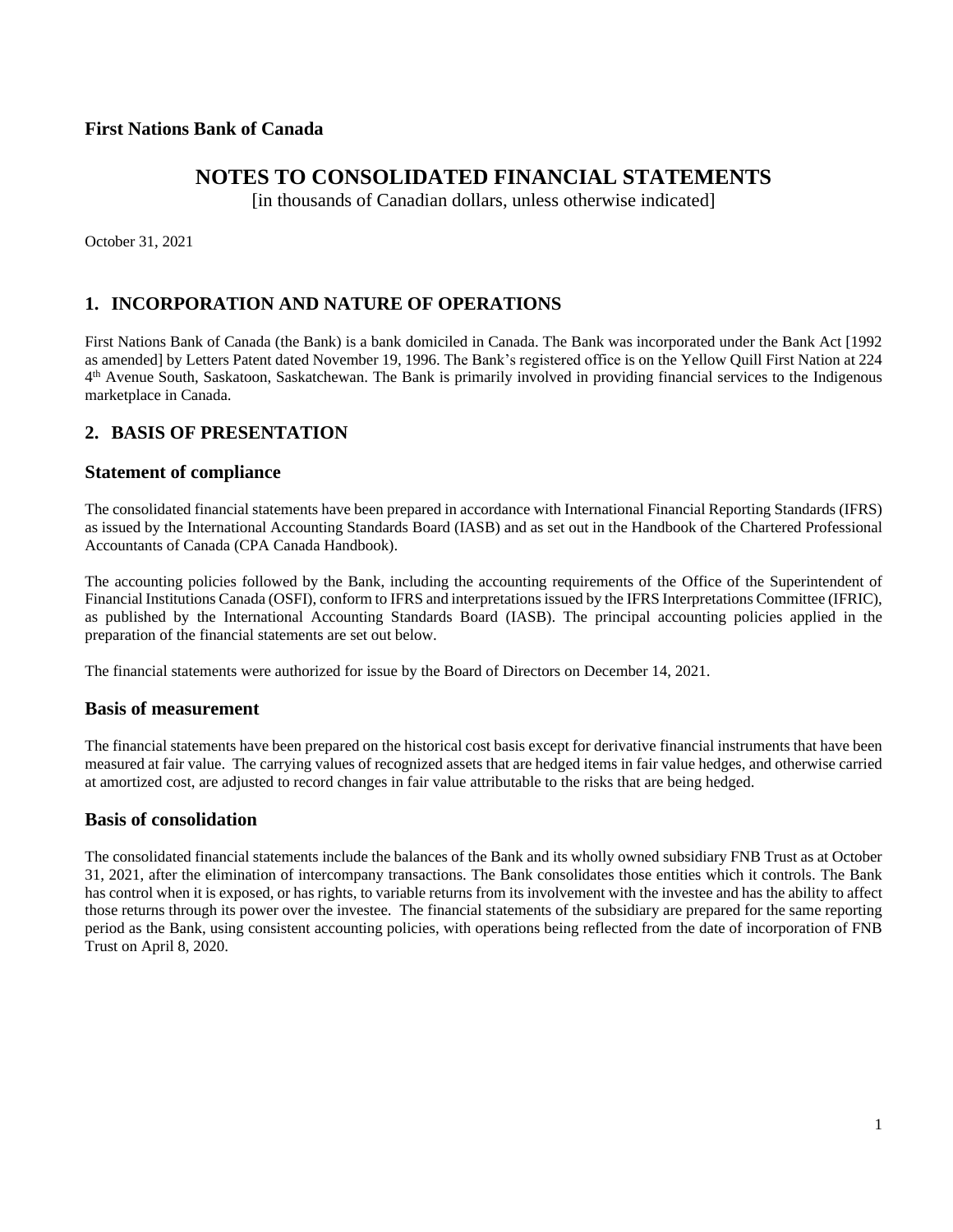**First Nations Bank of Canada**

# NOTES TO CONSOLIDATED FINANCIAL STATEMENTS

[in thousands of Canadian dollars, unless otherwise indicated]

October 31, 2021

## 1. INCORPORATION AND NATURE OF OPERATIONS

First Nations Bank of Canada (the Bank) is a bank domiciled in Canada. The Bank was incorporated under the Bank Act [1992 as amended] by Letters Patent dated November 19, 1996. The Bank's registered office is on the Yellow Quill First Nation at 224 4th Avenue South, Saskatoon, Saskatchewan. The Bank is primarily involved in providing financial services to the Indigenous marketplace in Canada.

## 2. BASIS OF PRESENTATION

### Statement of compliance

The consolidated financial statements have been prepared in accordance with International Financial Reporting Standards (IFRS) as issued by the International Accounting Standards Board (IASB) and as set out in the Handbook of the Chartered Professional Accountants of Canada (CPA Canada Handbook).

The accounting policies followed by the Bank, including the accounting requirements of the Office of the Superintendent of Financial Institutions Canada (OSFI), conform to IFRS and interpretations issued by the IFRS Interpretations Committee (IFRIC), as published by the International Accounting Standards Board (IASB). The principal accounting policies applied in the preparation of the financial statements are set out below.

The financial statements were authorized for issue by the Board of Directors on December 14, 2021.

### Basis of measurement

The financial statements have been prepared on the historical cost basis except for derivative financial instruments that have been measured at fair value. The carrying values of recognized assets that are hedged items in fair value hedges, and otherwise carried at amortized cost, are adjusted to record changes in fair value attributable to the risks that are being hedged.

### Basis of consolidation

The consolidated financial statements include the balances of the Bank and its wholly owned subsidiary FNB Trust as at October 31, 2021, after the elimination of intercompany transactions. The Bank consolidates those entities which it controls. The Bank has control when it is exposed, or has rights, to variable returns from its involvement with the investee and has the ability to affect those returns through its power over the investee. The financial statements of the subsidiary are prepared for the same reporting period as the Bank, using consistent accounting policies, with operations being reflected from the date of incorporation of FNB Trust on April 8, 2020.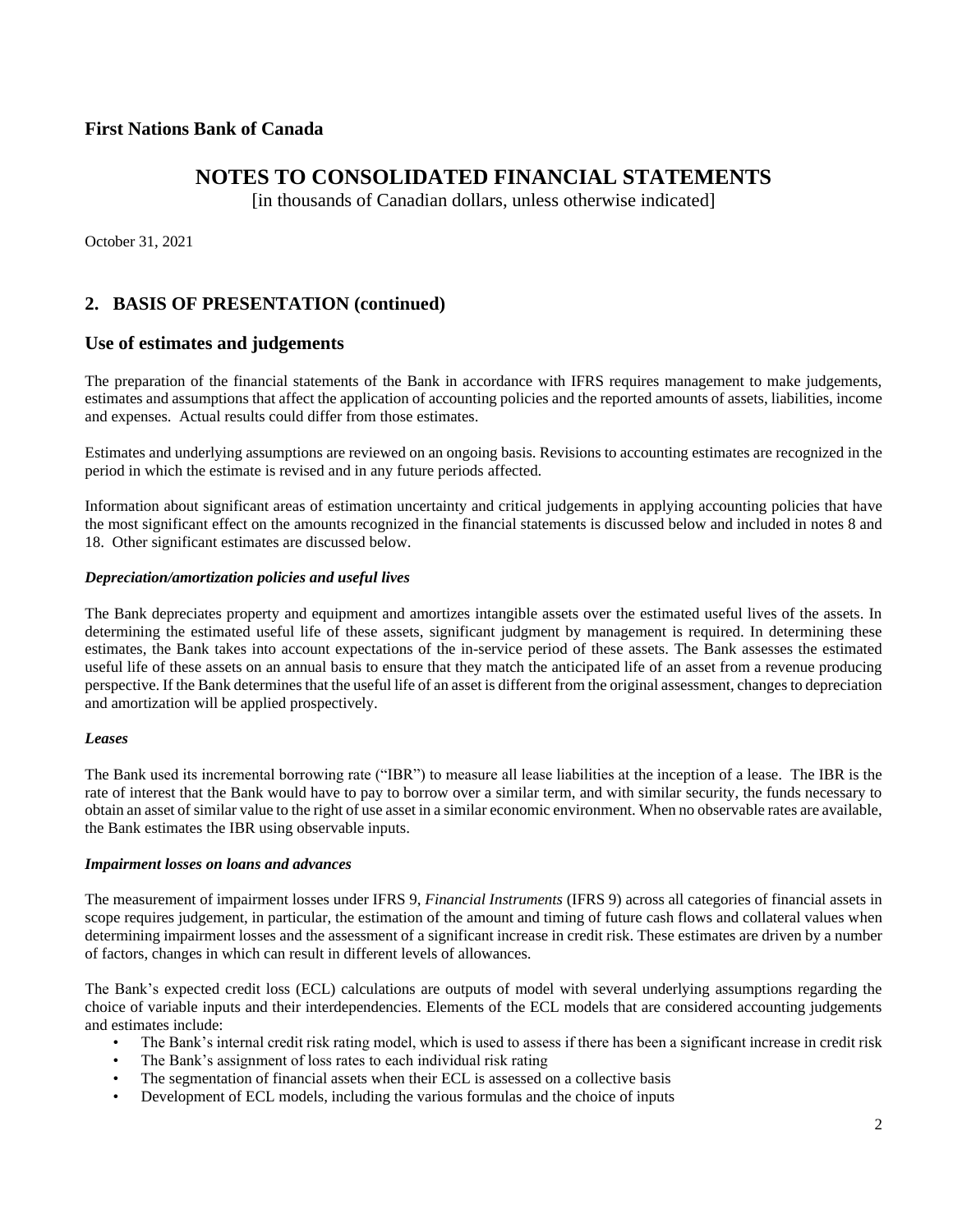## 2. BASIS OF PRESENTATION (continued)

### Use of estimates and judgements

The preparation of the financial statements of the Bank in accordance with IFRS requires management to make judgements, estimates and assumptions that affect the application of accounting policies and the reported amounts of assets, liabilities, income and expenses. Actual results could differ from those estimates.

Estimates and underlying assumptions are reviewed on an ongoing basis. Revisions to accounting estimates are recognized in the period in which the estimate is revised and in any future periods affected.

Information about significant areas of estimation uncertainty and critical judgements in applying accounting policies that have the most significant effect on the amounts recognized in the financial statements is discussed below and included in notes 8 and 18. Other significant estimates are discussed below.

***Depreciation/amortization policies and useful lives***

The Bank depreciates property and equipment and amortizes intangible assets over the estimated useful lives of the assets. In determining the estimated useful life of these assets, significant judgment by management is required. In determining these estimates, the Bank takes into account expectations of the in-service period of these assets. The Bank assesses the estimated useful life of these assets on an annual basis to ensure that they match the anticipated life of an asset from a revenue producing perspective. If the Bank determines that the useful life of an asset is different from the original assessment, changes to depreciation and amortization will be applied prospectively.

***Leases***

The Bank used its incremental borrowing rate ("IBR") to measure all lease liabilities at the inception of a lease. The IBR is the rate of interest that the Bank would have to pay to borrow over a similar term, and with similar security, the funds necessary to obtain an asset of similar value to the right of use asset in a similar economic environment. When no observable rates are available, the Bank estimates the IBR using observable inputs.

***Impairment losses on loans and advances***

The measurement of impairment losses under IFRS 9, *Financial Instruments* (IFRS 9) across all categories of financial assets in scope requires judgement, in particular, the estimation of the amount and timing of future cash flows and collateral values when determining impairment losses and the assessment of a significant increase in credit risk. These estimates are driven by a number of factors, changes in which can result in different levels of allowances.

The Bank's expected credit loss (ECL) calculations are outputs of model with several underlying assumptions regarding the choice of variable inputs and their interdependencies. Elements of the ECL models that are considered accounting judgements and estimates include:

- The Bank's internal credit risk rating model, which is used to assess if there has been a significant increase in credit risk
- The Bank's assignment of loss rates to each individual risk rating
- The segmentation of financial assets when their ECL is assessed on a collective basis
- Development of ECL models, including the various formulas and the choice of inputs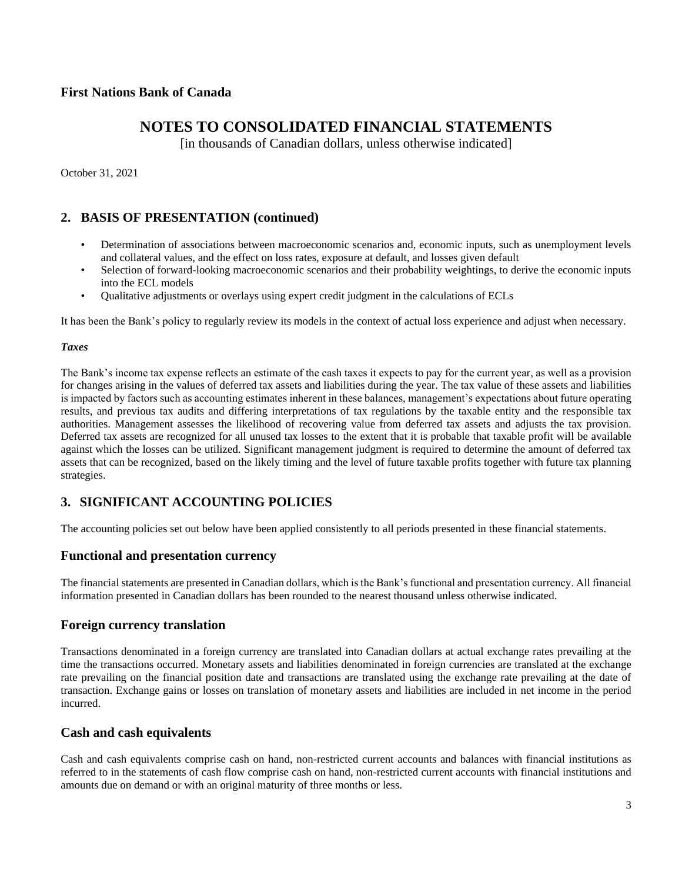## 2. BASIS OF PRESENTATION (continued)

- Determination of associations between macroeconomic scenarios and, economic inputs, such as unemployment levels and collateral values, and the effect on loss rates, exposure at default, and losses given default
- Selection of forward-looking macroeconomic scenarios and their probability weightings, to derive the economic inputs into the ECL models
- Qualitative adjustments or overlays using expert credit judgment in the calculations of ECLs

It has been the Bank's policy to regularly review its models in the context of actual loss experience and adjust when necessary.

***Taxes***

The Bank's income tax expense reflects an estimate of the cash taxes it expects to pay for the current year, as well as a provision for changes arising in the values of deferred tax assets and liabilities during the year. The tax value of these assets and liabilities is impacted by factors such as accounting estimates inherent in these balances, management's expectations about future operating results, and previous tax audits and differing interpretations of tax regulations by the taxable entity and the responsible tax authorities. Management assesses the likelihood of recovering value from deferred tax assets and adjusts the tax provision. Deferred tax assets are recognized for all unused tax losses to the extent that it is probable that taxable profit will be available against which the losses can be utilized. Significant management judgment is required to determine the amount of deferred tax assets that can be recognized, based on the likely timing and the level of future taxable profits together with future tax planning strategies.

## 3. SIGNIFICANT ACCOUNTING POLICIES

The accounting policies set out below have been applied consistently to all periods presented in these financial statements.

### Functional and presentation currency

The financial statements are presented in Canadian dollars, which is the Bank's functional and presentation currency. All financial information presented in Canadian dollars has been rounded to the nearest thousand unless otherwise indicated.

### Foreign currency translation

Transactions denominated in a foreign currency are translated into Canadian dollars at actual exchange rates prevailing at the time the transactions occurred. Monetary assets and liabilities denominated in foreign currencies are translated at the exchange rate prevailing on the financial position date and transactions are translated using the exchange rate prevailing at the date of transaction. Exchange gains or losses on translation of monetary assets and liabilities are included in net income in the period incurred.

### Cash and cash equivalents

Cash and cash equivalents comprise cash on hand, non-restricted current accounts and balances with financial institutions as referred to in the statements of cash flow comprise cash on hand, non-restricted current accounts with financial institutions and amounts due on demand or with an original maturity of three months or less.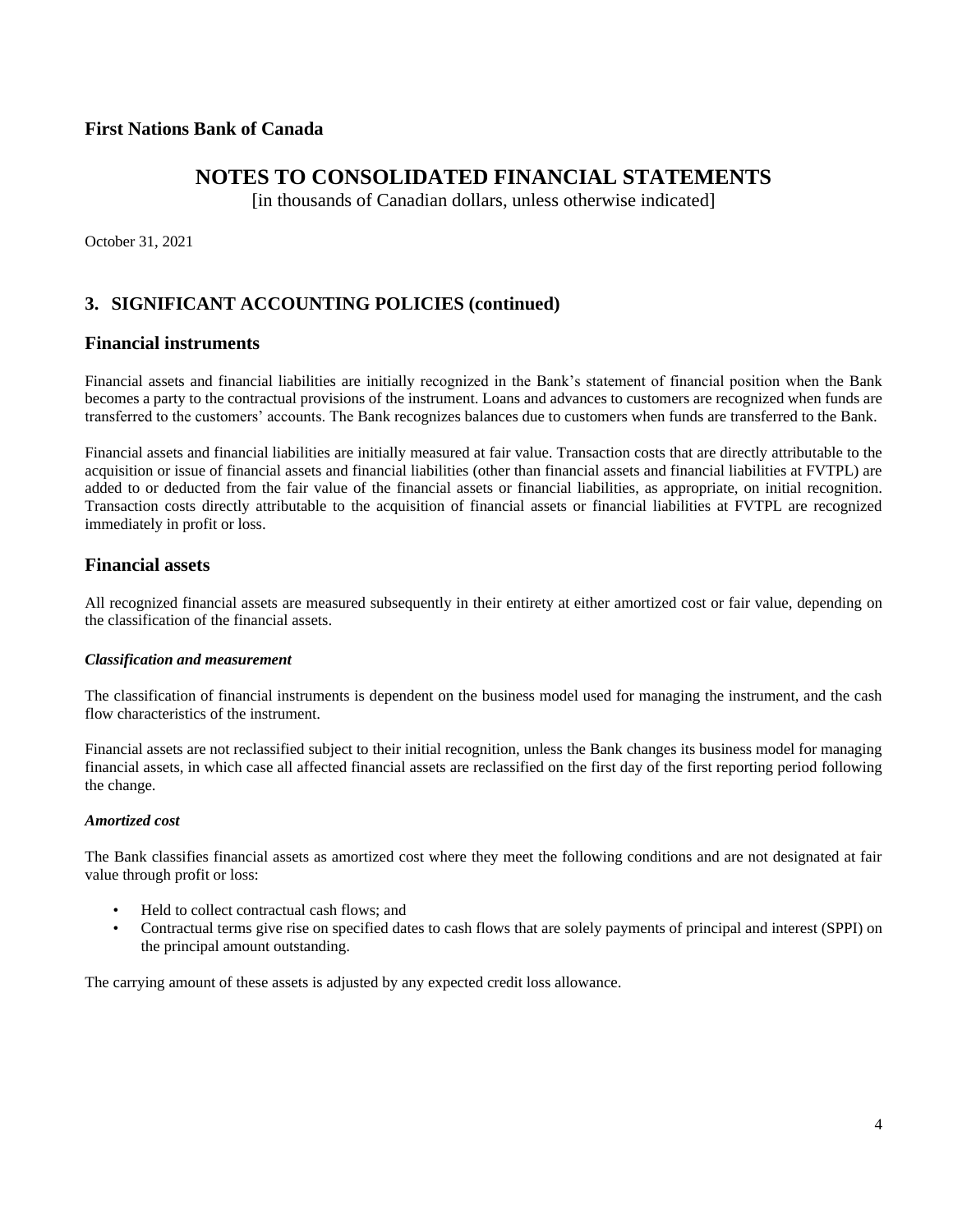**First Nations Bank of Canada**

# NOTES TO CONSOLIDATED FINANCIAL STATEMENTS

[in thousands of Canadian dollars, unless otherwise indicated]

October 31, 2021

## 3. SIGNIFICANT ACCOUNTING POLICIES (continued)

## Financial instruments

Financial assets and financial liabilities are initially recognized in the Bank's statement of financial position when the Bank becomes a party to the contractual provisions of the instrument. Loans and advances to customers are recognized when funds are transferred to the customers' accounts. The Bank recognizes balances due to customers when funds are transferred to the Bank.

Financial assets and financial liabilities are initially measured at fair value. Transaction costs that are directly attributable to the acquisition or issue of financial assets and financial liabilities (other than financial assets and financial liabilities at FVTPL) are added to or deducted from the fair value of the financial assets or financial liabilities, as appropriate, on initial recognition. Transaction costs directly attributable to the acquisition of financial assets or financial liabilities at FVTPL are recognized immediately in profit or loss.

## Financial assets

All recognized financial assets are measured subsequently in their entirety at either amortized cost or fair value, depending on the classification of the financial assets.

***Classification and measurement***

The classification of financial instruments is dependent on the business model used for managing the instrument, and the cash flow characteristics of the instrument.

Financial assets are not reclassified subject to their initial recognition, unless the Bank changes its business model for managing financial assets, in which case all affected financial assets are reclassified on the first day of the first reporting period following the change.

***Amortized cost***

The Bank classifies financial assets as amortized cost where they meet the following conditions and are not designated at fair value through profit or loss:

- Held to collect contractual cash flows; and
- Contractual terms give rise on specified dates to cash flows that are solely payments of principal and interest (SPPI) on the principal amount outstanding.

The carrying amount of these assets is adjusted by any expected credit loss allowance.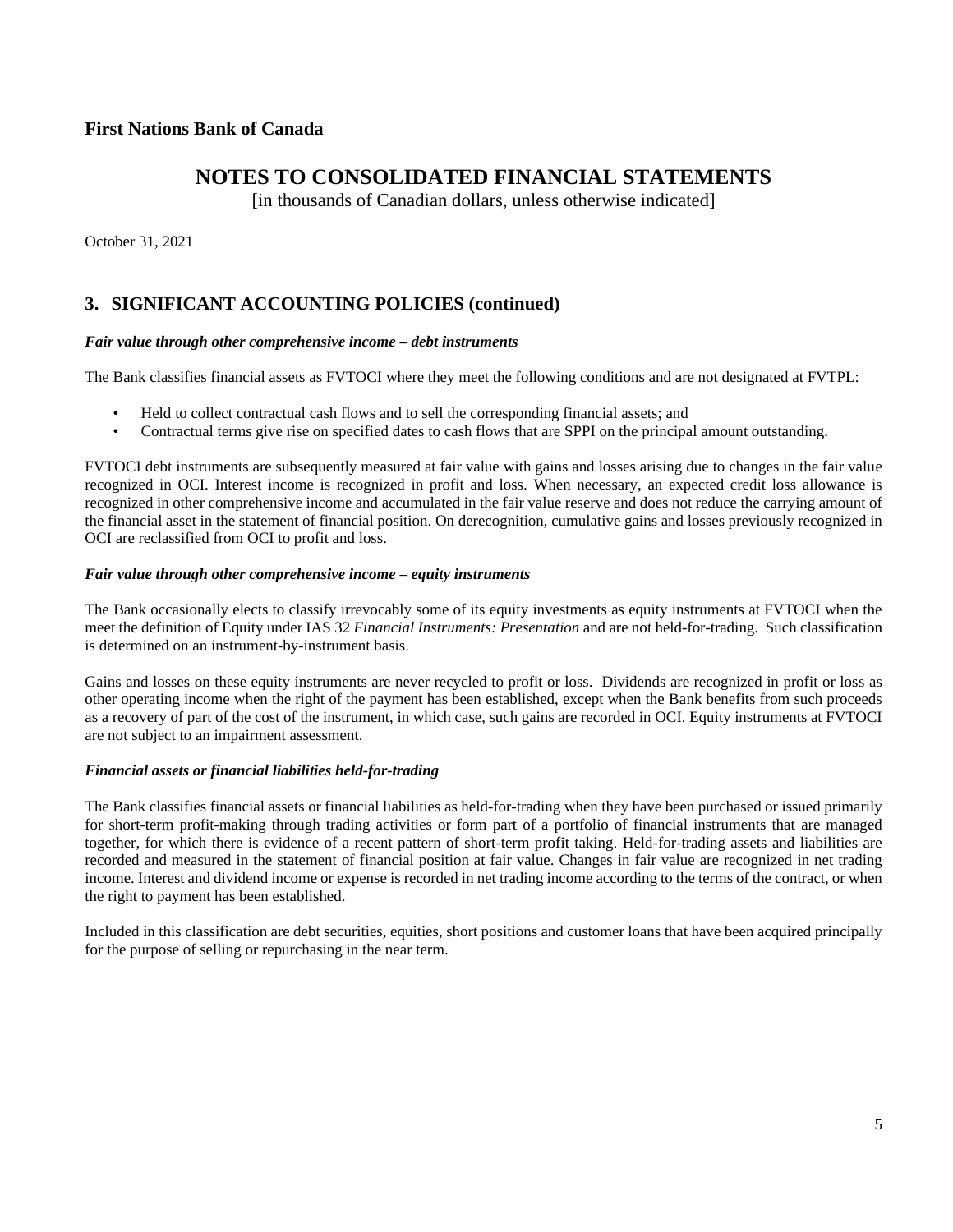First Nations Bank of Canada

# NOTES TO CONSOLIDATED FINANCIAL STATEMENTS

[in thousands of Canadian dollars, unless otherwise indicated]

October 31, 2021

## 3. SIGNIFICANT ACCOUNTING POLICIES (continued)

***Fair value through other comprehensive income – debt instruments***

The Bank classifies financial assets as FVTOCI where they meet the following conditions and are not designated at FVTPL:

- Held to collect contractual cash flows and to sell the corresponding financial assets; and
- Contractual terms give rise on specified dates to cash flows that are SPPI on the principal amount outstanding.

FVTOCI debt instruments are subsequently measured at fair value with gains and losses arising due to changes in the fair value recognized in OCI. Interest income is recognized in profit and loss. When necessary, an expected credit loss allowance is recognized in other comprehensive income and accumulated in the fair value reserve and does not reduce the carrying amount of the financial asset in the statement of financial position. On derecognition, cumulative gains and losses previously recognized in OCI are reclassified from OCI to profit and loss.

***Fair value through other comprehensive income – equity instruments***

The Bank occasionally elects to classify irrevocably some of its equity investments as equity instruments at FVTOCI when the meet the definition of Equity under IAS 32 *Financial Instruments: Presentation* and are not held-for-trading. Such classification is determined on an instrument-by-instrument basis.

Gains and losses on these equity instruments are never recycled to profit or loss. Dividends are recognized in profit or loss as other operating income when the right of the payment has been established, except when the Bank benefits from such proceeds as a recovery of part of the cost of the instrument, in which case, such gains are recorded in OCI. Equity instruments at FVTOCI are not subject to an impairment assessment.

***Financial assets or financial liabilities held-for-trading***

The Bank classifies financial assets or financial liabilities as held-for-trading when they have been purchased or issued primarily for short-term profit-making through trading activities or form part of a portfolio of financial instruments that are managed together, for which there is evidence of a recent pattern of short-term profit taking. Held-for-trading assets and liabilities are recorded and measured in the statement of financial position at fair value. Changes in fair value are recognized in net trading income. Interest and dividend income or expense is recorded in net trading income according to the terms of the contract, or when the right to payment has been established.

Included in this classification are debt securities, equities, short positions and customer loans that have been acquired principally for the purpose of selling or repurchasing in the near term.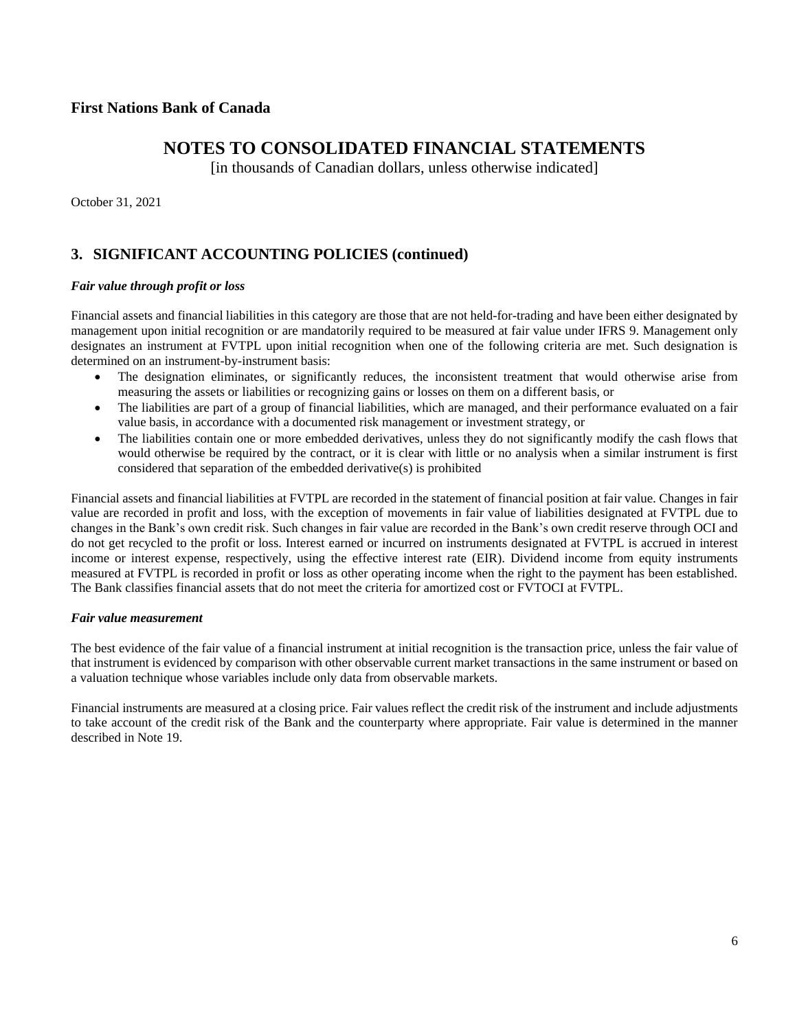## 3. SIGNIFICANT ACCOUNTING POLICIES (continued)

***Fair value through profit or loss***

Financial assets and financial liabilities in this category are those that are not held-for-trading and have been either designated by management upon initial recognition or are mandatorily required to be measured at fair value under IFRS 9. Management only designates an instrument at FVTPL upon initial recognition when one of the following criteria are met. Such designation is determined on an instrument-by-instrument basis:

- The designation eliminates, or significantly reduces, the inconsistent treatment that would otherwise arise from measuring the assets or liabilities or recognizing gains or losses on them on a different basis, or
- The liabilities are part of a group of financial liabilities, which are managed, and their performance evaluated on a fair value basis, in accordance with a documented risk management or investment strategy, or
- The liabilities contain one or more embedded derivatives, unless they do not significantly modify the cash flows that would otherwise be required by the contract, or it is clear with little or no analysis when a similar instrument is first considered that separation of the embedded derivative(s) is prohibited

Financial assets and financial liabilities at FVTPL are recorded in the statement of financial position at fair value. Changes in fair value are recorded in profit and loss, with the exception of movements in fair value of liabilities designated at FVTPL due to changes in the Bank's own credit risk. Such changes in fair value are recorded in the Bank's own credit reserve through OCI and do not get recycled to the profit or loss. Interest earned or incurred on instruments designated at FVTPL is accrued in interest income or interest expense, respectively, using the effective interest rate (EIR). Dividend income from equity instruments measured at FVTPL is recorded in profit or loss as other operating income when the right to the payment has been established. The Bank classifies financial assets that do not meet the criteria for amortized cost or FVTOCI at FVTPL.

***Fair value measurement***

The best evidence of the fair value of a financial instrument at initial recognition is the transaction price, unless the fair value of that instrument is evidenced by comparison with other observable current market transactions in the same instrument or based on a valuation technique whose variables include only data from observable markets.

Financial instruments are measured at a closing price. Fair values reflect the credit risk of the instrument and include adjustments to take account of the credit risk of the Bank and the counterparty where appropriate. Fair value is determined in the manner described in Note 19.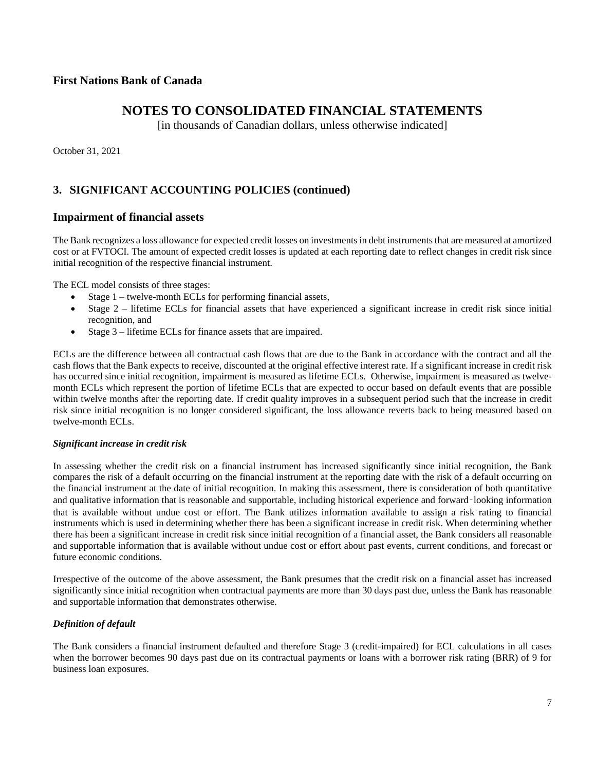# NOTES TO CONSOLIDATED FINANCIAL STATEMENTS

[in thousands of Canadian dollars, unless otherwise indicated]

October 31, 2021

## 3. SIGNIFICANT ACCOUNTING POLICIES (continued)

### Impairment of financial assets

The Bank recognizes a loss allowance for expected credit losses on investments in debt instruments that are measured at amortized cost or at FVTOCI. The amount of expected credit losses is updated at each reporting date to reflect changes in credit risk since initial recognition of the respective financial instrument.

The ECL model consists of three stages:

- Stage 1 – twelve-month ECLs for performing financial assets,
- Stage 2 – lifetime ECLs for financial assets that have experienced a significant increase in credit risk since initial recognition, and
- Stage 3 – lifetime ECLs for finance assets that are impaired.

ECLs are the difference between all contractual cash flows that are due to the Bank in accordance with the contract and all the cash flows that the Bank expects to receive, discounted at the original effective interest rate. If a significant increase in credit risk has occurred since initial recognition, impairment is measured as lifetime ECLs. Otherwise, impairment is measured as twelve-month ECLs which represent the portion of lifetime ECLs that are expected to occur based on default events that are possible within twelve months after the reporting date. If credit quality improves in a subsequent period such that the increase in credit risk since initial recognition is no longer considered significant, the loss allowance reverts back to being measured based on twelve-month ECLs.

***Significant increase in credit risk***

In assessing whether the credit risk on a financial instrument has increased significantly since initial recognition, the Bank compares the risk of a default occurring on the financial instrument at the reporting date with the risk of a default occurring on the financial instrument at the date of initial recognition. In making this assessment, there is consideration of both quantitative and qualitative information that is reasonable and supportable, including historical experience and forward‑looking information that is available without undue cost or effort. The Bank utilizes information available to assign a risk rating to financial instruments which is used in determining whether there has been a significant increase in credit risk. When determining whether there has been a significant increase in credit risk since initial recognition of a financial asset, the Bank considers all reasonable and supportable information that is available without undue cost or effort about past events, current conditions, and forecast or future economic conditions.

Irrespective of the outcome of the above assessment, the Bank presumes that the credit risk on a financial asset has increased significantly since initial recognition when contractual payments are more than 30 days past due, unless the Bank has reasonable and supportable information that demonstrates otherwise.

***Definition of default***

The Bank considers a financial instrument defaulted and therefore Stage 3 (credit-impaired) for ECL calculations in all cases when the borrower becomes 90 days past due on its contractual payments or loans with a borrower risk rating (BRR) of 9 for business loan exposures.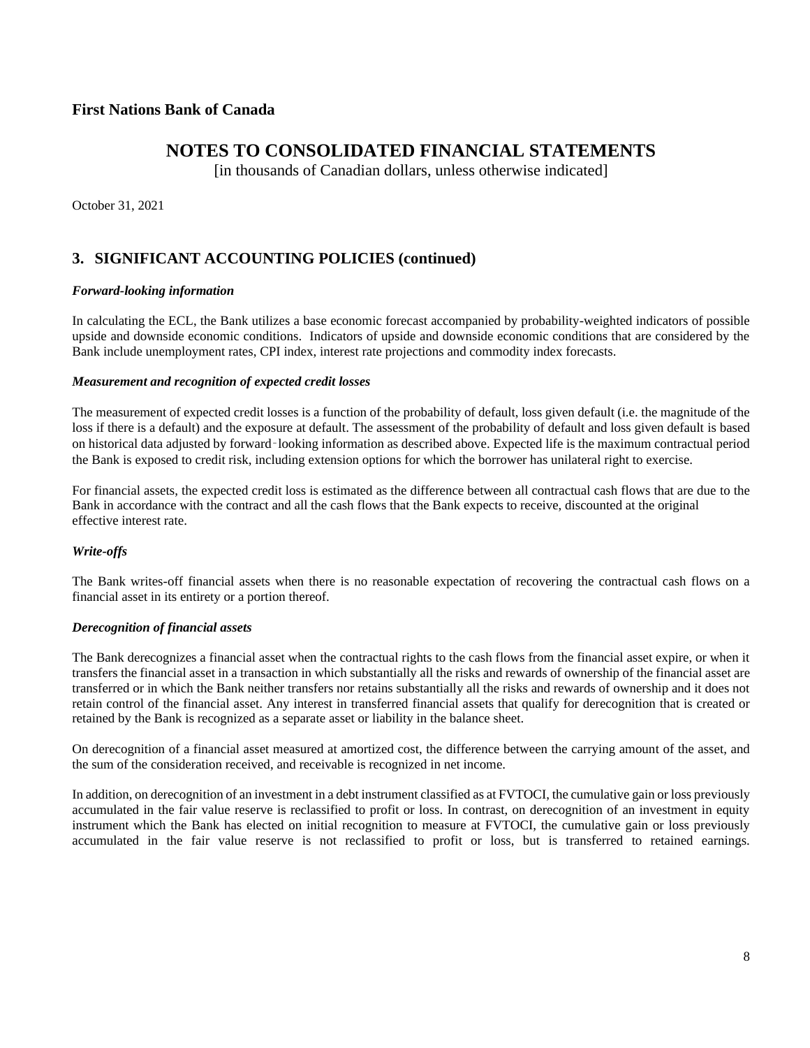First Nations Bank of Canada

# NOTES TO CONSOLIDATED FINANCIAL STATEMENTS

[in thousands of Canadian dollars, unless otherwise indicated]

October 31, 2021

## 3. SIGNIFICANT ACCOUNTING POLICIES (continued)

***Forward-looking information***

In calculating the ECL, the Bank utilizes a base economic forecast accompanied by probability-weighted indicators of possible upside and downside economic conditions. Indicators of upside and downside economic conditions that are considered by the Bank include unemployment rates, CPI index, interest rate projections and commodity index forecasts.

***Measurement and recognition of expected credit losses***

The measurement of expected credit losses is a function of the probability of default, loss given default (i.e. the magnitude of the loss if there is a default) and the exposure at default. The assessment of the probability of default and loss given default is based on historical data adjusted by forward‑looking information as described above. Expected life is the maximum contractual period the Bank is exposed to credit risk, including extension options for which the borrower has unilateral right to exercise.

For financial assets, the expected credit loss is estimated as the difference between all contractual cash flows that are due to the Bank in accordance with the contract and all the cash flows that the Bank expects to receive, discounted at the original effective interest rate.

***Write-offs***

The Bank writes-off financial assets when there is no reasonable expectation of recovering the contractual cash flows on a financial asset in its entirety or a portion thereof.

***Derecognition of financial assets***

The Bank derecognizes a financial asset when the contractual rights to the cash flows from the financial asset expire, or when it transfers the financial asset in a transaction in which substantially all the risks and rewards of ownership of the financial asset are transferred or in which the Bank neither transfers nor retains substantially all the risks and rewards of ownership and it does not retain control of the financial asset. Any interest in transferred financial assets that qualify for derecognition that is created or retained by the Bank is recognized as a separate asset or liability in the balance sheet.

On derecognition of a financial asset measured at amortized cost, the difference between the carrying amount of the asset, and the sum of the consideration received, and receivable is recognized in net income.

In addition, on derecognition of an investment in a debt instrument classified as at FVTOCI, the cumulative gain or loss previously accumulated in the fair value reserve is reclassified to profit or loss. In contrast, on derecognition of an investment in equity instrument which the Bank has elected on initial recognition to measure at FVTOCI, the cumulative gain or loss previously accumulated in the fair value reserve is not reclassified to profit or loss, but is transferred to retained earnings.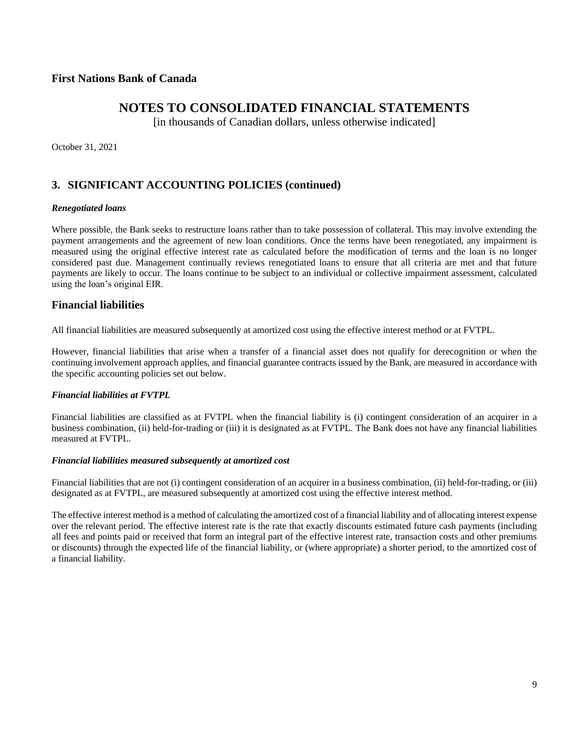## 3. SIGNIFICANT ACCOUNTING POLICIES (continued)

***Renegotiated loans***

Where possible, the Bank seeks to restructure loans rather than to take possession of collateral. This may involve extending the payment arrangements and the agreement of new loan conditions. Once the terms have been renegotiated, any impairment is measured using the original effective interest rate as calculated before the modification of terms and the loan is no longer considered past due. Management continually reviews renegotiated loans to ensure that all criteria are met and that future payments are likely to occur. The loans continue to be subject to an individual or collective impairment assessment, calculated using the loan's original EIR.

### Financial liabilities

All financial liabilities are measured subsequently at amortized cost using the effective interest method or at FVTPL.

However, financial liabilities that arise when a transfer of a financial asset does not qualify for derecognition or when the continuing involvement approach applies, and financial guarantee contracts issued by the Bank, are measured in accordance with the specific accounting policies set out below.

***Financial liabilities at FVTPL***

Financial liabilities are classified as at FVTPL when the financial liability is (i) contingent consideration of an acquirer in a business combination, (ii) held-for-trading or (iii) it is designated as at FVTPL. The Bank does not have any financial liabilities measured at FVTPL.

***Financial liabilities measured subsequently at amortized cost***

Financial liabilities that are not (i) contingent consideration of an acquirer in a business combination, (ii) held-for-trading, or (iii) designated as at FVTPL, are measured subsequently at amortized cost using the effective interest method.

The effective interest method is a method of calculating the amortized cost of a financial liability and of allocating interest expense over the relevant period. The effective interest rate is the rate that exactly discounts estimated future cash payments (including all fees and points paid or received that form an integral part of the effective interest rate, transaction costs and other premiums or discounts) through the expected life of the financial liability, or (where appropriate) a shorter period, to the amortized cost of a financial liability.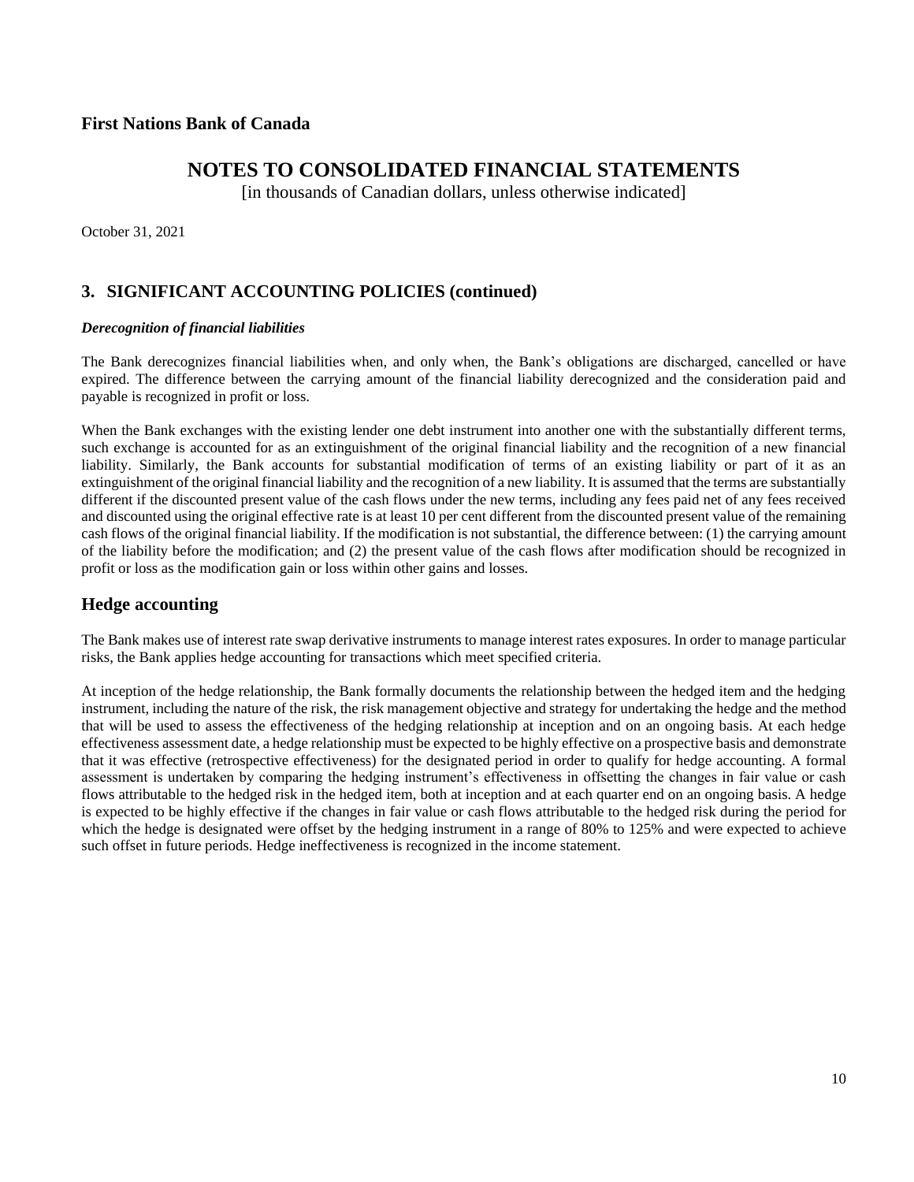## 3. SIGNIFICANT ACCOUNTING POLICIES (continued)

***Derecognition of financial liabilities***

The Bank derecognizes financial liabilities when, and only when, the Bank's obligations are discharged, cancelled or have expired. The difference between the carrying amount of the financial liability derecognized and the consideration paid and payable is recognized in profit or loss.

When the Bank exchanges with the existing lender one debt instrument into another one with the substantially different terms, such exchange is accounted for as an extinguishment of the original financial liability and the recognition of a new financial liability. Similarly, the Bank accounts for substantial modification of terms of an existing liability or part of it as an extinguishment of the original financial liability and the recognition of a new liability. It is assumed that the terms are substantially different if the discounted present value of the cash flows under the new terms, including any fees paid net of any fees received and discounted using the original effective rate is at least 10 per cent different from the discounted present value of the remaining cash flows of the original financial liability. If the modification is not substantial, the difference between: (1) the carrying amount of the liability before the modification; and (2) the present value of the cash flows after modification should be recognized in profit or loss as the modification gain or loss within other gains and losses.

## Hedge accounting

The Bank makes use of interest rate swap derivative instruments to manage interest rates exposures. In order to manage particular risks, the Bank applies hedge accounting for transactions which meet specified criteria.

At inception of the hedge relationship, the Bank formally documents the relationship between the hedged item and the hedging instrument, including the nature of the risk, the risk management objective and strategy for undertaking the hedge and the method that will be used to assess the effectiveness of the hedging relationship at inception and on an ongoing basis. At each hedge effectiveness assessment date, a hedge relationship must be expected to be highly effective on a prospective basis and demonstrate that it was effective (retrospective effectiveness) for the designated period in order to qualify for hedge accounting. A formal assessment is undertaken by comparing the hedging instrument's effectiveness in offsetting the changes in fair value or cash flows attributable to the hedged risk in the hedged item, both at inception and at each quarter end on an ongoing basis. A hedge is expected to be highly effective if the changes in fair value or cash flows attributable to the hedged risk during the period for which the hedge is designated were offset by the hedging instrument in a range of 80% to 125% and were expected to achieve such offset in future periods. Hedge ineffectiveness is recognized in the income statement.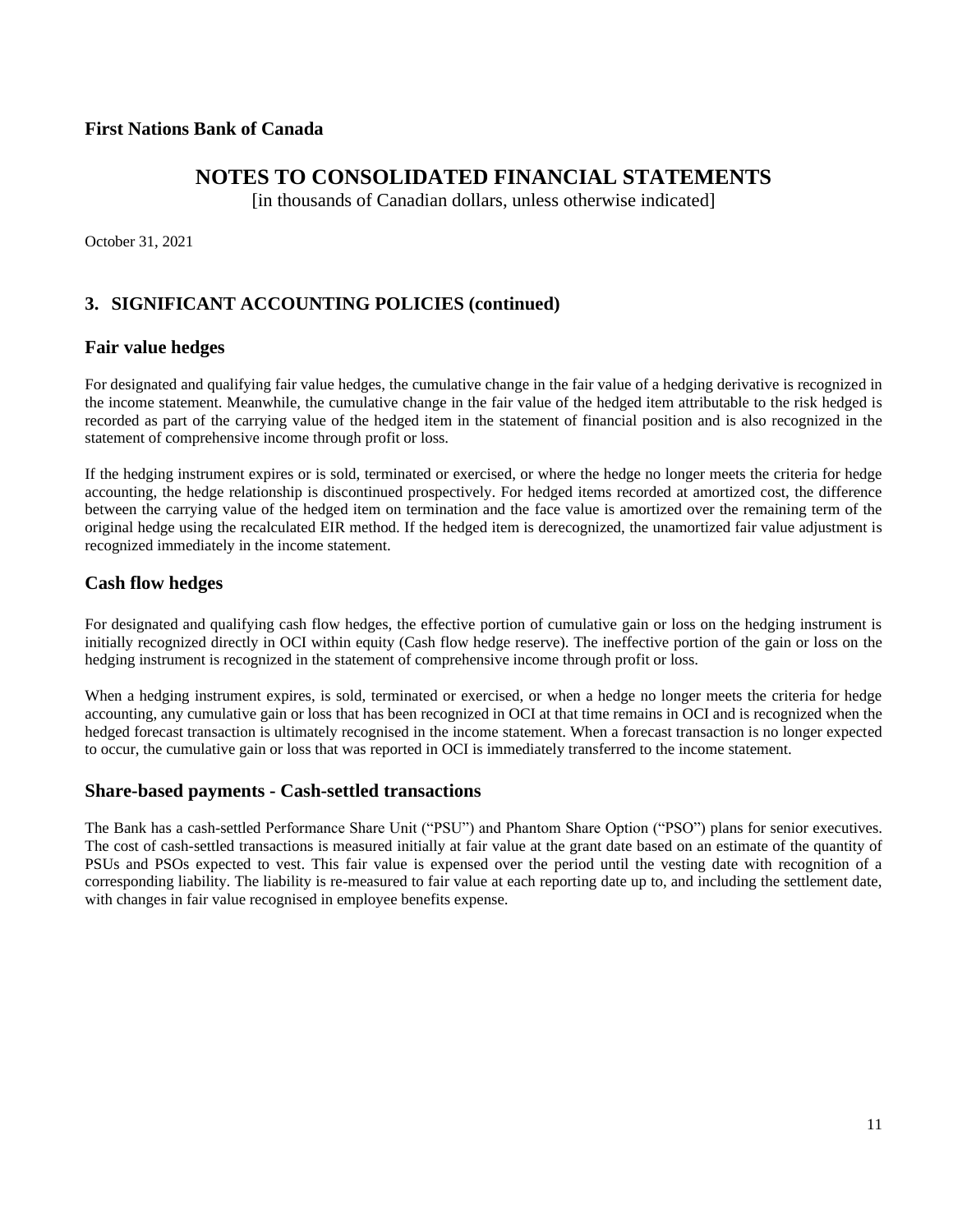## 3. SIGNIFICANT ACCOUNTING POLICIES (continued)

### Fair value hedges

For designated and qualifying fair value hedges, the cumulative change in the fair value of a hedging derivative is recognized in the income statement. Meanwhile, the cumulative change in the fair value of the hedged item attributable to the risk hedged is recorded as part of the carrying value of the hedged item in the statement of financial position and is also recognized in the statement of comprehensive income through profit or loss.

If the hedging instrument expires or is sold, terminated or exercised, or where the hedge no longer meets the criteria for hedge accounting, the hedge relationship is discontinued prospectively. For hedged items recorded at amortized cost, the difference between the carrying value of the hedged item on termination and the face value is amortized over the remaining term of the original hedge using the recalculated EIR method. If the hedged item is derecognized, the unamortized fair value adjustment is recognized immediately in the income statement.

### Cash flow hedges

For designated and qualifying cash flow hedges, the effective portion of cumulative gain or loss on the hedging instrument is initially recognized directly in OCI within equity (Cash flow hedge reserve). The ineffective portion of the gain or loss on the hedging instrument is recognized in the statement of comprehensive income through profit or loss.

When a hedging instrument expires, is sold, terminated or exercised, or when a hedge no longer meets the criteria for hedge accounting, any cumulative gain or loss that has been recognized in OCI at that time remains in OCI and is recognized when the hedged forecast transaction is ultimately recognised in the income statement. When a forecast transaction is no longer expected to occur, the cumulative gain or loss that was reported in OCI is immediately transferred to the income statement.

### Share-based payments - Cash-settled transactions

The Bank has a cash-settled Performance Share Unit ("PSU") and Phantom Share Option ("PSO") plans for senior executives. The cost of cash-settled transactions is measured initially at fair value at the grant date based on an estimate of the quantity of PSUs and PSOs expected to vest. This fair value is expensed over the period until the vesting date with recognition of a corresponding liability. The liability is re-measured to fair value at each reporting date up to, and including the settlement date, with changes in fair value recognised in employee benefits expense.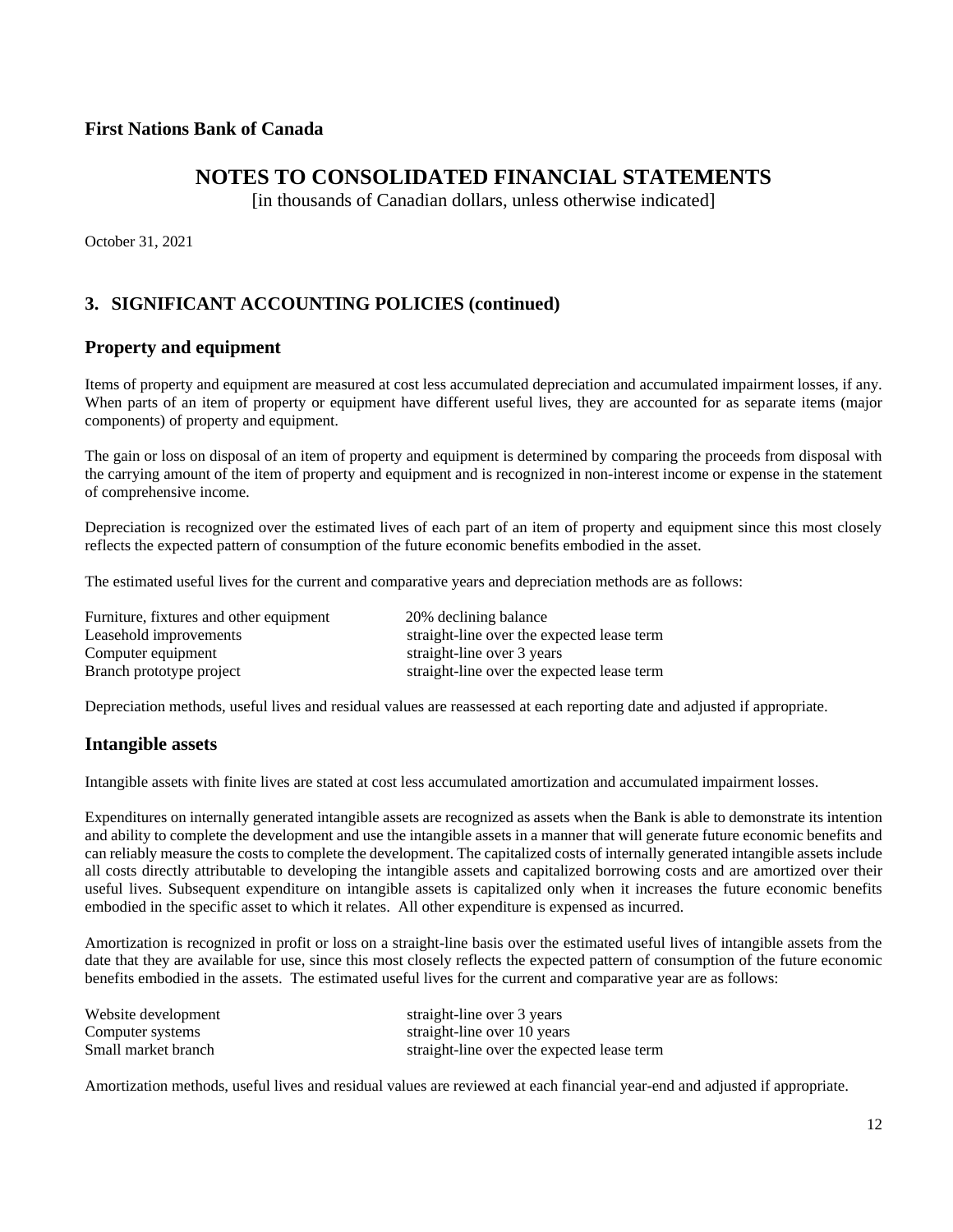**First Nations Bank of Canada**

# NOTES TO CONSOLIDATED FINANCIAL STATEMENTS

[in thousands of Canadian dollars, unless otherwise indicated]

October 31, 2021

## 3. SIGNIFICANT ACCOUNTING POLICIES (continued)

### Property and equipment

Items of property and equipment are measured at cost less accumulated depreciation and accumulated impairment losses, if any. When parts of an item of property or equipment have different useful lives, they are accounted for as separate items (major components) of property and equipment.

The gain or loss on disposal of an item of property and equipment is determined by comparing the proceeds from disposal with the carrying amount of the item of property and equipment and is recognized in non-interest income or expense in the statement of comprehensive income.

Depreciation is recognized over the estimated lives of each part of an item of property and equipment since this most closely reflects the expected pattern of consumption of the future economic benefits embodied in the asset.

The estimated useful lives for the current and comparative years and depreciation methods are as follows:

| | |
|---|---|
| Furniture, fixtures and other equipment | 20% declining balance |
| Leasehold improvements | straight-line over the expected lease term |
| Computer equipment | straight-line over 3 years |
| Branch prototype project | straight-line over the expected lease term |

Depreciation methods, useful lives and residual values are reassessed at each reporting date and adjusted if appropriate.

### Intangible assets

Intangible assets with finite lives are stated at cost less accumulated amortization and accumulated impairment losses.

Expenditures on internally generated intangible assets are recognized as assets when the Bank is able to demonstrate its intention and ability to complete the development and use the intangible assets in a manner that will generate future economic benefits and can reliably measure the costs to complete the development. The capitalized costs of internally generated intangible assets include all costs directly attributable to developing the intangible assets and capitalized borrowing costs and are amortized over their useful lives. Subsequent expenditure on intangible assets is capitalized only when it increases the future economic benefits embodied in the specific asset to which it relates. All other expenditure is expensed as incurred.

Amortization is recognized in profit or loss on a straight-line basis over the estimated useful lives of intangible assets from the date that they are available for use, since this most closely reflects the expected pattern of consumption of the future economic benefits embodied in the assets. The estimated useful lives for the current and comparative year are as follows:

| | |
|---|---|
| Website development | straight-line over 3 years |
| Computer systems | straight-line over 10 years |
| Small market branch | straight-line over the expected lease term |

Amortization methods, useful lives and residual values are reviewed at each financial year-end and adjusted if appropriate.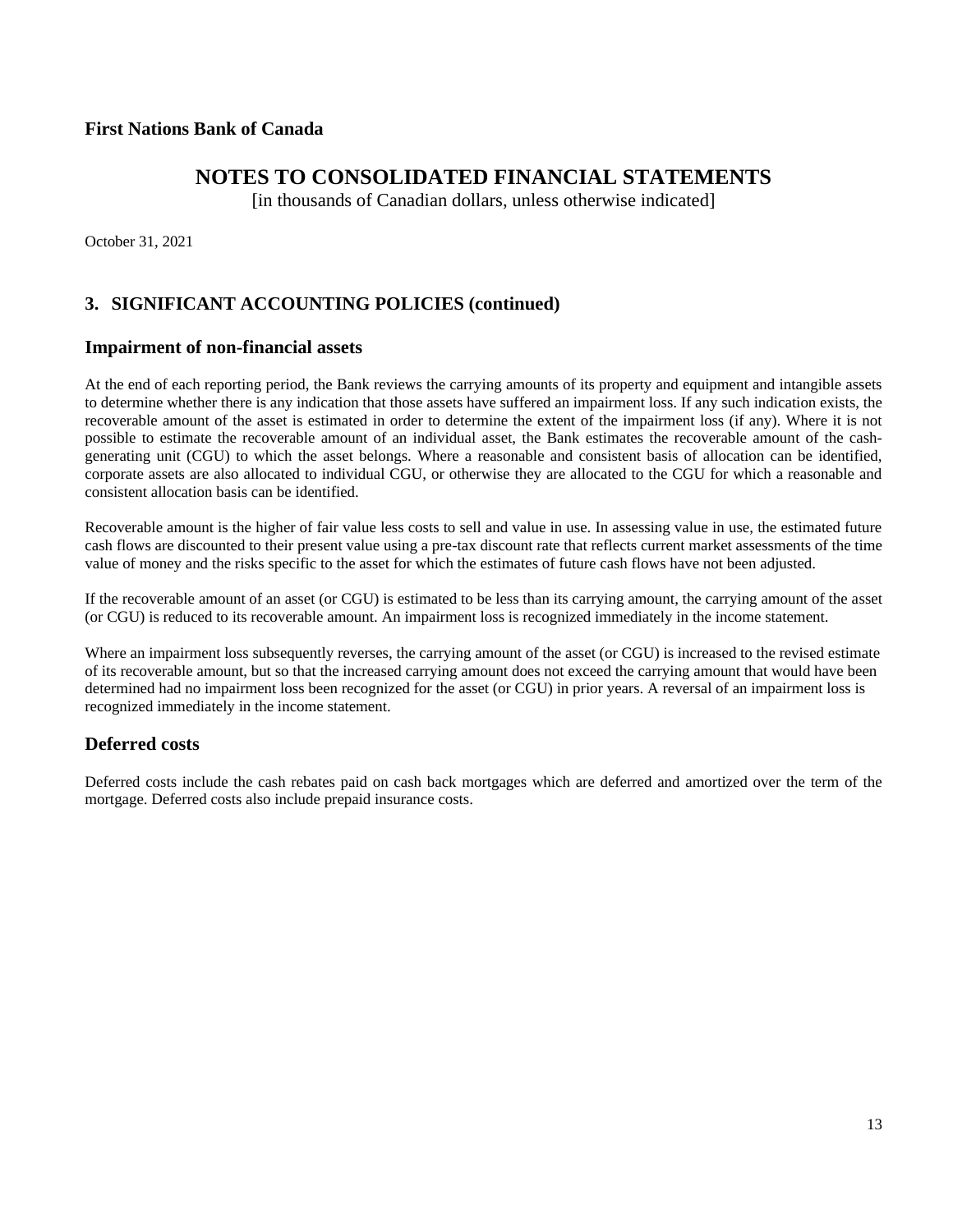## 3. SIGNIFICANT ACCOUNTING POLICIES (continued)

### Impairment of non-financial assets

At the end of each reporting period, the Bank reviews the carrying amounts of its property and equipment and intangible assets to determine whether there is any indication that those assets have suffered an impairment loss. If any such indication exists, the recoverable amount of the asset is estimated in order to determine the extent of the impairment loss (if any). Where it is not possible to estimate the recoverable amount of an individual asset, the Bank estimates the recoverable amount of the cash-generating unit (CGU) to which the asset belongs. Where a reasonable and consistent basis of allocation can be identified, corporate assets are also allocated to individual CGU, or otherwise they are allocated to the CGU for which a reasonable and consistent allocation basis can be identified.

Recoverable amount is the higher of fair value less costs to sell and value in use. In assessing value in use, the estimated future cash flows are discounted to their present value using a pre-tax discount rate that reflects current market assessments of the time value of money and the risks specific to the asset for which the estimates of future cash flows have not been adjusted.

If the recoverable amount of an asset (or CGU) is estimated to be less than its carrying amount, the carrying amount of the asset (or CGU) is reduced to its recoverable amount. An impairment loss is recognized immediately in the income statement.

Where an impairment loss subsequently reverses, the carrying amount of the asset (or CGU) is increased to the revised estimate of its recoverable amount, but so that the increased carrying amount does not exceed the carrying amount that would have been determined had no impairment loss been recognized for the asset (or CGU) in prior years. A reversal of an impairment loss is recognized immediately in the income statement.

### Deferred costs

Deferred costs include the cash rebates paid on cash back mortgages which are deferred and amortized over the term of the mortgage. Deferred costs also include prepaid insurance costs.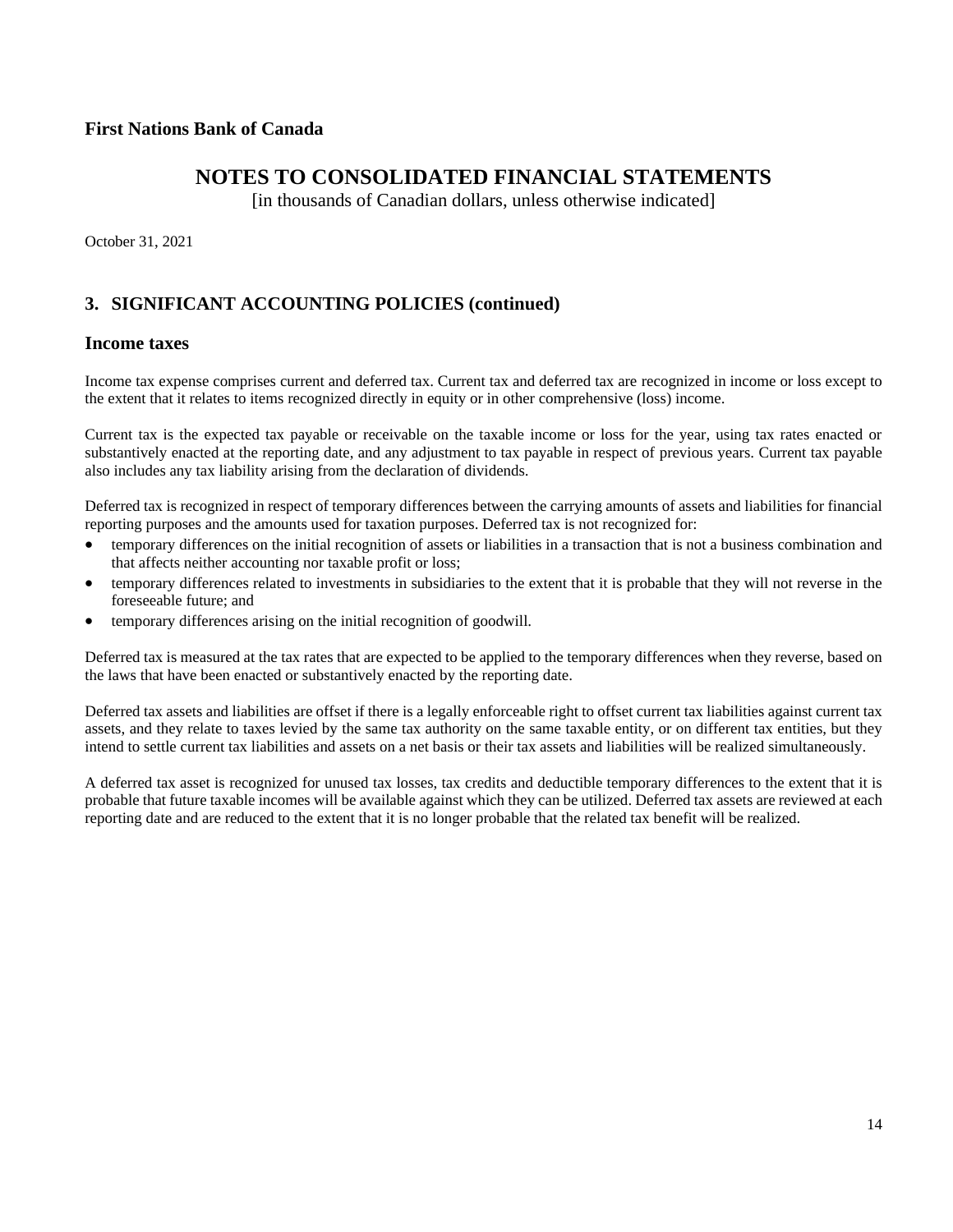## 3. SIGNIFICANT ACCOUNTING POLICIES (continued)

### Income taxes

Income tax expense comprises current and deferred tax. Current tax and deferred tax are recognized in income or loss except to the extent that it relates to items recognized directly in equity or in other comprehensive (loss) income.

Current tax is the expected tax payable or receivable on the taxable income or loss for the year, using tax rates enacted or substantively enacted at the reporting date, and any adjustment to tax payable in respect of previous years. Current tax payable also includes any tax liability arising from the declaration of dividends.

Deferred tax is recognized in respect of temporary differences between the carrying amounts of assets and liabilities for financial reporting purposes and the amounts used for taxation purposes. Deferred tax is not recognized for:

- temporary differences on the initial recognition of assets or liabilities in a transaction that is not a business combination and that affects neither accounting nor taxable profit or loss;
- temporary differences related to investments in subsidiaries to the extent that it is probable that they will not reverse in the foreseeable future; and
- temporary differences arising on the initial recognition of goodwill.

Deferred tax is measured at the tax rates that are expected to be applied to the temporary differences when they reverse, based on the laws that have been enacted or substantively enacted by the reporting date.

Deferred tax assets and liabilities are offset if there is a legally enforceable right to offset current tax liabilities against current tax assets, and they relate to taxes levied by the same tax authority on the same taxable entity, or on different tax entities, but they intend to settle current tax liabilities and assets on a net basis or their tax assets and liabilities will be realized simultaneously.

A deferred tax asset is recognized for unused tax losses, tax credits and deductible temporary differences to the extent that it is probable that future taxable incomes will be available against which they can be utilized. Deferred tax assets are reviewed at each reporting date and are reduced to the extent that it is no longer probable that the related tax benefit will be realized.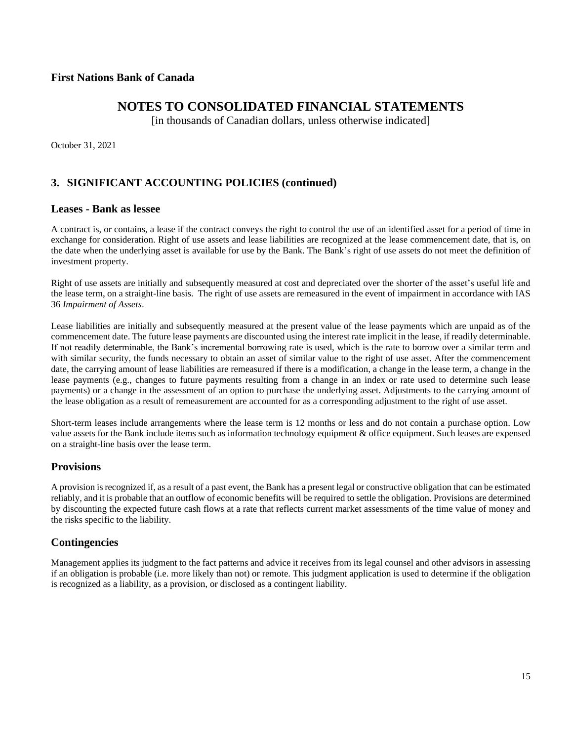**First Nations Bank of Canada**

# NOTES TO CONSOLIDATED FINANCIAL STATEMENTS

[in thousands of Canadian dollars, unless otherwise indicated]

October 31, 2021

## 3. SIGNIFICANT ACCOUNTING POLICIES (continued)

### Leases - Bank as lessee

A contract is, or contains, a lease if the contract conveys the right to control the use of an identified asset for a period of time in exchange for consideration. Right of use assets and lease liabilities are recognized at the lease commencement date, that is, on the date when the underlying asset is available for use by the Bank. The Bank's right of use assets do not meet the definition of investment property.

Right of use assets are initially and subsequently measured at cost and depreciated over the shorter of the asset's useful life and the lease term, on a straight-line basis. The right of use assets are remeasured in the event of impairment in accordance with IAS 36 *Impairment of Assets*.

Lease liabilities are initially and subsequently measured at the present value of the lease payments which are unpaid as of the commencement date. The future lease payments are discounted using the interest rate implicit in the lease, if readily determinable. If not readily determinable, the Bank's incremental borrowing rate is used, which is the rate to borrow over a similar term and with similar security, the funds necessary to obtain an asset of similar value to the right of use asset. After the commencement date, the carrying amount of lease liabilities are remeasured if there is a modification, a change in the lease term, a change in the lease payments (e.g., changes to future payments resulting from a change in an index or rate used to determine such lease payments) or a change in the assessment of an option to purchase the underlying asset. Adjustments to the carrying amount of the lease obligation as a result of remeasurement are accounted for as a corresponding adjustment to the right of use asset.

Short-term leases include arrangements where the lease term is 12 months or less and do not contain a purchase option. Low value assets for the Bank include items such as information technology equipment & office equipment. Such leases are expensed on a straight-line basis over the lease term.

## Provisions

A provision is recognized if, as a result of a past event, the Bank has a present legal or constructive obligation that can be estimated reliably, and it is probable that an outflow of economic benefits will be required to settle the obligation. Provisions are determined by discounting the expected future cash flows at a rate that reflects current market assessments of the time value of money and the risks specific to the liability.

## Contingencies

Management applies its judgment to the fact patterns and advice it receives from its legal counsel and other advisors in assessing if an obligation is probable (i.e. more likely than not) or remote. This judgment application is used to determine if the obligation is recognized as a liability, as a provision, or disclosed as a contingent liability.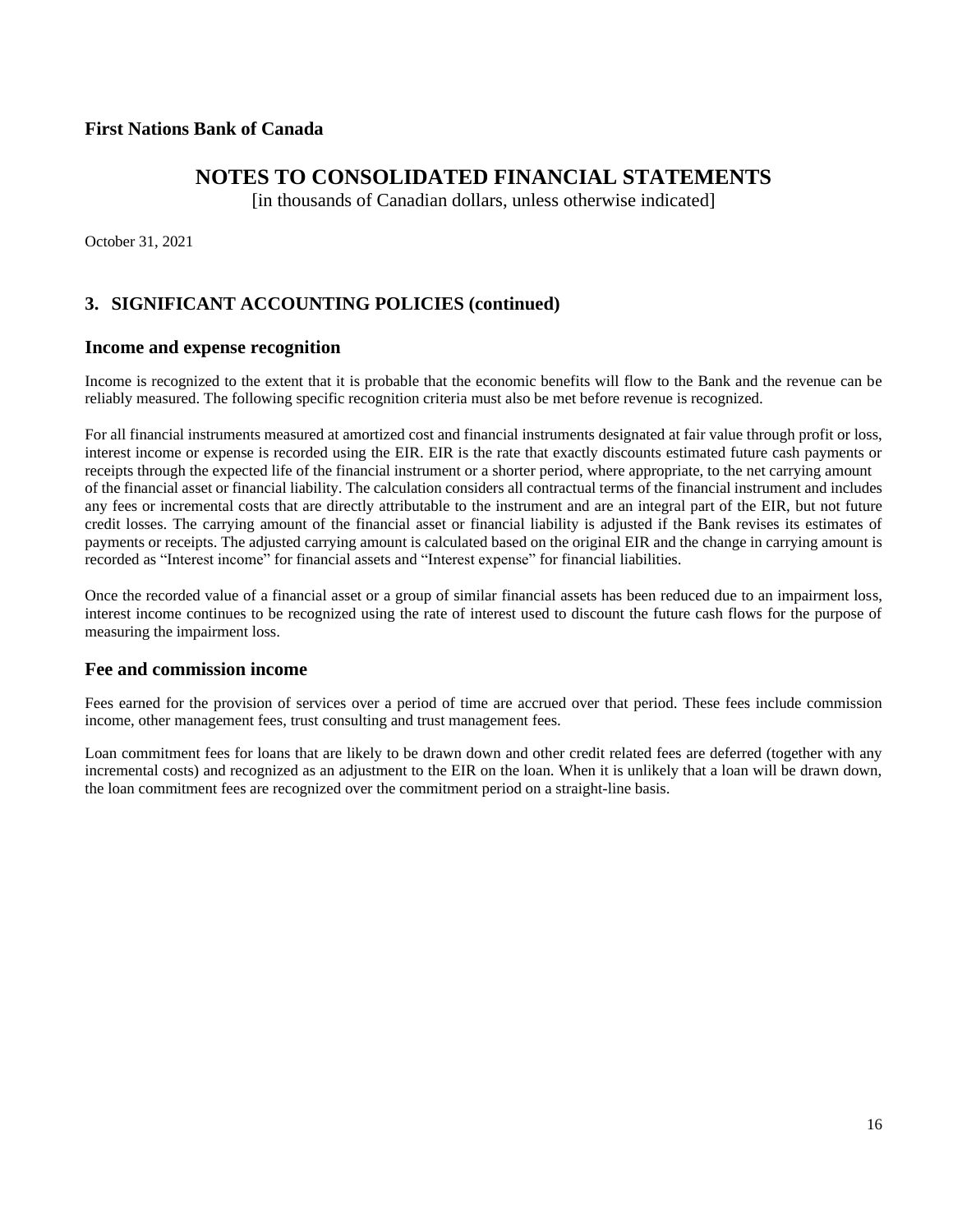**First Nations Bank of Canada**

# NOTES TO CONSOLIDATED FINANCIAL STATEMENTS

[in thousands of Canadian dollars, unless otherwise indicated]

October 31, 2021

## 3. SIGNIFICANT ACCOUNTING POLICIES (continued)

### Income and expense recognition

Income is recognized to the extent that it is probable that the economic benefits will flow to the Bank and the revenue can be reliably measured. The following specific recognition criteria must also be met before revenue is recognized.

For all financial instruments measured at amortized cost and financial instruments designated at fair value through profit or loss, interest income or expense is recorded using the EIR. EIR is the rate that exactly discounts estimated future cash payments or receipts through the expected life of the financial instrument or a shorter period, where appropriate, to the net carrying amount of the financial asset or financial liability. The calculation considers all contractual terms of the financial instrument and includes any fees or incremental costs that are directly attributable to the instrument and are an integral part of the EIR, but not future credit losses. The carrying amount of the financial asset or financial liability is adjusted if the Bank revises its estimates of payments or receipts. The adjusted carrying amount is calculated based on the original EIR and the change in carrying amount is recorded as "Interest income" for financial assets and "Interest expense" for financial liabilities.

Once the recorded value of a financial asset or a group of similar financial assets has been reduced due to an impairment loss, interest income continues to be recognized using the rate of interest used to discount the future cash flows for the purpose of measuring the impairment loss.

### Fee and commission income

Fees earned for the provision of services over a period of time are accrued over that period. These fees include commission income, other management fees, trust consulting and trust management fees.

Loan commitment fees for loans that are likely to be drawn down and other credit related fees are deferred (together with any incremental costs) and recognized as an adjustment to the EIR on the loan. When it is unlikely that a loan will be drawn down, the loan commitment fees are recognized over the commitment period on a straight-line basis.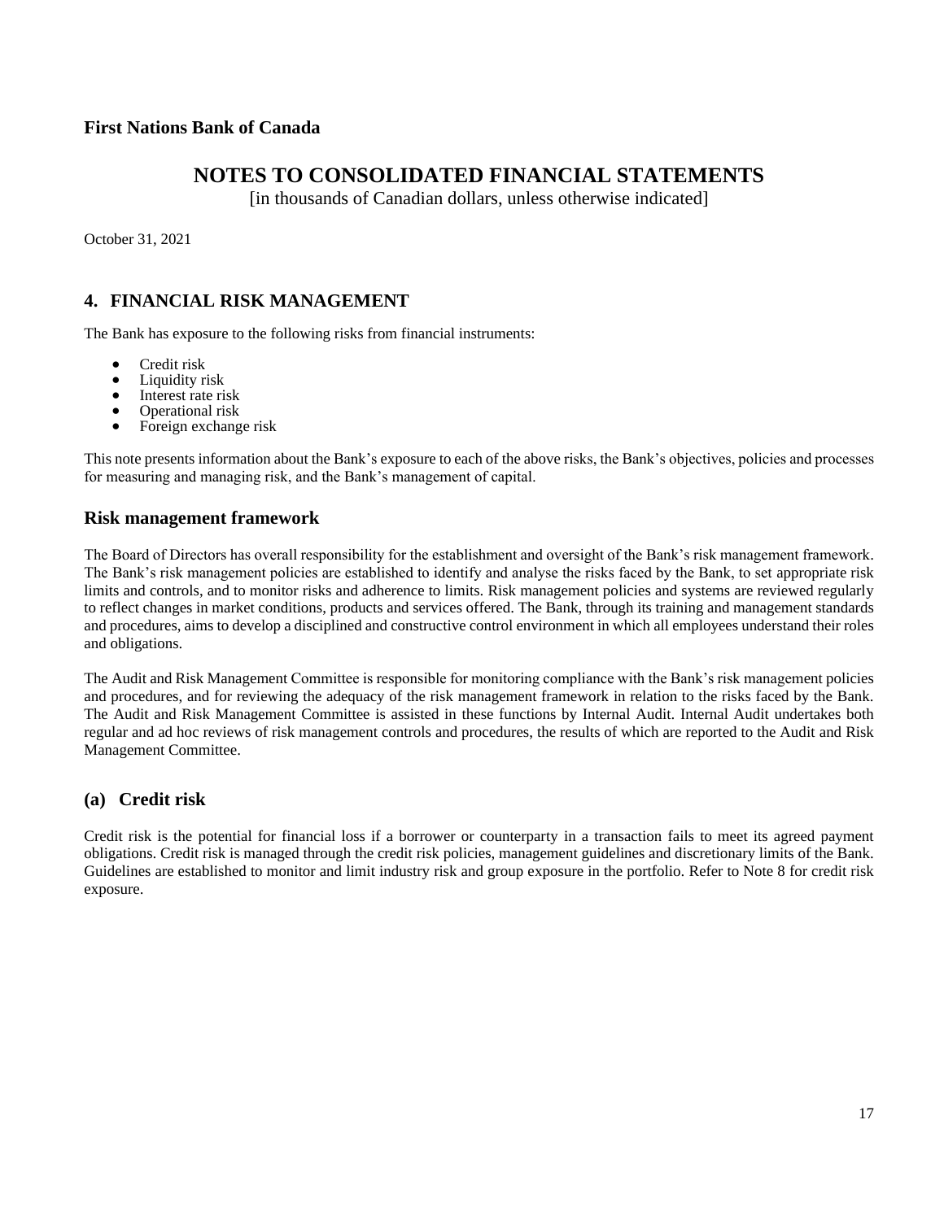**First Nations Bank of Canada**

# NOTES TO CONSOLIDATED FINANCIAL STATEMENTS

[in thousands of Canadian dollars, unless otherwise indicated]

October 31, 2021

## 4. FINANCIAL RISK MANAGEMENT

The Bank has exposure to the following risks from financial instruments:

- Credit risk
- Liquidity risk
- Interest rate risk
- Operational risk
- Foreign exchange risk

This note presents information about the Bank's exposure to each of the above risks, the Bank's objectives, policies and processes for measuring and managing risk, and the Bank's management of capital.

### Risk management framework

The Board of Directors has overall responsibility for the establishment and oversight of the Bank's risk management framework. The Bank's risk management policies are established to identify and analyse the risks faced by the Bank, to set appropriate risk limits and controls, and to monitor risks and adherence to limits. Risk management policies and systems are reviewed regularly to reflect changes in market conditions, products and services offered. The Bank, through its training and management standards and procedures, aims to develop a disciplined and constructive control environment in which all employees understand their roles and obligations.

The Audit and Risk Management Committee is responsible for monitoring compliance with the Bank's risk management policies and procedures, and for reviewing the adequacy of the risk management framework in relation to the risks faced by the Bank. The Audit and Risk Management Committee is assisted in these functions by Internal Audit. Internal Audit undertakes both regular and ad hoc reviews of risk management controls and procedures, the results of which are reported to the Audit and Risk Management Committee.

### (a) Credit risk

Credit risk is the potential for financial loss if a borrower or counterparty in a transaction fails to meet its agreed payment obligations. Credit risk is managed through the credit risk policies, management guidelines and discretionary limits of the Bank. Guidelines are established to monitor and limit industry risk and group exposure in the portfolio. Refer to Note 8 for credit risk exposure.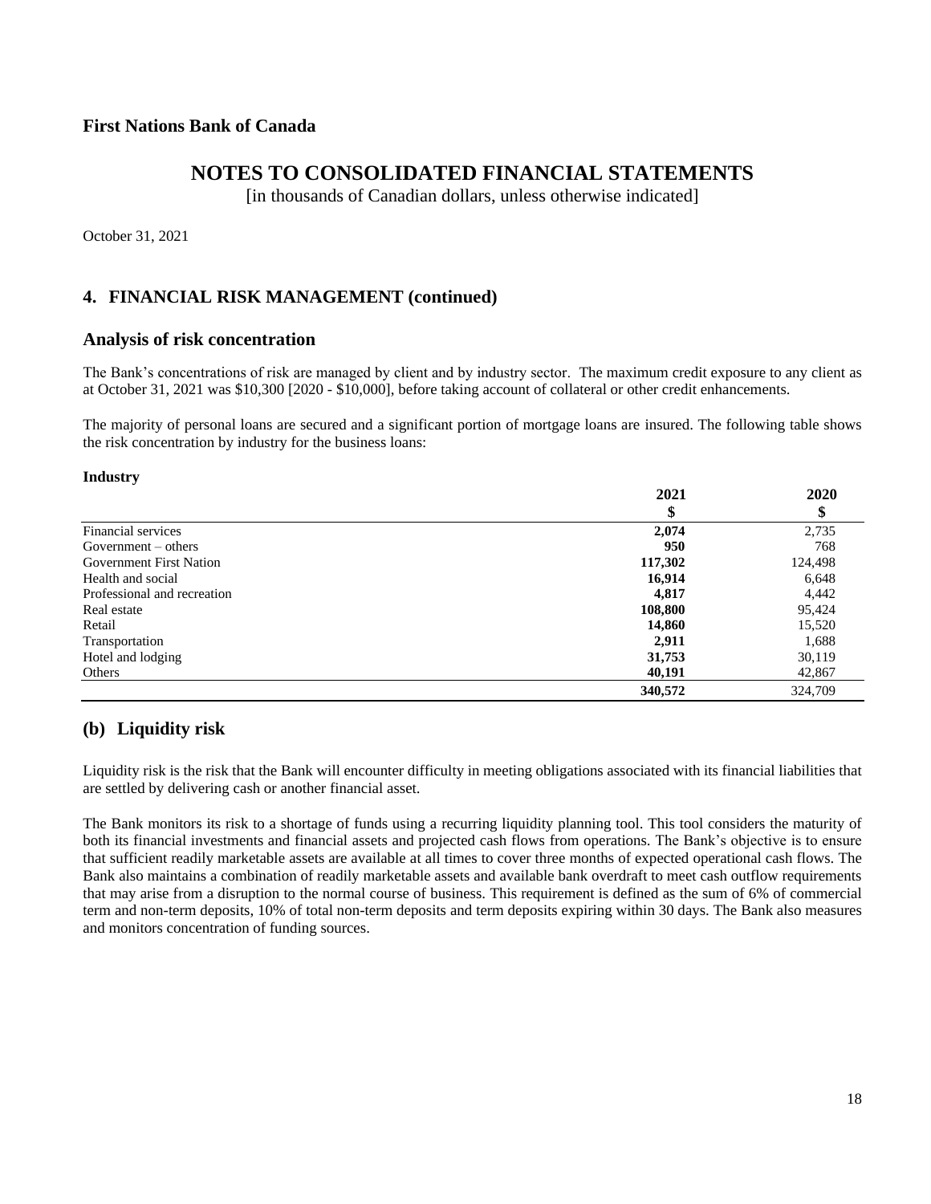**First Nations Bank of Canada**

# NOTES TO CONSOLIDATED FINANCIAL STATEMENTS

[in thousands of Canadian dollars, unless otherwise indicated]

October 31, 2021

## 4. FINANCIAL RISK MANAGEMENT (continued)

### Analysis of risk concentration

The Bank's concentrations of risk are managed by client and by industry sector. The maximum credit exposure to any client as at October 31, 2021 was $10,300 [2020 - $10,000], before taking account of collateral or other credit enhancements.

The majority of personal loans are secured and a significant portion of mortgage loans are insured. The following table shows the risk concentration by industry for the business loans:

**Industry**

| | 2021<br>$ | 2020<br>$ |
|---|---|---|
| Financial services | **2,074** | 2,735 |
| Government – others | **950** | 768 |
| Government First Nation | **117,302** | 124,498 |
| Health and social | **16,914** | 6,648 |
| Professional and recreation | **4,817** | 4,442 |
| Real estate | **108,800** | 95,424 |
| Retail | **14,860** | 15,520 |
| Transportation | **2,911** | 1,688 |
| Hotel and lodging | **31,753** | 30,119 |
| Others | **40,191** | 42,867 |
| | **340,572** | 324,709 |

## (b) Liquidity risk

Liquidity risk is the risk that the Bank will encounter difficulty in meeting obligations associated with its financial liabilities that are settled by delivering cash or another financial asset.

The Bank monitors its risk to a shortage of funds using a recurring liquidity planning tool. This tool considers the maturity of both its financial investments and financial assets and projected cash flows from operations. The Bank's objective is to ensure that sufficient readily marketable assets are available at all times to cover three months of expected operational cash flows. The Bank also maintains a combination of readily marketable assets and available bank overdraft to meet cash outflow requirements that may arise from a disruption to the normal course of business. This requirement is defined as the sum of 6% of commercial term and non-term deposits, 10% of total non-term deposits and term deposits expiring within 30 days. The Bank also measures and monitors concentration of funding sources.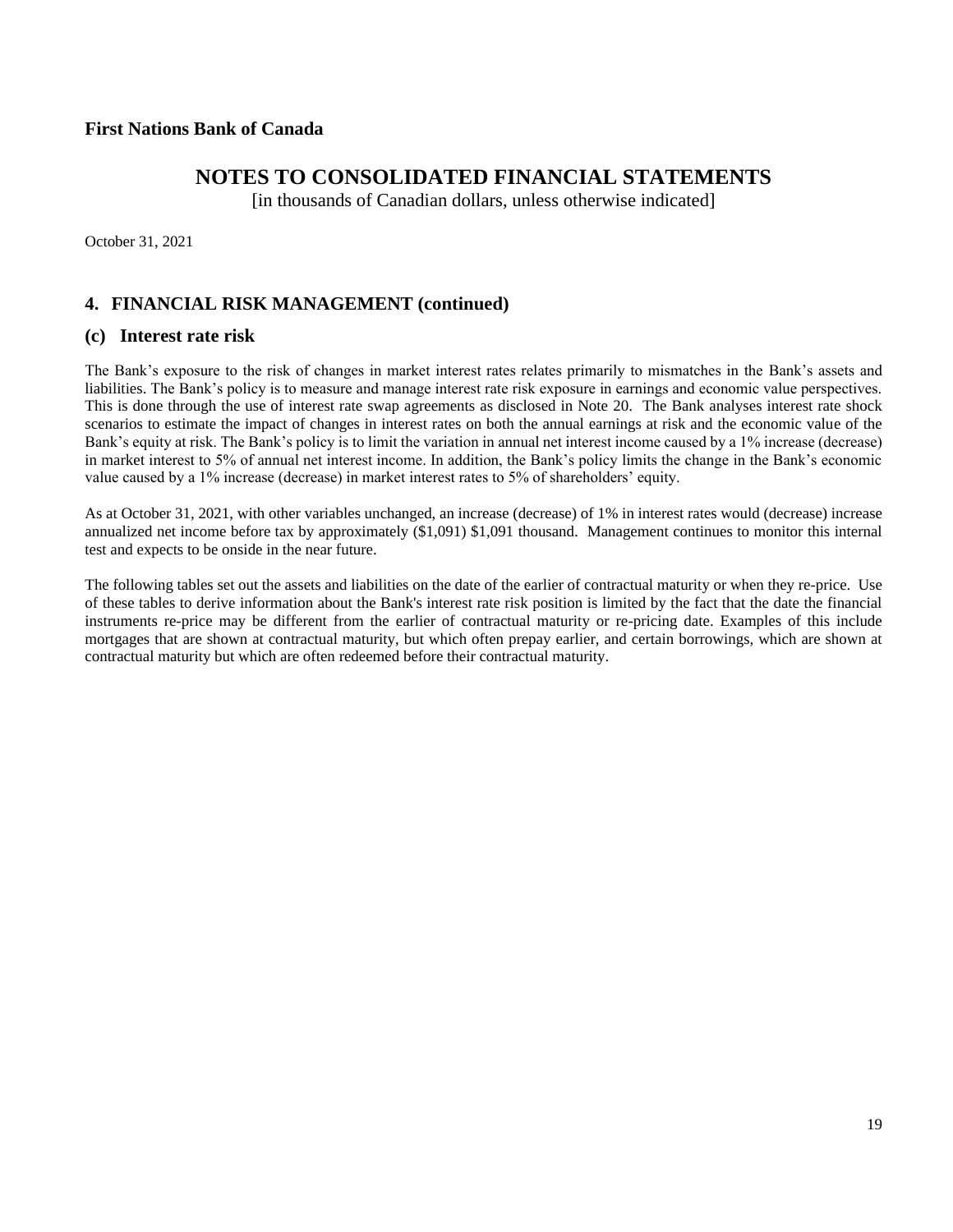**First Nations Bank of Canada**

# NOTES TO CONSOLIDATED FINANCIAL STATEMENTS

[in thousands of Canadian dollars, unless otherwise indicated]

October 31, 2021

## 4. FINANCIAL RISK MANAGEMENT (continued)

### (c) Interest rate risk

The Bank's exposure to the risk of changes in market interest rates relates primarily to mismatches in the Bank's assets and liabilities. The Bank's policy is to measure and manage interest rate risk exposure in earnings and economic value perspectives. This is done through the use of interest rate swap agreements as disclosed in Note 20. The Bank analyses interest rate shock scenarios to estimate the impact of changes in interest rates on both the annual earnings at risk and the economic value of the Bank's equity at risk. The Bank's policy is to limit the variation in annual net interest income caused by a 1% increase (decrease) in market interest to 5% of annual net interest income. In addition, the Bank's policy limits the change in the Bank's economic value caused by a 1% increase (decrease) in market interest rates to 5% of shareholders' equity.

As at October 31, 2021, with other variables unchanged, an increase (decrease) of 1% in interest rates would (decrease) increase annualized net income before tax by approximately ($1,091) $1,091 thousand. Management continues to monitor this internal test and expects to be onside in the near future.

The following tables set out the assets and liabilities on the date of the earlier of contractual maturity or when they re-price. Use of these tables to derive information about the Bank's interest rate risk position is limited by the fact that the date the financial instruments re-price may be different from the earlier of contractual maturity or re-pricing date. Examples of this include mortgages that are shown at contractual maturity, but which often prepay earlier, and certain borrowings, which are shown at contractual maturity but which are often redeemed before their contractual maturity.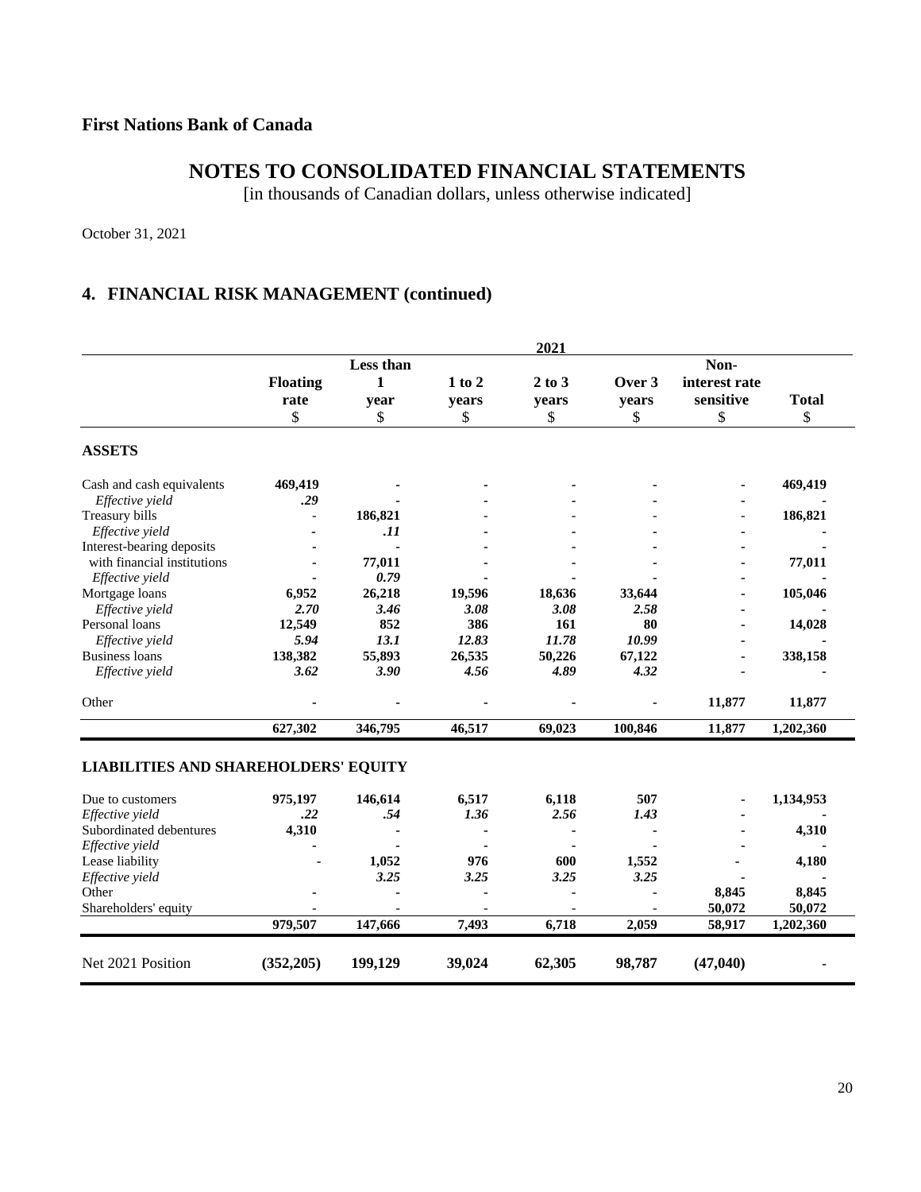**First Nations Bank of Canada**

# NOTES TO CONSOLIDATED FINANCIAL STATEMENTS

[in thousands of Canadian dollars, unless otherwise indicated]

October 31, 2021

## 4. FINANCIAL RISK MANAGEMENT (continued)

| | 2021 | | | | | | |
|---|---|---|---|---|---|---|---|
| | **Floating rate** $ | **Less than 1 year** $ | **1 to 2 years** $ | **2 to 3 years** $ | **Over 3 years** $ | **Non-interest rate sensitive** $ | **Total** $ |
| **ASSETS** | | | | | | | |
| Cash and cash equivalents | **469,419** | - | - | - | - | - | **469,419** |
| *Effective yield* | ***.29*** | - | - | - | - | - | - |
| Treasury bills | - | **186,821** | - | - | - | - | **186,821** |
| *Effective yield* | - | ***.11*** | - | - | - | - | - |
| Interest-bearing deposits with financial institutions | - | **77,011** | - | - | - | - | **77,011** |
| *Effective yield* | - | ***0.79*** | - | - | - | - | - |
| Mortgage loans | **6,952** | **26,218** | **19,596** | **18,636** | **33,644** | - | **105,046** |
| *Effective yield* | ***2.70*** | ***3.46*** | ***3.08*** | ***3.08*** | ***2.58*** | - | - |
| Personal loans | **12,549** | **852** | **386** | **161** | **80** | - | **14,028** |
| *Effective yield* | ***5.94*** | ***13.1*** | ***12.83*** | ***11.78*** | ***10.99*** | - | - |
| Business loans | **138,382** | **55,893** | **26,535** | **50,226** | **67,122** | - | **338,158** |
| *Effective yield* | ***3.62*** | ***3.90*** | ***4.56*** | ***4.89*** | ***4.32*** | - | - |
| Other | - | - | - | - | - | **11,877** | **11,877** |
| | **627,302** | **346,795** | **46,517** | **69,023** | **100,846** | **11,877** | **1,202,360** |
| **LIABILITIES AND SHAREHOLDERS' EQUITY** | | | | | | | |
| Due to customers | **975,197** | **146,614** | **6,517** | **6,118** | **507** | - | **1,134,953** |
| *Effective yield* | ***.22*** | ***.54*** | ***1.36*** | ***2.56*** | ***1.43*** | - | - |
| Subordinated debentures | **4,310** | - | - | - | - | - | **4,310** |
| *Effective yield* | - | - | - | - | - | - | - |
| Lease liability | - | **1,052** | **976** | **600** | **1,552** | - | **4,180** |
| *Effective yield* | | ***3.25*** | ***3.25*** | ***3.25*** | ***3.25*** | - | - |
| Other | - | - | - | - | - | **8,845** | **8,845** |
| Shareholders' equity | - | - | - | - | - | **50,072** | **50,072** |
| | **979,507** | **147,666** | **7,493** | **6,718** | **2,059** | **58,917** | **1,202,360** |
| Net 2021 Position | **(352,205)** | **199,129** | **39,024** | **62,305** | **98,787** | **(47,040)** | **-** |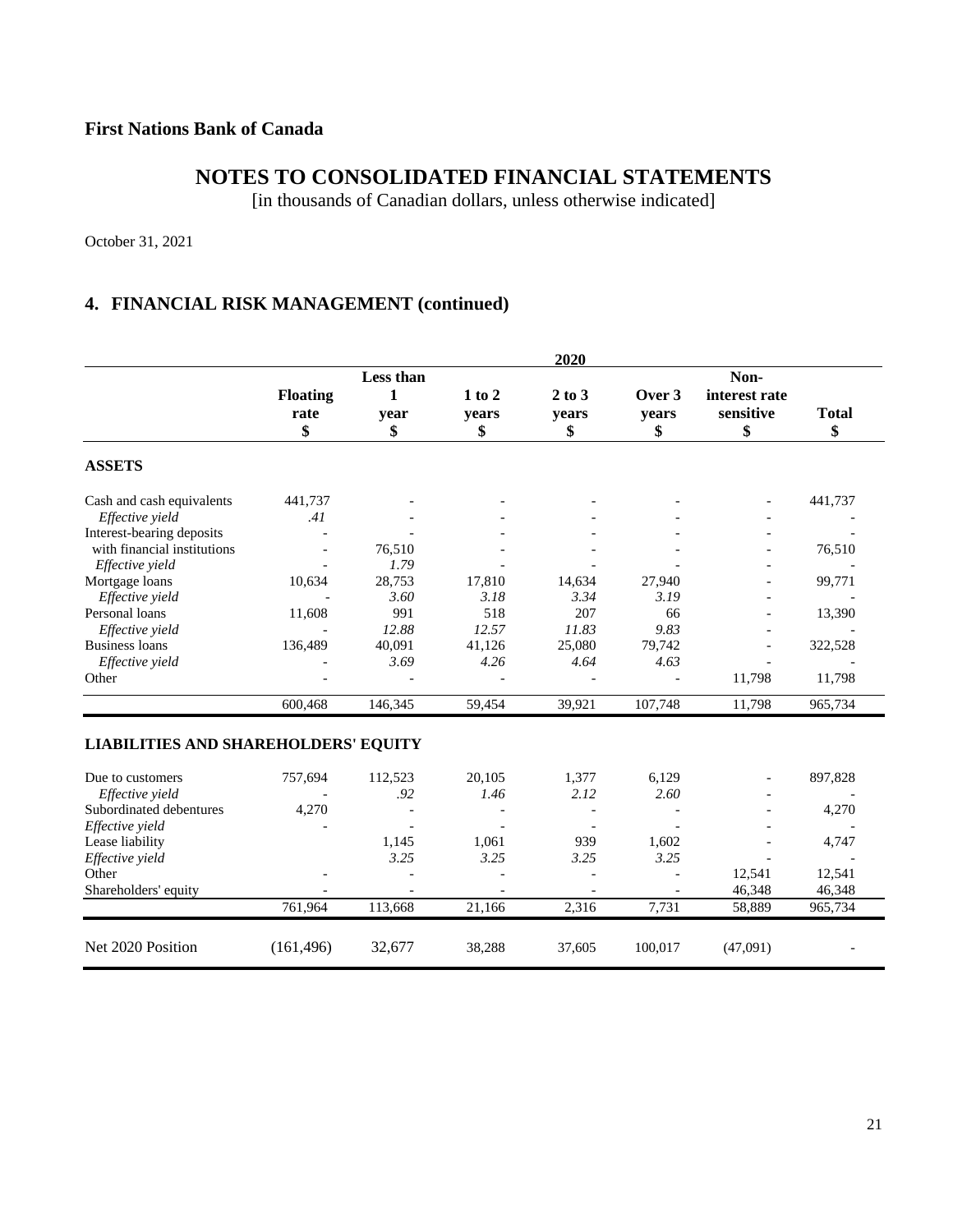**First Nations Bank of Canada**

# NOTES TO CONSOLIDATED FINANCIAL STATEMENTS

[in thousands of Canadian dollars, unless otherwise indicated]

October 31, 2021

## 4. FINANCIAL RISK MANAGEMENT (continued)

| | 2020 | | | | | | |
|---|---|---|---|---|---|---|---|
| | Floating rate $ | Less than 1 year $ | 1 to 2 years $ | 2 to 3 years $ | Over 3 years $ | Non-interest rate sensitive $ | Total $ |
| **ASSETS** | | | | | | | |
| Cash and cash equivalents | 441,737 | - | - | - | - | - | 441,737 |
| *Effective yield* | *.41* | - | - | - | - | - | - |
| Interest-bearing deposits with financial institutions | - | 76,510 | - | - | - | - | 76,510 |
| *Effective yield* | - | *1.79* | - | - | - | - | - |
| Mortgage loans | 10,634 | 28,753 | 17,810 | 14,634 | 27,940 | - | 99,771 |
| *Effective yield* | - | *3.60* | *3.18* | *3.34* | *3.19* | - | - |
| Personal loans | 11,608 | 991 | 518 | 207 | 66 | - | 13,390 |
| *Effective yield* | - | *12.88* | *12.57* | *11.83* | *9.83* | - | - |
| Business loans | 136,489 | 40,091 | 41,126 | 25,080 | 79,742 | - | 322,528 |
| *Effective yield* | - | *3.69* | *4.26* | *4.64* | *4.63* | - | - |
| Other | - | - | - | - | - | 11,798 | 11,798 |
| | 600,468 | 146,345 | 59,454 | 39,921 | 107,748 | 11,798 | 965,734 |
| **LIABILITIES AND SHAREHOLDERS' EQUITY** | | | | | | | |
| Due to customers | 757,694 | 112,523 | 20,105 | 1,377 | 6,129 | - | 897,828 |
| *Effective yield* | - | *.92* | *1.46* | *2.12* | *2.60* | - | - |
| Subordinated debentures | 4,270 | - | - | - | - | - | 4,270 |
| *Effective yield* | - | - | - | - | - | - | - |
| Lease liability | | 1,145 | 1,061 | 939 | 1,602 | - | 4,747 |
| *Effective yield* | | *3.25* | *3.25* | *3.25* | *3.25* | - | - |
| Other | - | - | - | - | - | 12,541 | 12,541 |
| Shareholders' equity | - | - | - | - | - | 46,348 | 46,348 |
| | 761,964 | 113,668 | 21,166 | 2,316 | 7,731 | 58,889 | 965,734 |
| Net 2020 Position | (161,496) | 32,677 | 38,288 | 37,605 | 100,017 | (47,091) | - |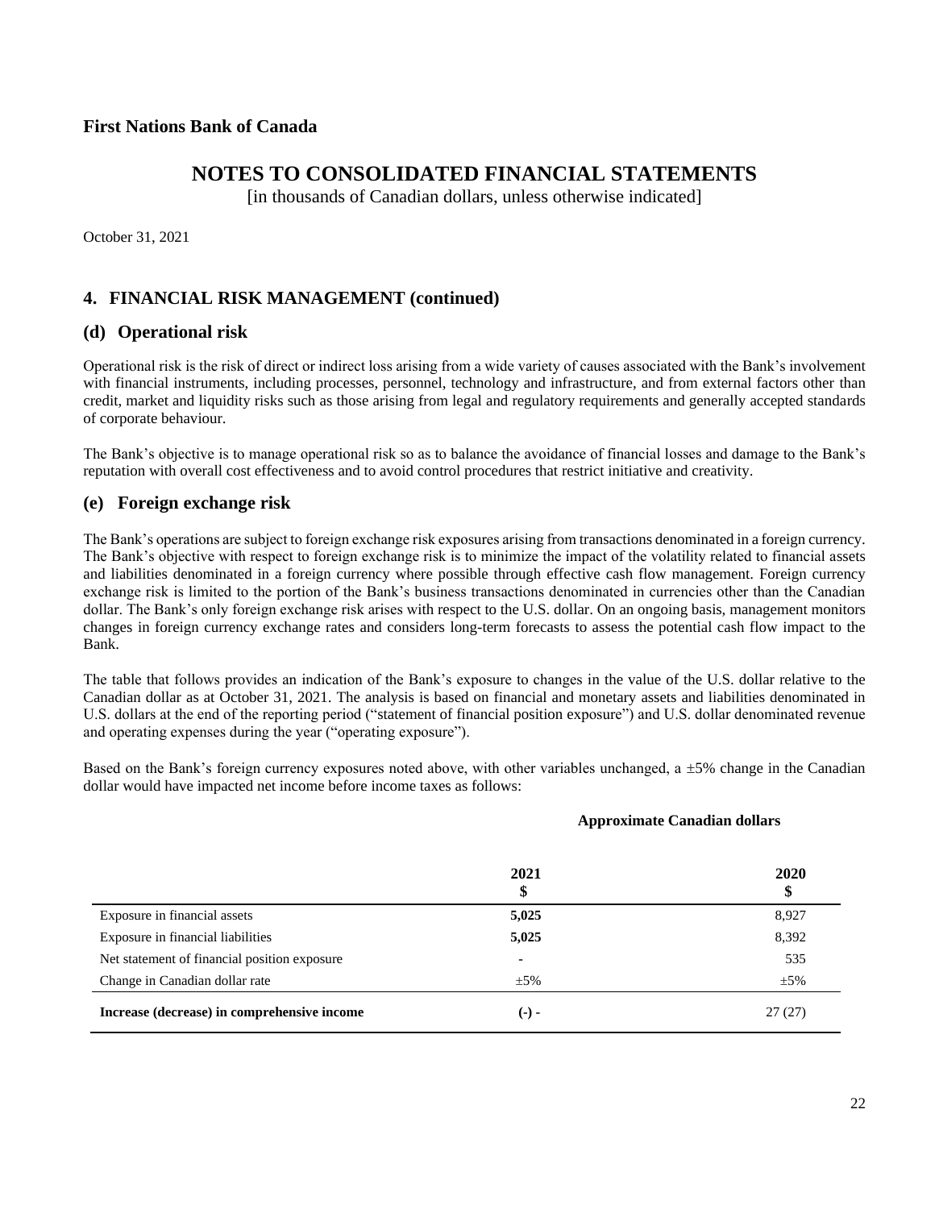**First Nations Bank of Canada**

# NOTES TO CONSOLIDATED FINANCIAL STATEMENTS

[in thousands of Canadian dollars, unless otherwise indicated]

October 31, 2021

## 4. FINANCIAL RISK MANAGEMENT (continued)

### (d) Operational risk

Operational risk is the risk of direct or indirect loss arising from a wide variety of causes associated with the Bank's involvement with financial instruments, including processes, personnel, technology and infrastructure, and from external factors other than credit, market and liquidity risks such as those arising from legal and regulatory requirements and generally accepted standards of corporate behaviour.

The Bank's objective is to manage operational risk so as to balance the avoidance of financial losses and damage to the Bank's reputation with overall cost effectiveness and to avoid control procedures that restrict initiative and creativity.

### (e) Foreign exchange risk

The Bank's operations are subject to foreign exchange risk exposures arising from transactions denominated in a foreign currency. The Bank's objective with respect to foreign exchange risk is to minimize the impact of the volatility related to financial assets and liabilities denominated in a foreign currency where possible through effective cash flow management. Foreign currency exchange risk is limited to the portion of the Bank's business transactions denominated in currencies other than the Canadian dollar. The Bank's only foreign exchange risk arises with respect to the U.S. dollar. On an ongoing basis, management monitors changes in foreign currency exchange rates and considers long-term forecasts to assess the potential cash flow impact to the Bank.

The table that follows provides an indication of the Bank's exposure to changes in the value of the U.S. dollar relative to the Canadian dollar as at October 31, 2021. The analysis is based on financial and monetary assets and liabilities denominated in U.S. dollars at the end of the reporting period ("statement of financial position exposure") and U.S. dollar denominated revenue and operating expenses during the year ("operating exposure").

Based on the Bank's foreign currency exposures noted above, with other variables unchanged, a ±5% change in the Canadian dollar would have impacted net income before income taxes as follows:

| | Approximate Canadian dollars | |
|---|---|---|
| | **2021** **$** | **2020** **$** |
| Exposure in financial assets | **5,025** | 8,927 |
| Exposure in financial liabilities | **5,025** | 8,392 |
| Net statement of financial position exposure | **-** | 535 |
| Change in Canadian dollar rate | ±5% | ±5% |
| **Increase (decrease) in comprehensive income** | **(-) -** | 27 (27) |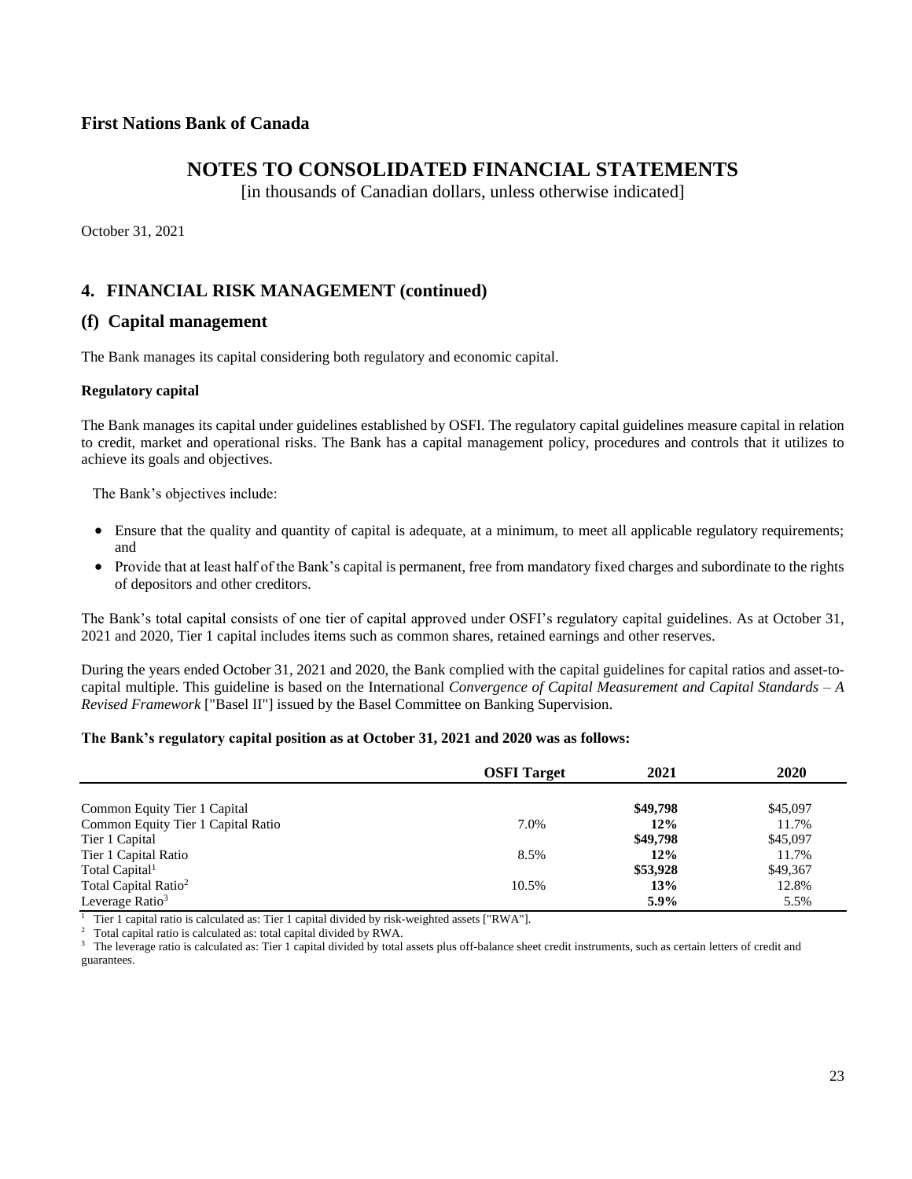**First Nations Bank of Canada**

# NOTES TO CONSOLIDATED FINANCIAL STATEMENTS

[in thousands of Canadian dollars, unless otherwise indicated]

October 31, 2021

## 4. FINANCIAL RISK MANAGEMENT (continued)

## (f) Capital management

The Bank manages its capital considering both regulatory and economic capital.

**Regulatory capital**

The Bank manages its capital under guidelines established by OSFI. The regulatory capital guidelines measure capital in relation to credit, market and operational risks. The Bank has a capital management policy, procedures and controls that it utilizes to achieve its goals and objectives.

The Bank's objectives include:

- Ensure that the quality and quantity of capital is adequate, at a minimum, to meet all applicable regulatory requirements; and
- Provide that at least half of the Bank's capital is permanent, free from mandatory fixed charges and subordinate to the rights of depositors and other creditors.

The Bank's total capital consists of one tier of capital approved under OSFI's regulatory capital guidelines. As at October 31, 2021 and 2020, Tier 1 capital includes items such as common shares, retained earnings and other reserves.

During the years ended October 31, 2021 and 2020, the Bank complied with the capital guidelines for capital ratios and asset-to-capital multiple. This guideline is based on the International *Convergence of Capital Measurement and Capital Standards – A Revised Framework* ["Basel II"] issued by the Basel Committee on Banking Supervision.

**The Bank's regulatory capital position as at October 31, 2021 and 2020 was as follows:**

| | OSFI Target | 2021 | 2020 |
|---|---|---|---|
| Common Equity Tier 1 Capital | | **\$49,798** | \$45,097 |
| Common Equity Tier 1 Capital Ratio | 7.0% | **12%** | 11.7% |
| Tier 1 Capital | | **\$49,798** | \$45,097 |
| Tier 1 Capital Ratio | 8.5% | **12%** | 11.7% |
| Total Capital[1] | | **\$53,928** | \$49,367 |
| Total Capital Ratio[2] | 10.5% | **13%** | 12.8% |
| Leverage Ratio[3] | | **5.9%** | 5.5% |

[1] Tier 1 capital ratio is calculated as: Tier 1 capital divided by risk-weighted assets ["RWA"].

[2] Total capital ratio is calculated as: total capital divided by RWA.

[3] The leverage ratio is calculated as: Tier 1 capital divided by total assets plus off-balance sheet credit instruments, such as certain letters of credit and guarantees.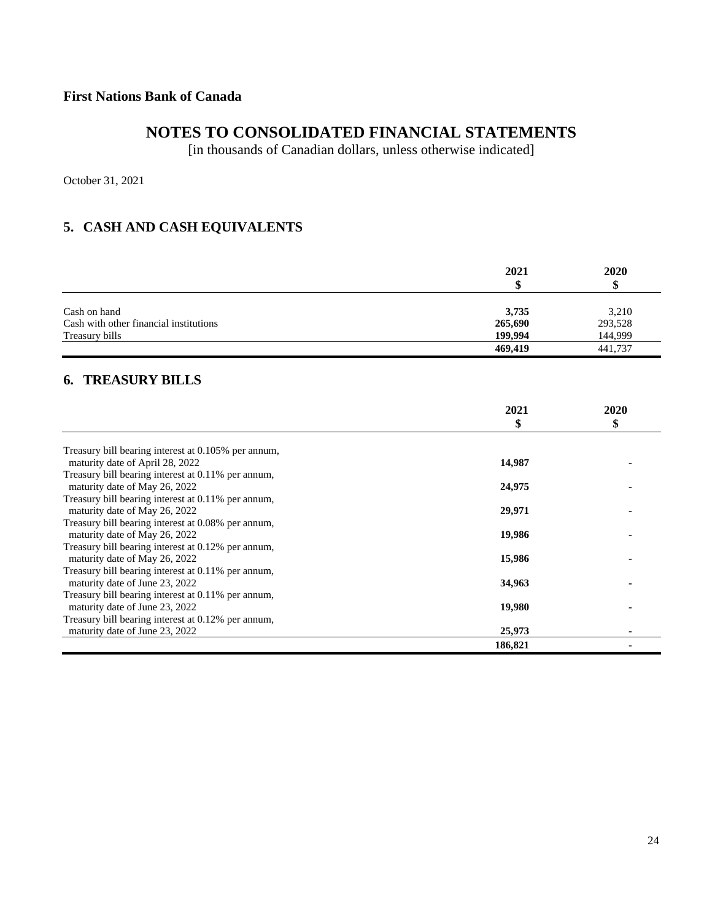**First Nations Bank of Canada**

# NOTES TO CONSOLIDATED FINANCIAL STATEMENTS

[in thousands of Canadian dollars, unless otherwise indicated]

October 31, 2021

## 5. CASH AND CASH EQUIVALENTS

| | 2021<br>$ | 2020<br>$ |
|---|---|---|
| Cash on hand | **3,735** | 3,210 |
| Cash with other financial institutions | **265,690** | 293,528 |
| Treasury bills | **199,994** | 144,999 |
| | **469,419** | 441,737 |

## 6. TREASURY BILLS

| | 2021<br>$ | 2020<br>$ |
|---|---|---|
| Treasury bill bearing interest at 0.105% per annum, maturity date of April 28, 2022 | **14,987** | - |
| Treasury bill bearing interest at 0.11% per annum, maturity date of May 26, 2022 | **24,975** | - |
| Treasury bill bearing interest at 0.11% per annum, maturity date of May 26, 2022 | **29,971** | - |
| Treasury bill bearing interest at 0.08% per annum, maturity date of May 26, 2022 | **19,986** | - |
| Treasury bill bearing interest at 0.12% per annum, maturity date of May 26, 2022 | **15,986** | - |
| Treasury bill bearing interest at 0.11% per annum, maturity date of June 23, 2022 | **34,963** | - |
| Treasury bill bearing interest at 0.11% per annum, maturity date of June 23, 2022 | **19,980** | - |
| Treasury bill bearing interest at 0.12% per annum, maturity date of June 23, 2022 | **25,973** | - |
| | **186,821** | - |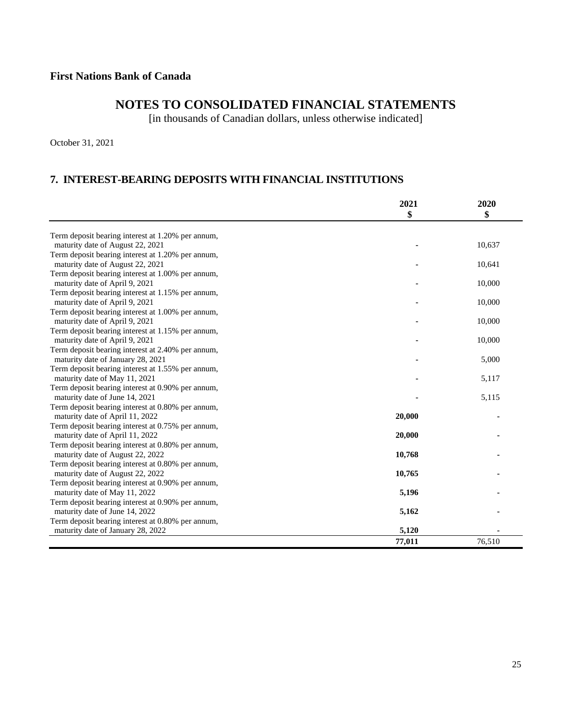**First Nations Bank of Canada**

# NOTES TO CONSOLIDATED FINANCIAL STATEMENTS

[in thousands of Canadian dollars, unless otherwise indicated]

October 31, 2021

## 7. INTEREST-BEARING DEPOSITS WITH FINANCIAL INSTITUTIONS

| | 2021<br>$ | 2020<br>$ |
|---|---|---|
| Term deposit bearing interest at 1.20% per annum, maturity date of August 22, 2021 | - | 10,637 |
| Term deposit bearing interest at 1.20% per annum, maturity date of August 22, 2021 | - | 10,641 |
| Term deposit bearing interest at 1.00% per annum, maturity date of April 9, 2021 | - | 10,000 |
| Term deposit bearing interest at 1.15% per annum, maturity date of April 9, 2021 | - | 10,000 |
| Term deposit bearing interest at 1.00% per annum, maturity date of April 9, 2021 | - | 10,000 |
| Term deposit bearing interest at 1.15% per annum, maturity date of April 9, 2021 | - | 10,000 |
| Term deposit bearing interest at 2.40% per annum, maturity date of January 28, 2021 | - | 5,000 |
| Term deposit bearing interest at 1.55% per annum, maturity date of May 11, 2021 | - | 5,117 |
| Term deposit bearing interest at 0.90% per annum, maturity date of June 14, 2021 | - | 5,115 |
| Term deposit bearing interest at 0.80% per annum, maturity date of April 11, 2022 | **20,000** | - |
| Term deposit bearing interest at 0.75% per annum, maturity date of April 11, 2022 | **20,000** | - |
| Term deposit bearing interest at 0.80% per annum, maturity date of August 22, 2022 | **10,768** | - |
| Term deposit bearing interest at 0.80% per annum, maturity date of August 22, 2022 | **10,765** | - |
| Term deposit bearing interest at 0.90% per annum, maturity date of May 11, 2022 | **5,196** | - |
| Term deposit bearing interest at 0.90% per annum, maturity date of June 14, 2022 | **5,162** | - |
| Term deposit bearing interest at 0.80% per annum, maturity date of January 28, 2022 | **5,120** | - |
| | **77,011** | 76,510 |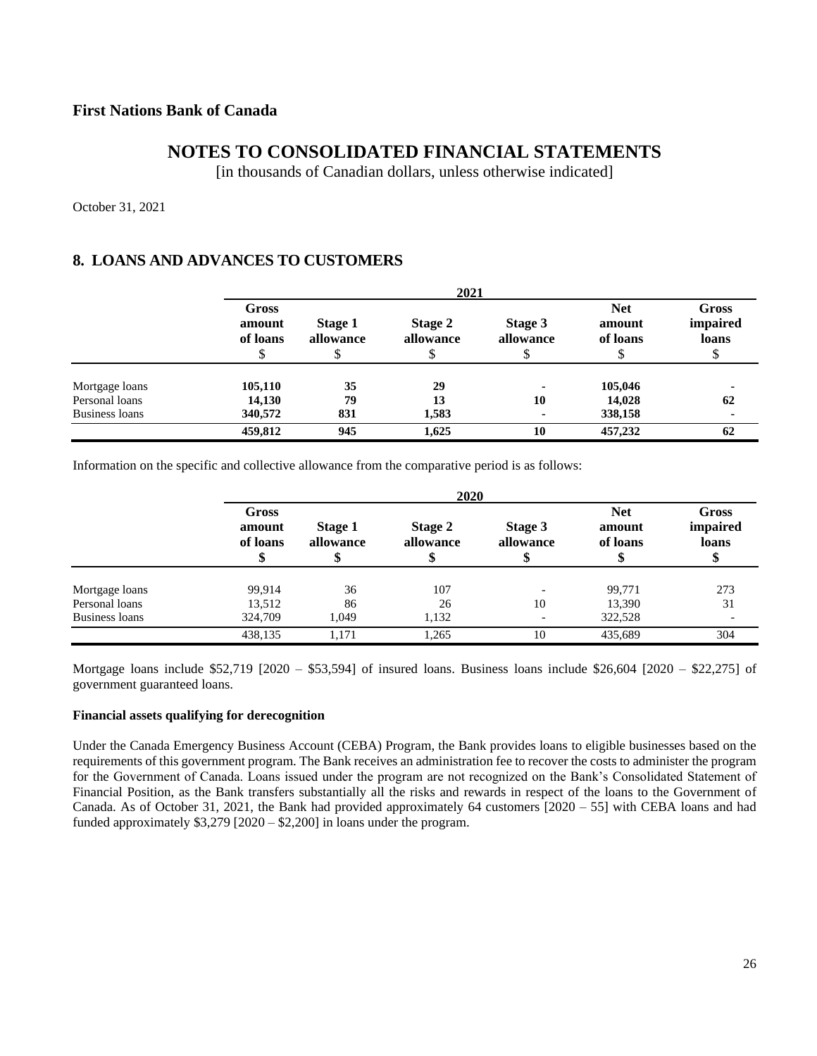# First Nations Bank of Canada

## NOTES TO CONSOLIDATED FINANCIAL STATEMENTS

[in thousands of Canadian dollars, unless otherwise indicated]

October 31, 2021

## 8. LOANS AND ADVANCES TO CUSTOMERS

| | 2021 | | | | | |
|---|---|---|---|---|---|---|
| | **Gross amount of loans** $ | **Stage 1 allowance** $ | **Stage 2 allowance** $ | **Stage 3 allowance** $ | **Net amount of loans** $ | **Gross impaired loans** $ |
| Mortgage loans | **105,110** | **35** | **29** | **-** | **105,046** | **-** |
| Personal loans | **14,130** | **79** | **13** | **10** | **14,028** | **62** |
| Business loans | **340,572** | **831** | **1,583** | **-** | **338,158** | **-** |
| | **459,812** | **945** | **1,625** | **10** | **457,232** | **62** |

Information on the specific and collective allowance from the comparative period is as follows:

| | 2020 | | | | | |
|---|---|---|---|---|---|---|
| | **Gross amount of loans** $ | **Stage 1 allowance** $ | **Stage 2 allowance** $ | **Stage 3 allowance** $ | **Net amount of loans** $ | **Gross impaired loans** $ |
| Mortgage loans | 99,914 | 36 | 107 | - | 99,771 | 273 |
| Personal loans | 13,512 | 86 | 26 | 10 | 13,390 | 31 |
| Business loans | 324,709 | 1,049 | 1,132 | - | 322,528 | - |
| | 438,135 | 1,171 | 1,265 | 10 | 435,689 | 304 |

Mortgage loans include $52,719 [2020 – $53,594] of insured loans. Business loans include $26,604 [2020 – $22,275] of government guaranteed loans.

**Financial assets qualifying for derecognition**

Under the Canada Emergency Business Account (CEBA) Program, the Bank provides loans to eligible businesses based on the requirements of this government program. The Bank receives an administration fee to recover the costs to administer the program for the Government of Canada. Loans issued under the program are not recognized on the Bank's Consolidated Statement of Financial Position, as the Bank transfers substantially all the risks and rewards in respect of the loans to the Government of Canada. As of October 31, 2021, the Bank had provided approximately 64 customers [2020 – 55] with CEBA loans and had funded approximately $3,279 [2020 – $2,200] in loans under the program.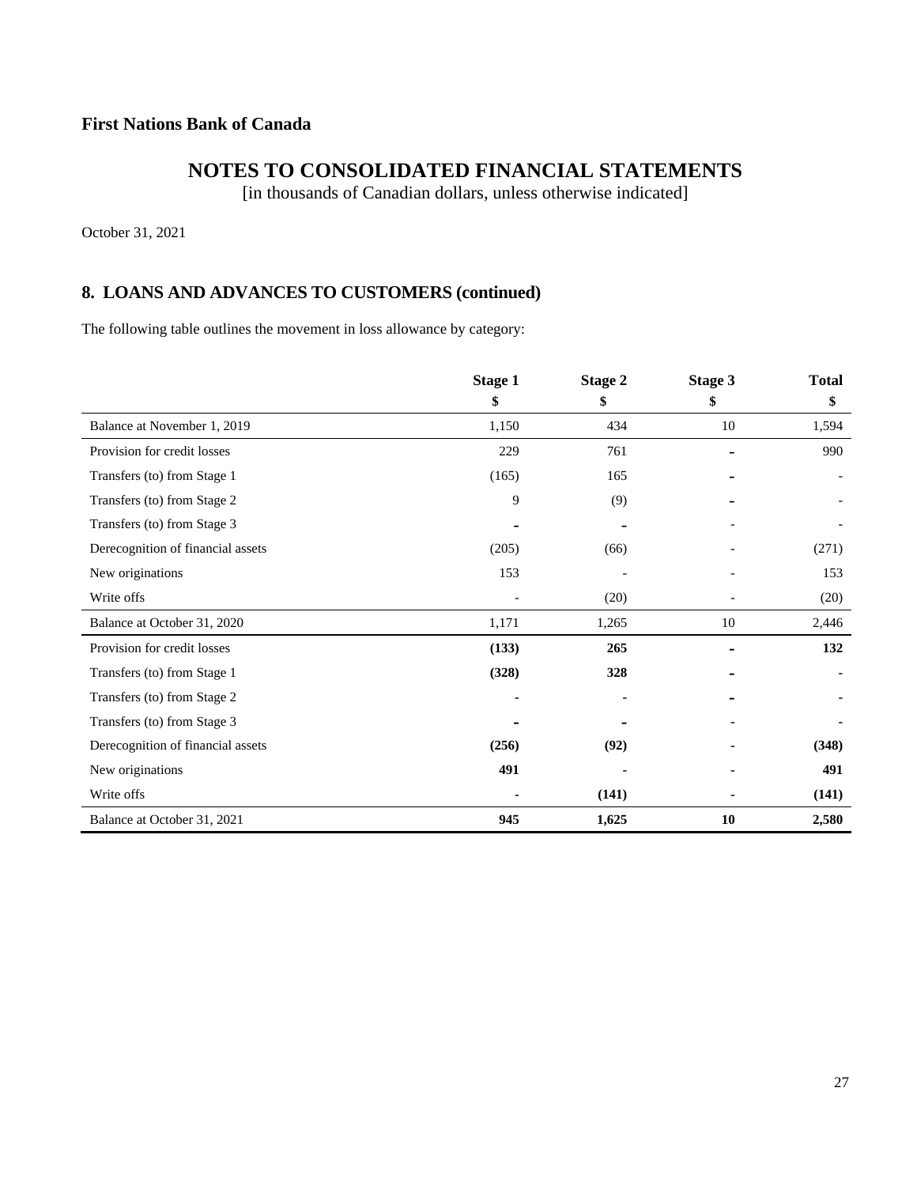# First Nations Bank of Canada

## NOTES TO CONSOLIDATED FINANCIAL STATEMENTS

[in thousands of Canadian dollars, unless otherwise indicated]

October 31, 2021

### 8. LOANS AND ADVANCES TO CUSTOMERS (continued)

The following table outlines the movement in loss allowance by category:

| | Stage 1<br>$ | Stage 2<br>$ | Stage 3<br>$ | Total<br>$ |
|---|---|---|---|---|
| Balance at November 1, 2019 | 1,150 | 434 | 10 | 1,594 |
| Provision for credit losses | 229 | 761 | - | 990 |
| Transfers (to) from Stage 1 | (165) | 165 | - | - |
| Transfers (to) from Stage 2 | 9 | (9) | - | - |
| Transfers (to) from Stage 3 | - | - | - | - |
| Derecognition of financial assets | (205) | (66) | - | (271) |
| New originations | 153 | - | - | 153 |
| Write offs | - | (20) | - | (20) |
| Balance at October 31, 2020 | 1,171 | 1,265 | 10 | 2,446 |
| Provision for credit losses | **(133)** | **265** | - | **132** |
| Transfers (to) from Stage 1 | **(328)** | **328** | - | - |
| Transfers (to) from Stage 2 | - | - | - | - |
| Transfers (to) from Stage 3 | - | - | - | - |
| Derecognition of financial assets | **(256)** | **(92)** | - | **(348)** |
| New originations | **491** | - | - | **491** |
| Write offs | - | **(141)** | - | **(141)** |
| Balance at October 31, 2021 | **945** | **1,625** | **10** | **2,580** |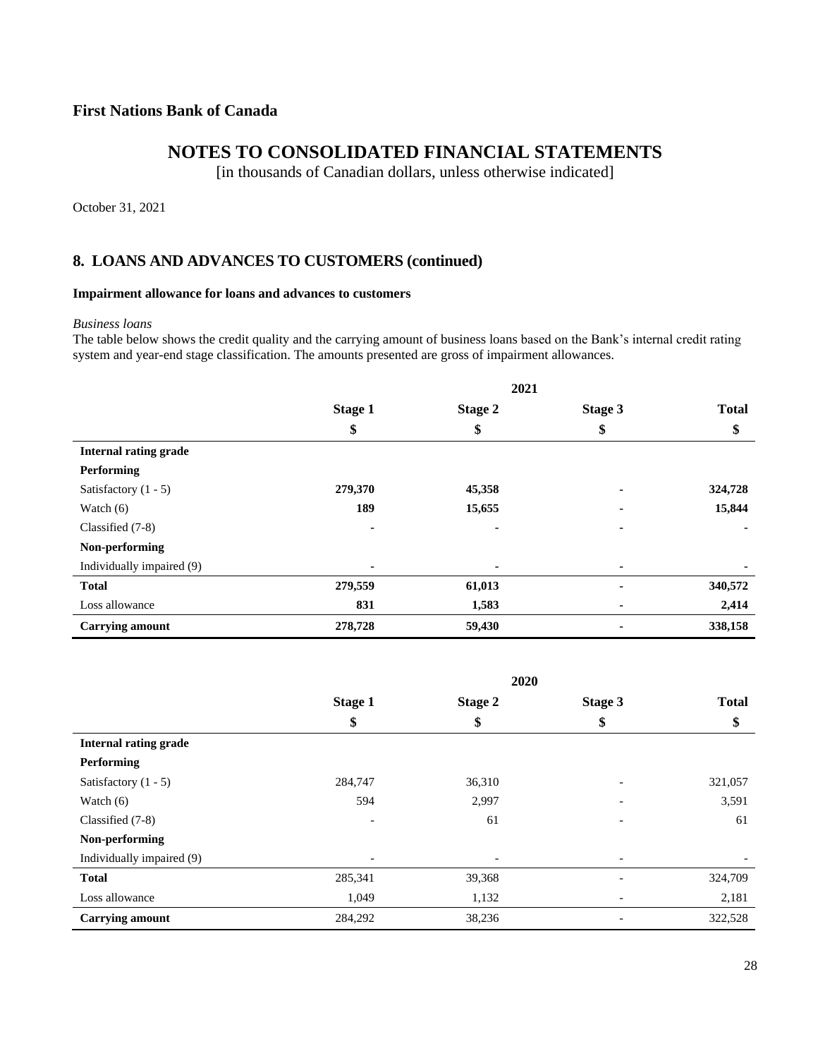**First Nations Bank of Canada**

# NOTES TO CONSOLIDATED FINANCIAL STATEMENTS

[in thousands of Canadian dollars, unless otherwise indicated]

October 31, 2021

## 8. LOANS AND ADVANCES TO CUSTOMERS (continued)

### Impairment allowance for loans and advances to customers

*Business loans*

The table below shows the credit quality and the carrying amount of business loans based on the Bank's internal credit rating system and year-end stage classification. The amounts presented are gross of impairment allowances.

| | 2021 | | | |
|---|---|---|---|---|
| | **Stage 1** | **Stage 2** | **Stage 3** | **Total** |
| | **$** | **$** | **$** | **$** |
| **Internal rating grade** | | | | |
| **Performing** | | | | |
| Satisfactory (1 - 5) | **279,370** | **45,358** | **-** | **324,728** |
| Watch (6) | **189** | **15,655** | **-** | **15,844** |
| Classified (7-8) | **-** | **-** | **-** | **-** |
| **Non-performing** | | | | |
| Individually impaired (9) | **-** | **-** | **-** | **-** |
| **Total** | **279,559** | **61,013** | **-** | **340,572** |
| Loss allowance | **831** | **1,583** | **-** | **2,414** |
| **Carrying amount** | **278,728** | **59,430** | **-** | **338,158** |

| | 2020 | | | |
|---|---|---|---|---|
| | **Stage 1** | **Stage 2** | **Stage 3** | **Total** |
| | **$** | **$** | **$** | **$** |
| **Internal rating grade** | | | | |
| **Performing** | | | | |
| Satisfactory (1 - 5) | 284,747 | 36,310 | - | 321,057 |
| Watch (6) | 594 | 2,997 | - | 3,591 |
| Classified (7-8) | - | 61 | - | 61 |
| **Non-performing** | | | | |
| Individually impaired (9) | - | - | - | - |
| **Total** | 285,341 | 39,368 | - | 324,709 |
| Loss allowance | 1,049 | 1,132 | - | 2,181 |
| **Carrying amount** | 284,292 | 38,236 | - | 322,528 |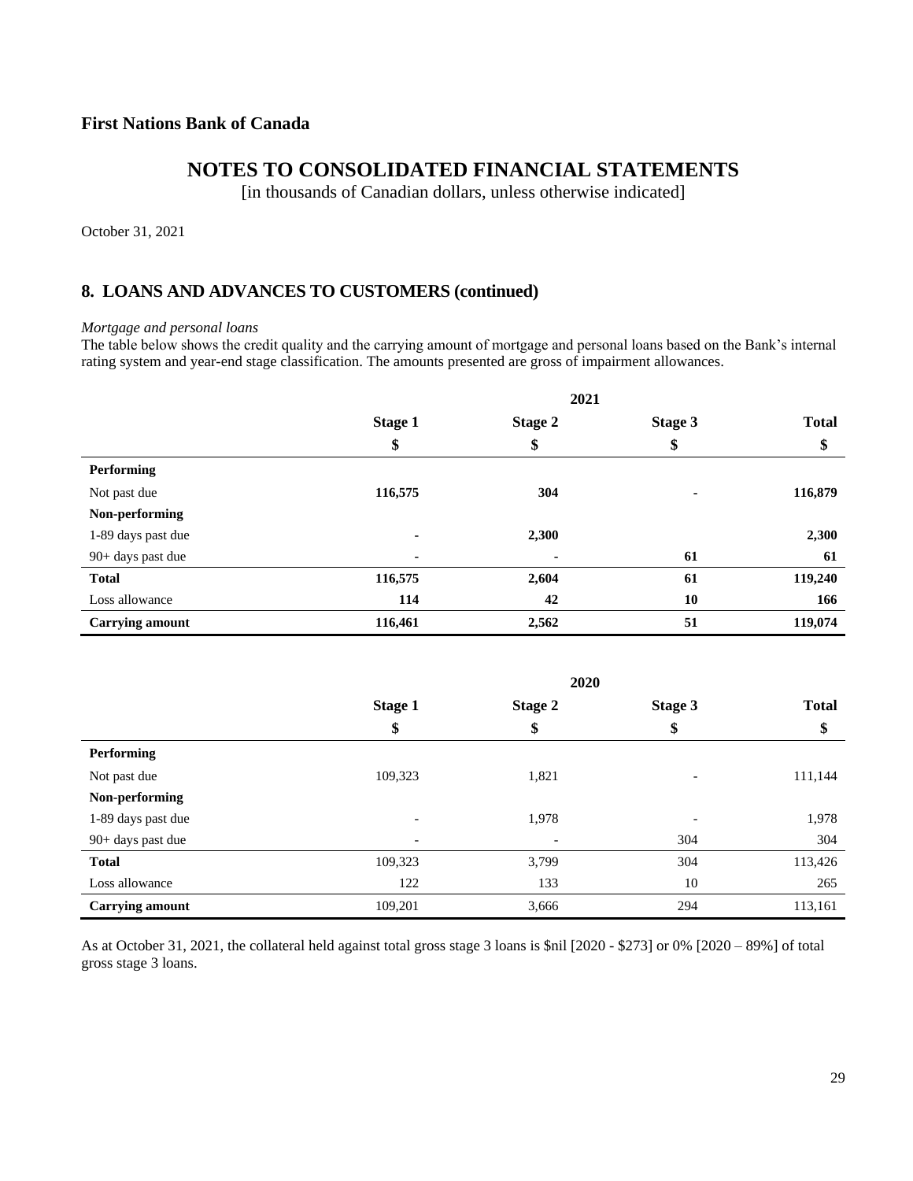**First Nations Bank of Canada**

# NOTES TO CONSOLIDATED FINANCIAL STATEMENTS

[in thousands of Canadian dollars, unless otherwise indicated]

October 31, 2021

## 8. LOANS AND ADVANCES TO CUSTOMERS (continued)

*Mortgage and personal loans*

The table below shows the credit quality and the carrying amount of mortgage and personal loans based on the Bank's internal rating system and year-end stage classification. The amounts presented are gross of impairment allowances.

| | 2021 | | | |
|---|---|---|---|---|
| | **Stage 1** | **Stage 2** | **Stage 3** | **Total** |
| | **$** | **$** | **$** | **$** |
| **Performing** | | | | |
| Not past due | **116,575** | **304** | **-** | **116,879** |
| **Non-performing** | | | | |
| 1-89 days past due | **-** | **2,300** | | **2,300** |
| 90+ days past due | **-** | **-** | **61** | **61** |
| **Total** | **116,575** | **2,604** | **61** | **119,240** |
| Loss allowance | **114** | **42** | **10** | **166** |
| **Carrying amount** | **116,461** | **2,562** | **51** | **119,074** |

| | 2020 | | | |
|---|---|---|---|---|
| | **Stage 1** | **Stage 2** | **Stage 3** | **Total** |
| | **$** | **$** | **$** | **$** |
| **Performing** | | | | |
| Not past due | 109,323 | 1,821 | - | 111,144 |
| **Non-performing** | | | | |
| 1-89 days past due | - | 1,978 | - | 1,978 |
| 90+ days past due | - | - | 304 | 304 |
| **Total** | 109,323 | 3,799 | 304 | 113,426 |
| Loss allowance | 122 | 133 | 10 | 265 |
| **Carrying amount** | 109,201 | 3,666 | 294 | 113,161 |

As at October 31, 2021, the collateral held against total gross stage 3 loans is $nil [2020 - $273] or 0% [2020 – 89%] of total gross stage 3 loans.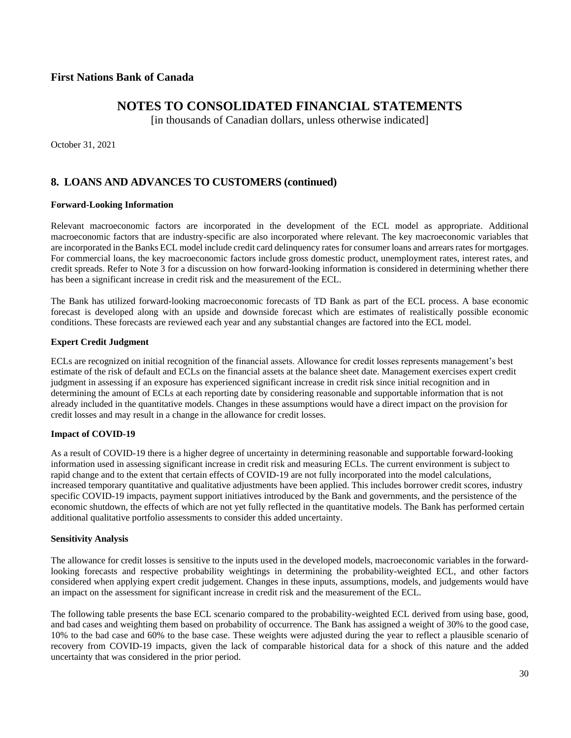First Nations Bank of Canada

# NOTES TO CONSOLIDATED FINANCIAL STATEMENTS

[in thousands of Canadian dollars, unless otherwise indicated]

October 31, 2021

## 8. LOANS AND ADVANCES TO CUSTOMERS (continued)

**Forward-Looking Information**

Relevant macroeconomic factors are incorporated in the development of the ECL model as appropriate. Additional macroeconomic factors that are industry-specific are also incorporated where relevant. The key macroeconomic variables that are incorporated in the Banks ECL model include credit card delinquency rates for consumer loans and arrears rates for mortgages. For commercial loans, the key macroeconomic factors include gross domestic product, unemployment rates, interest rates, and credit spreads. Refer to Note 3 for a discussion on how forward-looking information is considered in determining whether there has been a significant increase in credit risk and the measurement of the ECL.

The Bank has utilized forward-looking macroeconomic forecasts of TD Bank as part of the ECL process. A base economic forecast is developed along with an upside and downside forecast which are estimates of realistically possible economic conditions. These forecasts are reviewed each year and any substantial changes are factored into the ECL model.

**Expert Credit Judgment**

ECLs are recognized on initial recognition of the financial assets. Allowance for credit losses represents management's best estimate of the risk of default and ECLs on the financial assets at the balance sheet date. Management exercises expert credit judgment in assessing if an exposure has experienced significant increase in credit risk since initial recognition and in determining the amount of ECLs at each reporting date by considering reasonable and supportable information that is not already included in the quantitative models. Changes in these assumptions would have a direct impact on the provision for credit losses and may result in a change in the allowance for credit losses.

**Impact of COVID-19**

As a result of COVID-19 there is a higher degree of uncertainty in determining reasonable and supportable forward-looking information used in assessing significant increase in credit risk and measuring ECLs. The current environment is subject to rapid change and to the extent that certain effects of COVID-19 are not fully incorporated into the model calculations, increased temporary quantitative and qualitative adjustments have been applied. This includes borrower credit scores, industry specific COVID-19 impacts, payment support initiatives introduced by the Bank and governments, and the persistence of the economic shutdown, the effects of which are not yet fully reflected in the quantitative models. The Bank has performed certain additional qualitative portfolio assessments to consider this added uncertainty.

**Sensitivity Analysis**

The allowance for credit losses is sensitive to the inputs used in the developed models, macroeconomic variables in the forward-looking forecasts and respective probability weightings in determining the probability-weighted ECL, and other factors considered when applying expert credit judgement. Changes in these inputs, assumptions, models, and judgements would have an impact on the assessment for significant increase in credit risk and the measurement of the ECL.

The following table presents the base ECL scenario compared to the probability-weighted ECL derived from using base, good, and bad cases and weighting them based on probability of occurrence. The Bank has assigned a weight of 30% to the good case, 10% to the bad case and 60% to the base case. These weights were adjusted during the year to reflect a plausible scenario of recovery from COVID-19 impacts, given the lack of comparable historical data for a shock of this nature and the added uncertainty that was considered in the prior period.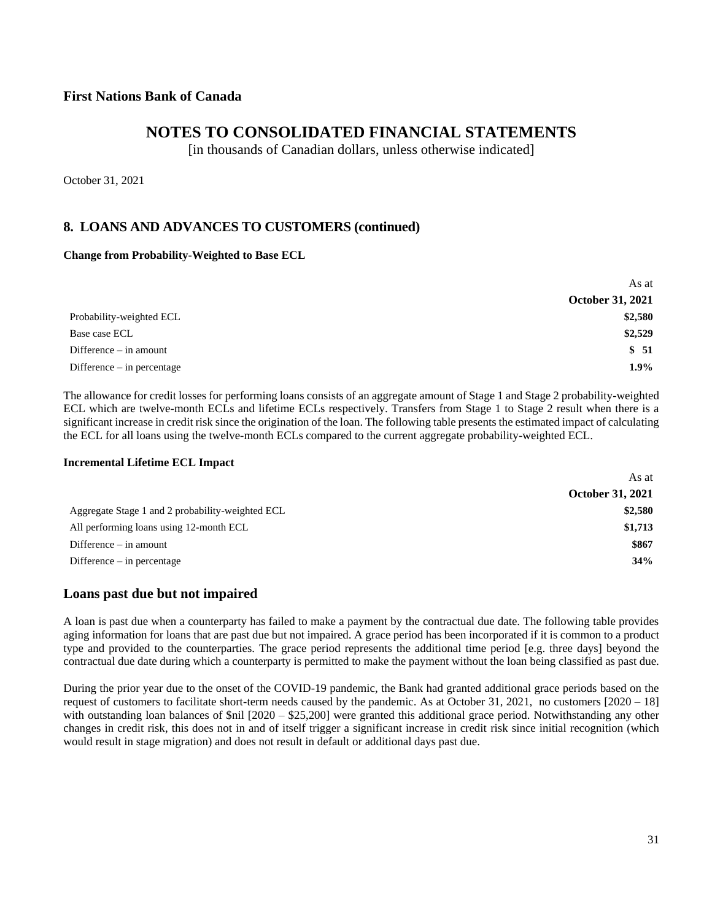**First Nations Bank of Canada**

# NOTES TO CONSOLIDATED FINANCIAL STATEMENTS

[in thousands of Canadian dollars, unless otherwise indicated]

October 31, 2021

## 8. LOANS AND ADVANCES TO CUSTOMERS (continued)

**Change from Probability-Weighted to Base ECL**

| | As at **October 31, 2021** |
|---|---|
| Probability-weighted ECL | **$2,580** |
| Base case ECL | **$2,529** |
| Difference – in amount | **$ 51** |
| Difference – in percentage | **1.9%** |

The allowance for credit losses for performing loans consists of an aggregate amount of Stage 1 and Stage 2 probability-weighted ECL which are twelve-month ECLs and lifetime ECLs respectively. Transfers from Stage 1 to Stage 2 result when there is a significant increase in credit risk since the origination of the loan. The following table presents the estimated impact of calculating the ECL for all loans using the twelve-month ECLs compared to the current aggregate probability-weighted ECL.

**Incremental Lifetime ECL Impact**

| | As at **October 31, 2021** |
|---|---|
| Aggregate Stage 1 and 2 probability-weighted ECL | **$2,580** |
| All performing loans using 12-month ECL | **$1,713** |
| Difference – in amount | **$867** |
| Difference – in percentage | **34%** |

## Loans past due but not impaired

A loan is past due when a counterparty has failed to make a payment by the contractual due date. The following table provides aging information for loans that are past due but not impaired. A grace period has been incorporated if it is common to a product type and provided to the counterparties. The grace period represents the additional time period [e.g. three days] beyond the contractual due date during which a counterparty is permitted to make the payment without the loan being classified as past due.

During the prior year due to the onset of the COVID-19 pandemic, the Bank had granted additional grace periods based on the request of customers to facilitate short-term needs caused by the pandemic. As at October 31, 2021, no customers [2020 – 18] with outstanding loan balances of $nil [2020 – $25,200] were granted this additional grace period. Notwithstanding any other changes in credit risk, this does not in and of itself trigger a significant increase in credit risk since initial recognition (which would result in stage migration) and does not result in default or additional days past due.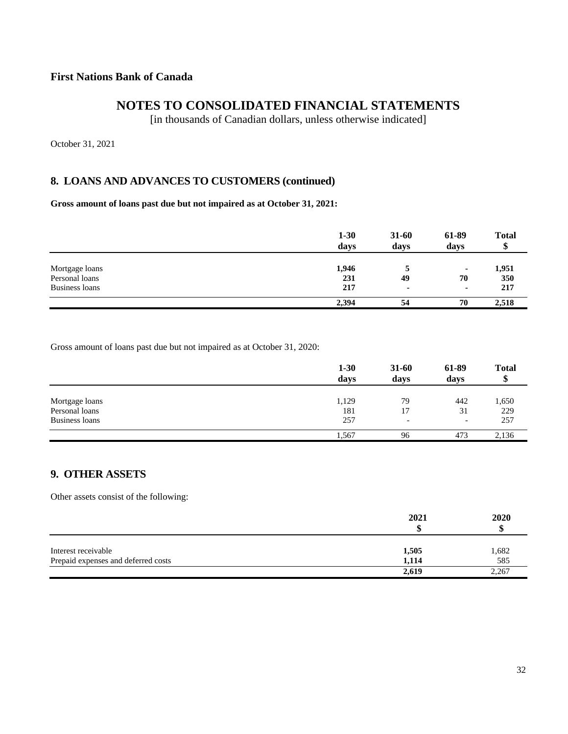**First Nations Bank of Canada**

# NOTES TO CONSOLIDATED FINANCIAL STATEMENTS

[in thousands of Canadian dollars, unless otherwise indicated]

October 31, 2021

## 8. LOANS AND ADVANCES TO CUSTOMERS (continued)

**Gross amount of loans past due but not impaired as at October 31, 2021:**

| | 1-30 days | 31-60 days | 61-89 days | Total $ |
|---|---|---|---|---|
| Mortgage loans | **1,946** | **5** | **-** | **1,951** |
| Personal loans | **231** | **49** | **70** | **350** |
| Business loans | **217** | **-** | **-** | **217** |
| | **2,394** | **54** | **70** | **2,518** |

Gross amount of loans past due but not impaired as at October 31, 2020:

| | 1-30 days | 31-60 days | 61-89 days | Total $ |
|---|---|---|---|---|
| Mortgage loans | 1,129 | 79 | 442 | 1,650 |
| Personal loans | 181 | 17 | 31 | 229 |
| Business loans | 257 | - | - | 257 |
| | 1,567 | 96 | 473 | 2,136 |

## 9. OTHER ASSETS

Other assets consist of the following:

| | 2021 $ | 2020 $ |
|---|---|---|
| Interest receivable | **1,505** | 1,682 |
| Prepaid expenses and deferred costs | **1,114** | 585 |
| | **2,619** | 2,267 |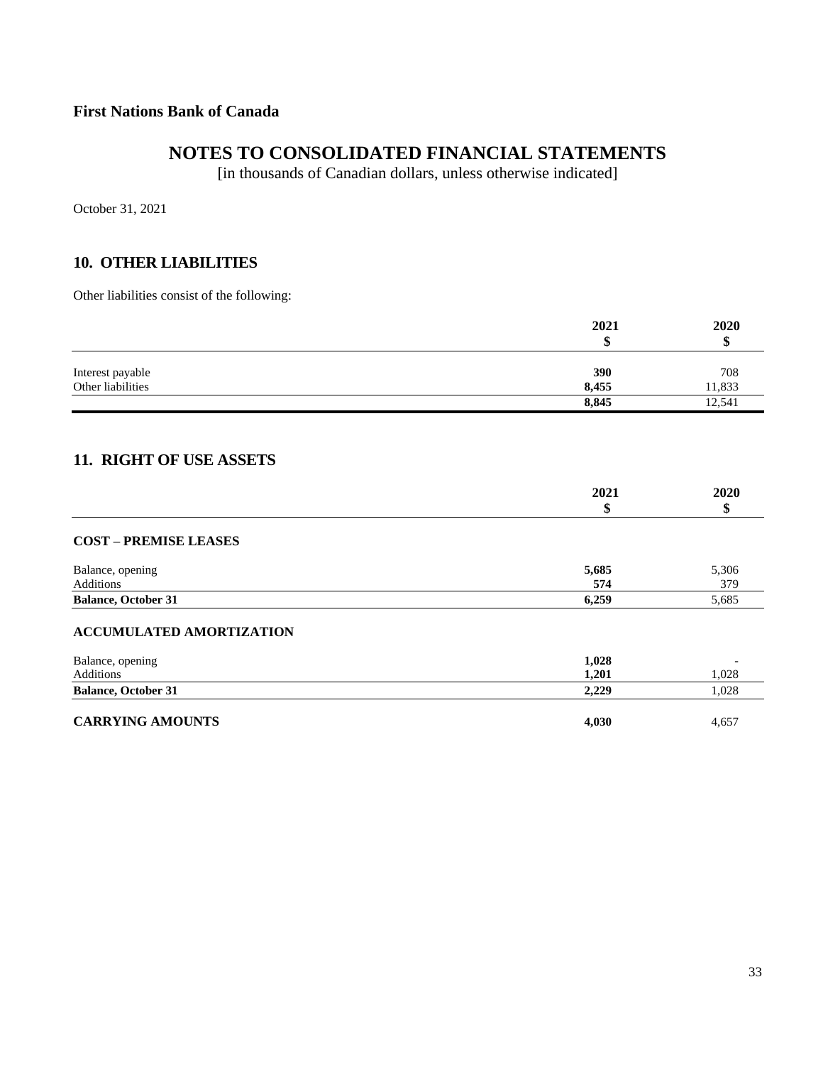**First Nations Bank of Canada**

# NOTES TO CONSOLIDATED FINANCIAL STATEMENTS

[in thousands of Canadian dollars, unless otherwise indicated]

October 31, 2021

## 10. OTHER LIABILITIES

Other liabilities consist of the following:

| | 2021<br>$ | 2020<br>$ |
|---|---|---|
| Interest payable | **390** | 708 |
| Other liabilities | **8,455** | 11,833 |
| | **8,845** | 12,541 |

## 11. RIGHT OF USE ASSETS

| | 2021<br>$ | 2020<br>$ |
|---|---|---|
| **COST – PREMISE LEASES** | | |
| Balance, opening | **5,685** | 5,306 |
| Additions | **574** | 379 |
| **Balance, October 31** | **6,259** | 5,685 |
| **ACCUMULATED AMORTIZATION** | | |
| Balance, opening | **1,028** | - |
| Additions | **1,201** | 1,028 |
| **Balance, October 31** | **2,229** | 1,028 |
| **CARRYING AMOUNTS** | **4,030** | 4,657 |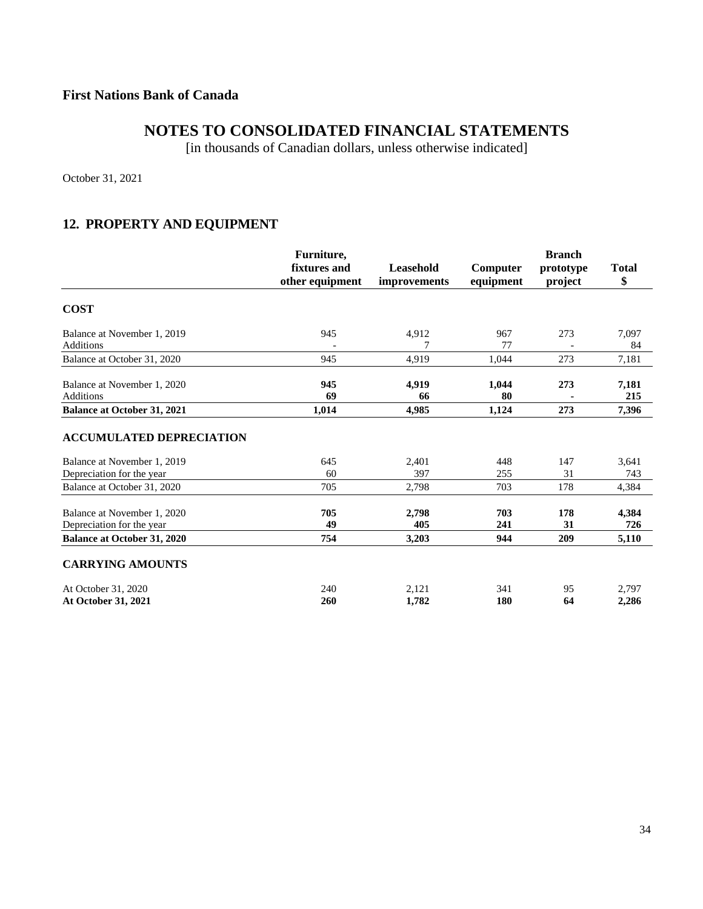**First Nations Bank of Canada**

# NOTES TO CONSOLIDATED FINANCIAL STATEMENTS

[in thousands of Canadian dollars, unless otherwise indicated]

October 31, 2021

## 12. PROPERTY AND EQUIPMENT

| | Furniture, fixtures and other equipment | Leasehold improvements | Computer equipment | Branch prototype project | Total $ |
|---|---|---|---|---|---|
| **COST** | | | | | |
| Balance at November 1, 2019 | 945 | 4,912 | 967 | 273 | 7,097 |
| Additions | - | 7 | 77 | - | 84 |
| Balance at October 31, 2020 | 945 | 4,919 | 1,044 | 273 | 7,181 |
| **Balance at November 1, 2020** | **945** | **4,919** | **1,044** | **273** | **7,181** |
| **Additions** | **69** | **66** | **80** | **-** | **215** |
| **Balance at October 31, 2021** | **1,014** | **4,985** | **1,124** | **273** | **7,396** |
| **ACCUMULATED DEPRECIATION** | | | | | |
| Balance at November 1, 2019 | 645 | 2,401 | 448 | 147 | 3,641 |
| Depreciation for the year | 60 | 397 | 255 | 31 | 743 |
| Balance at October 31, 2020 | 705 | 2,798 | 703 | 178 | 4,384 |
| **Balance at November 1, 2020** | **705** | **2,798** | **703** | **178** | **4,384** |
| **Depreciation for the year** | **49** | **405** | **241** | **31** | **726** |
| **Balance at October 31, 2020** | **754** | **3,203** | **944** | **209** | **5,110** |
| **CARRYING AMOUNTS** | | | | | |
| At October 31, 2020 | 240 | 2,121 | 341 | 95 | 2,797 |
| **At October 31, 2021** | **260** | **1,782** | **180** | **64** | **2,286** |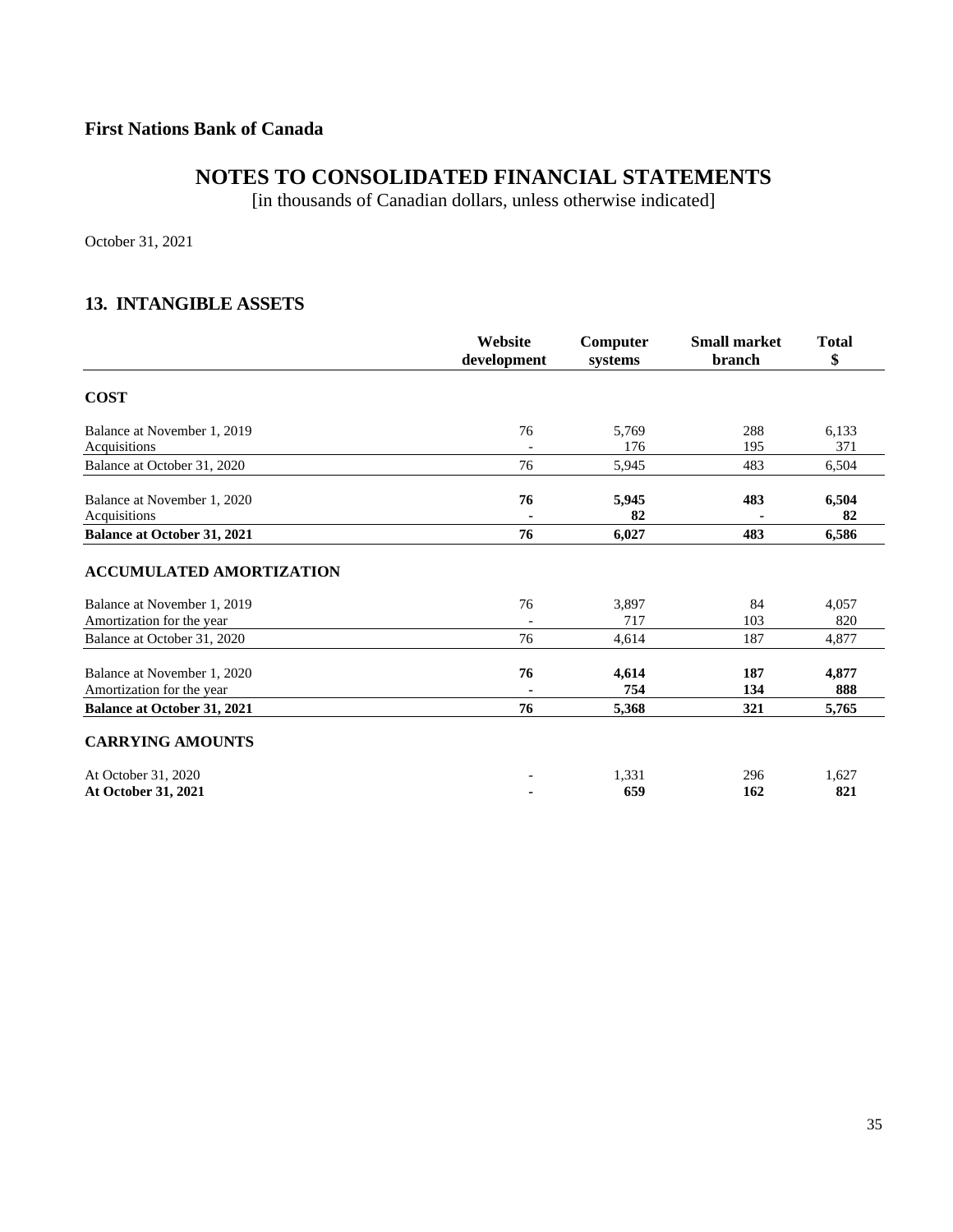**First Nations Bank of Canada**

# NOTES TO CONSOLIDATED FINANCIAL STATEMENTS

[in thousands of Canadian dollars, unless otherwise indicated]

October 31, 2021

## 13. INTANGIBLE ASSETS

| | Website development | Computer systems | Small market branch | Total $ |
|---|---|---|---|---|
| **COST** | | | | |
| Balance at November 1, 2019 | 76 | 5,769 | 288 | 6,133 |
| Acquisitions | - | 176 | 195 | 371 |
| Balance at October 31, 2020 | 76 | 5,945 | 483 | 6,504 |
| Balance at November 1, 2020 | **76** | **5,945** | **483** | **6,504** |
| Acquisitions | **-** | **82** | **-** | **82** |
| **Balance at October 31, 2021** | **76** | **6,027** | **483** | **6,586** |
| **ACCUMULATED AMORTIZATION** | | | | |
| Balance at November 1, 2019 | 76 | 3,897 | 84 | 4,057 |
| Amortization for the year | - | 717 | 103 | 820 |
| Balance at October 31, 2020 | 76 | 4,614 | 187 | 4,877 |
| Balance at November 1, 2020 | **76** | **4,614** | **187** | **4,877** |
| Amortization for the year | **-** | **754** | **134** | **888** |
| **Balance at October 31, 2021** | **76** | **5,368** | **321** | **5,765** |
| **CARRYING AMOUNTS** | | | | |
| At October 31, 2020 | - | 1,331 | 296 | 1,627 |
| **At October 31, 2021** | **-** | **659** | **162** | **821** |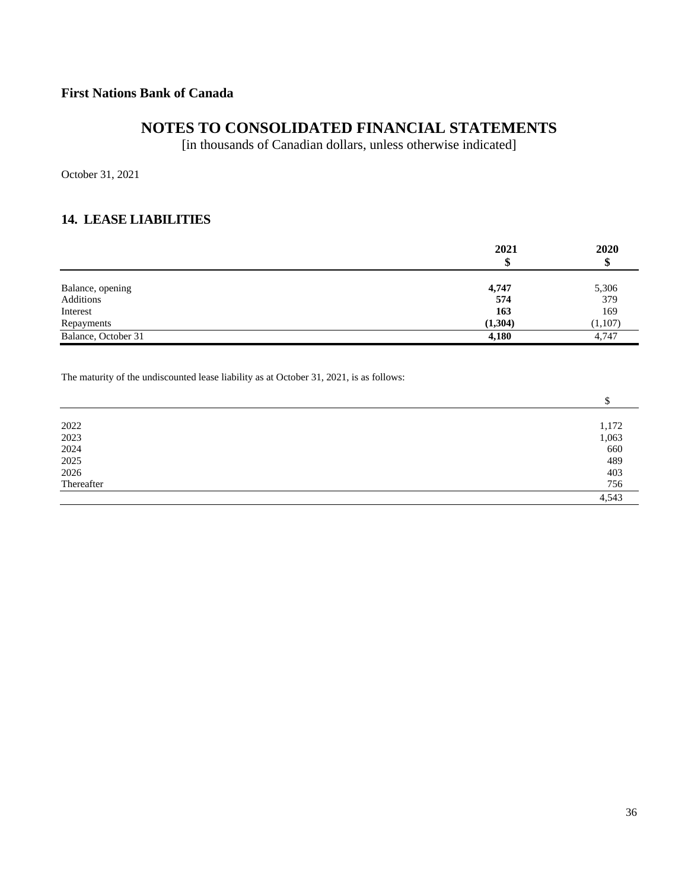**First Nations Bank of Canada**

# NOTES TO CONSOLIDATED FINANCIAL STATEMENTS

[in thousands of Canadian dollars, unless otherwise indicated]

October 31, 2021

## 14. LEASE LIABILITIES

| | **2021** **$** | **2020** **$** |
|---|---|---|
| Balance, opening | **4,747** | 5,306 |
| Additions | **574** | 379 |
| Interest | **163** | 169 |
| Repayments | **(1,304)** | (1,107) |
| Balance, October 31 | **4,180** | 4,747 |

The maturity of the undiscounted lease liability as at October 31, 2021, is as follows:

| | $ |
|---|---|
| 2022 | 1,172 |
| 2023 | 1,063 |
| 2024 | 660 |
| 2025 | 489 |
| 2026 | 403 |
| Thereafter | 756 |
| | 4,543 |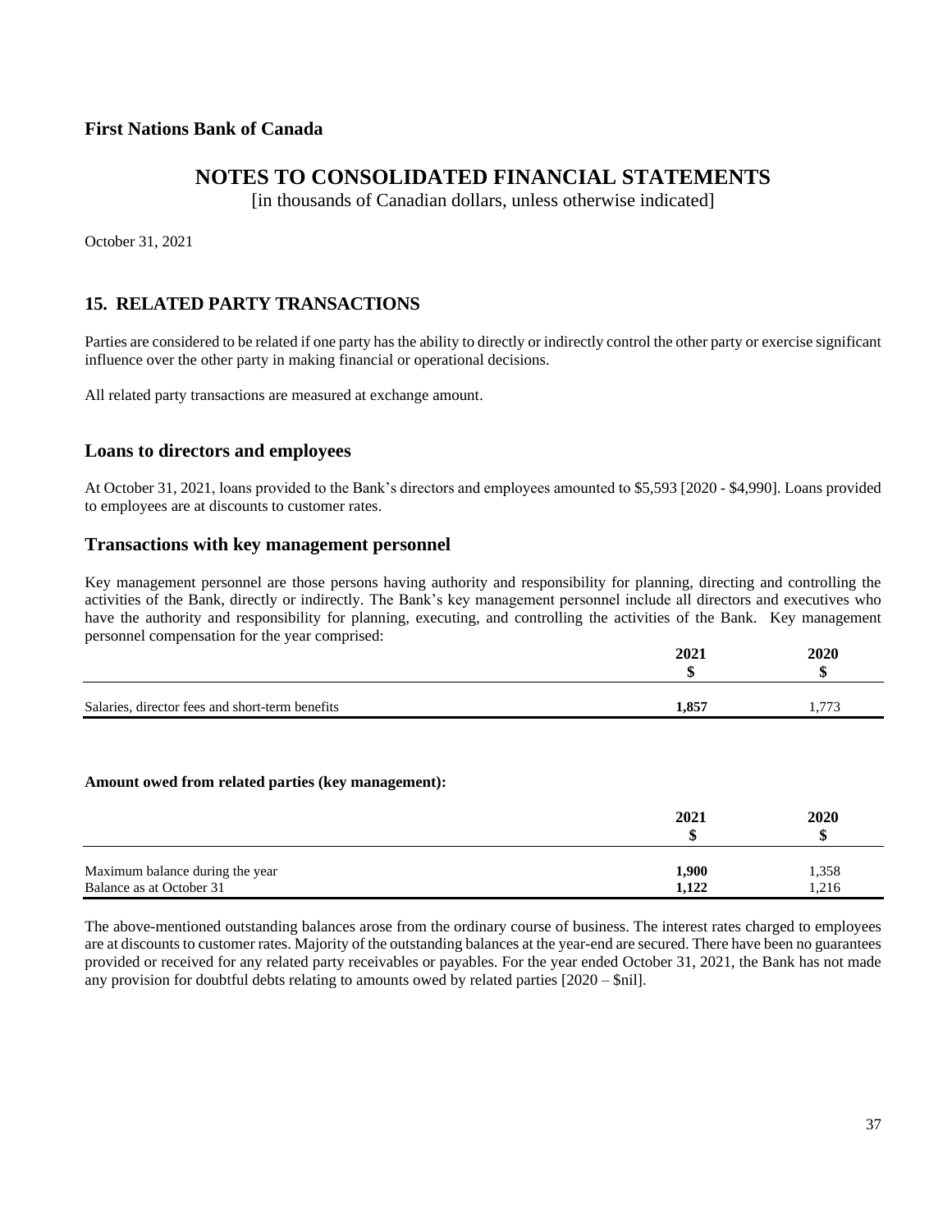**First Nations Bank of Canada**

# NOTES TO CONSOLIDATED FINANCIAL STATEMENTS

[in thousands of Canadian dollars, unless otherwise indicated]

October 31, 2021

## 15. RELATED PARTY TRANSACTIONS

Parties are considered to be related if one party has the ability to directly or indirectly control the other party or exercise significant influence over the other party in making financial or operational decisions.

All related party transactions are measured at exchange amount.

### Loans to directors and employees

At October 31, 2021, loans provided to the Bank's directors and employees amounted to $5,593 [2020 - $4,990]. Loans provided to employees are at discounts to customer rates.

### Transactions with key management personnel

Key management personnel are those persons having authority and responsibility for planning, directing and controlling the activities of the Bank, directly or indirectly. The Bank's key management personnel include all directors and executives who have the authority and responsibility for planning, executing, and controlling the activities of the Bank. Key management personnel compensation for the year comprised:

| | 2021<br>$ | 2020<br>$ |
|---|---|---|
| Salaries, director fees and short-term benefits | **1,857** | 1,773 |

**Amount owed from related parties (key management):**

| | 2021<br>$ | 2020<br>$ |
|---|---|---|
| Maximum balance during the year | **1,900** | 1,358 |
| Balance as at October 31 | **1,122** | 1,216 |

The above-mentioned outstanding balances arose from the ordinary course of business. The interest rates charged to employees are at discounts to customer rates. Majority of the outstanding balances at the year-end are secured. There have been no guarantees provided or received for any related party receivables or payables. For the year ended October 31, 2021, the Bank has not made any provision for doubtful debts relating to amounts owed by related parties [2020 – $nil].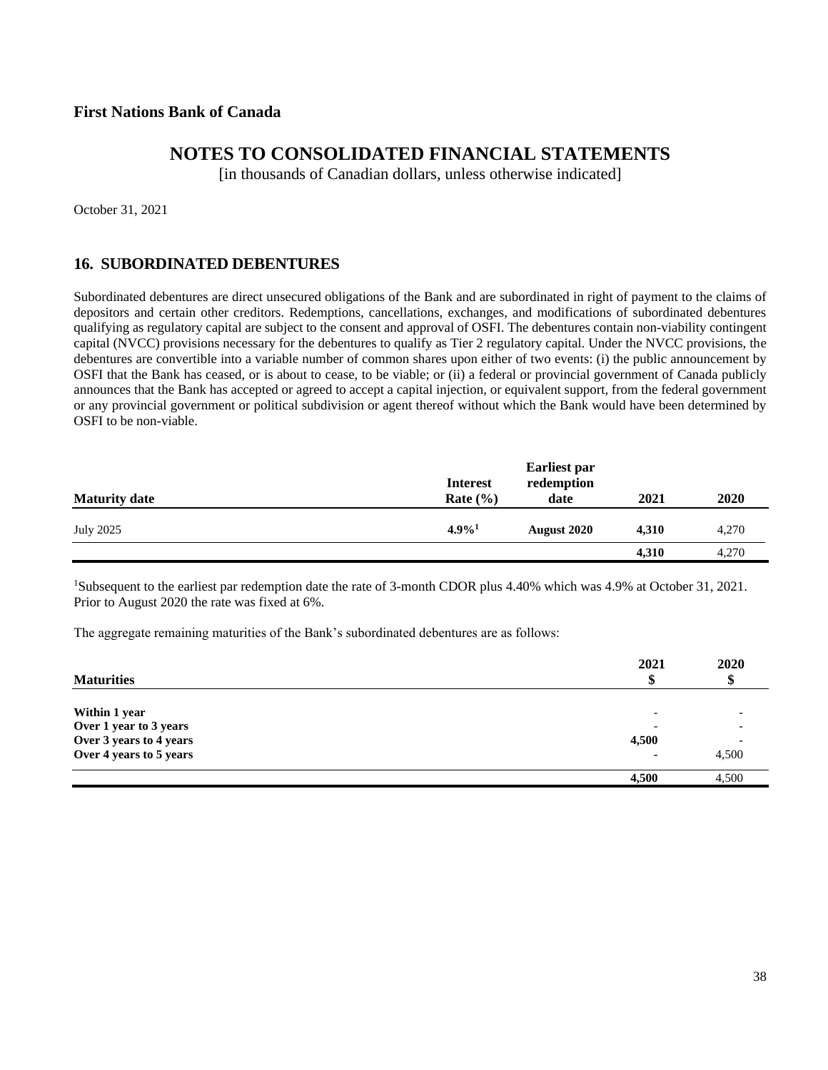**First Nations Bank of Canada**

# NOTES TO CONSOLIDATED FINANCIAL STATEMENTS

[in thousands of Canadian dollars, unless otherwise indicated]

October 31, 2021

## 16. SUBORDINATED DEBENTURES

Subordinated debentures are direct unsecured obligations of the Bank and are subordinated in right of payment to the claims of depositors and certain other creditors. Redemptions, cancellations, exchanges, and modifications of subordinated debentures qualifying as regulatory capital are subject to the consent and approval of OSFI. The debentures contain non-viability contingent capital (NVCC) provisions necessary for the debentures to qualify as Tier 2 regulatory capital. Under the NVCC provisions, the debentures are convertible into a variable number of common shares upon either of two events: (i) the public announcement by OSFI that the Bank has ceased, or is about to cease, to be viable; or (ii) a federal or provincial government of Canada publicly announces that the Bank has accepted or agreed to accept a capital injection, or equivalent support, from the federal government or any provincial government or political subdivision or agent thereof without which the Bank would have been determined by OSFI to be non-viable.

| Maturity date | Interest Rate (%) | Earliest par redemption date | 2021 | 2020 |
|---|---|---|---|---|
| July 2025 | **4.9%**[1] | **August 2020** | **4,310** | 4,270 |
| | | | **4,310** | 4,270 |

[1]Subsequent to the earliest par redemption date the rate of 3-month CDOR plus 4.40% which was 4.9% at October 31, 2021. Prior to August 2020 the rate was fixed at 6%.

The aggregate remaining maturities of the Bank's subordinated debentures are as follows:

| Maturities | 2021 $ | 2020 $ |
|---|---|---|
| **Within 1 year** | - | - |
| **Over 1 year to 3 years** | - | - |
| **Over 3 years to 4 years** | **4,500** | - |
| **Over 4 years to 5 years** | **-** | 4,500 |
| | **4,500** | 4,500 |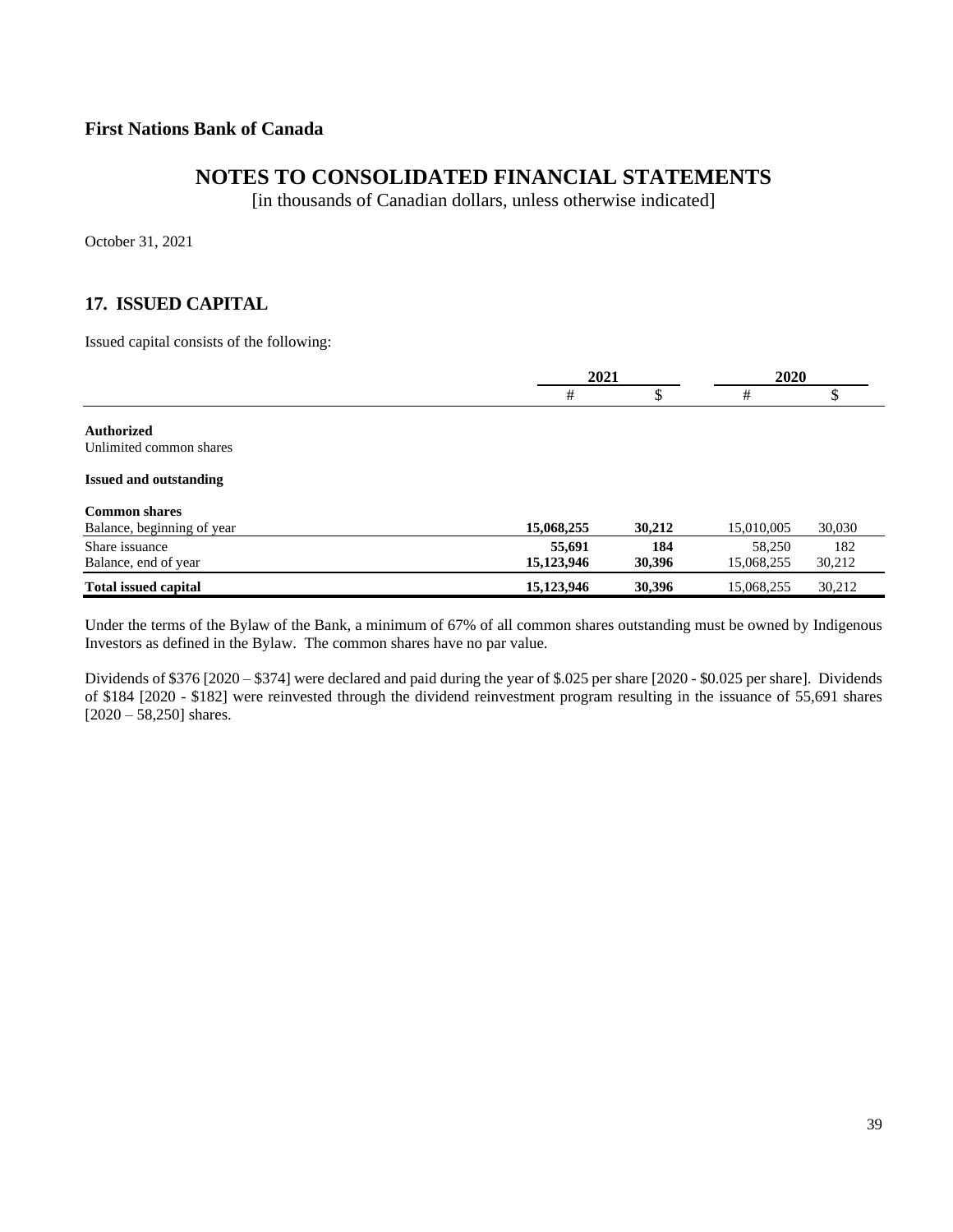**First Nations Bank of Canada**

# NOTES TO CONSOLIDATED FINANCIAL STATEMENTS

[in thousands of Canadian dollars, unless otherwise indicated]

October 31, 2021

## 17. ISSUED CAPITAL

Issued capital consists of the following:

| | 2021 | | 2020 | |
|---|---|---|---|---|
| | # | $ | # | $ |
| **Authorized** | | | | |
| Unlimited common shares | | | | |
| **Issued and outstanding** | | | | |
| **Common shares** | | | | |
| Balance, beginning of year | **15,068,255** | **30,212** | 15,010,005 | 30,030 |
| Share issuance | **55,691** | **184** | 58,250 | 182 |
| Balance, end of year | **15,123,946** | **30,396** | 15,068,255 | 30,212 |
| **Total issued capital** | **15,123,946** | **30,396** | 15,068,255 | 30,212 |

Under the terms of the Bylaw of the Bank, a minimum of 67% of all common shares outstanding must be owned by Indigenous Investors as defined in the Bylaw. The common shares have no par value.

Dividends of $376 [2020 – $374] were declared and paid during the year of $.025 per share [2020 - $0.025 per share]. Dividends of $184 [2020 - $182] were reinvested through the dividend reinvestment program resulting in the issuance of 55,691 shares [2020 – 58,250] shares.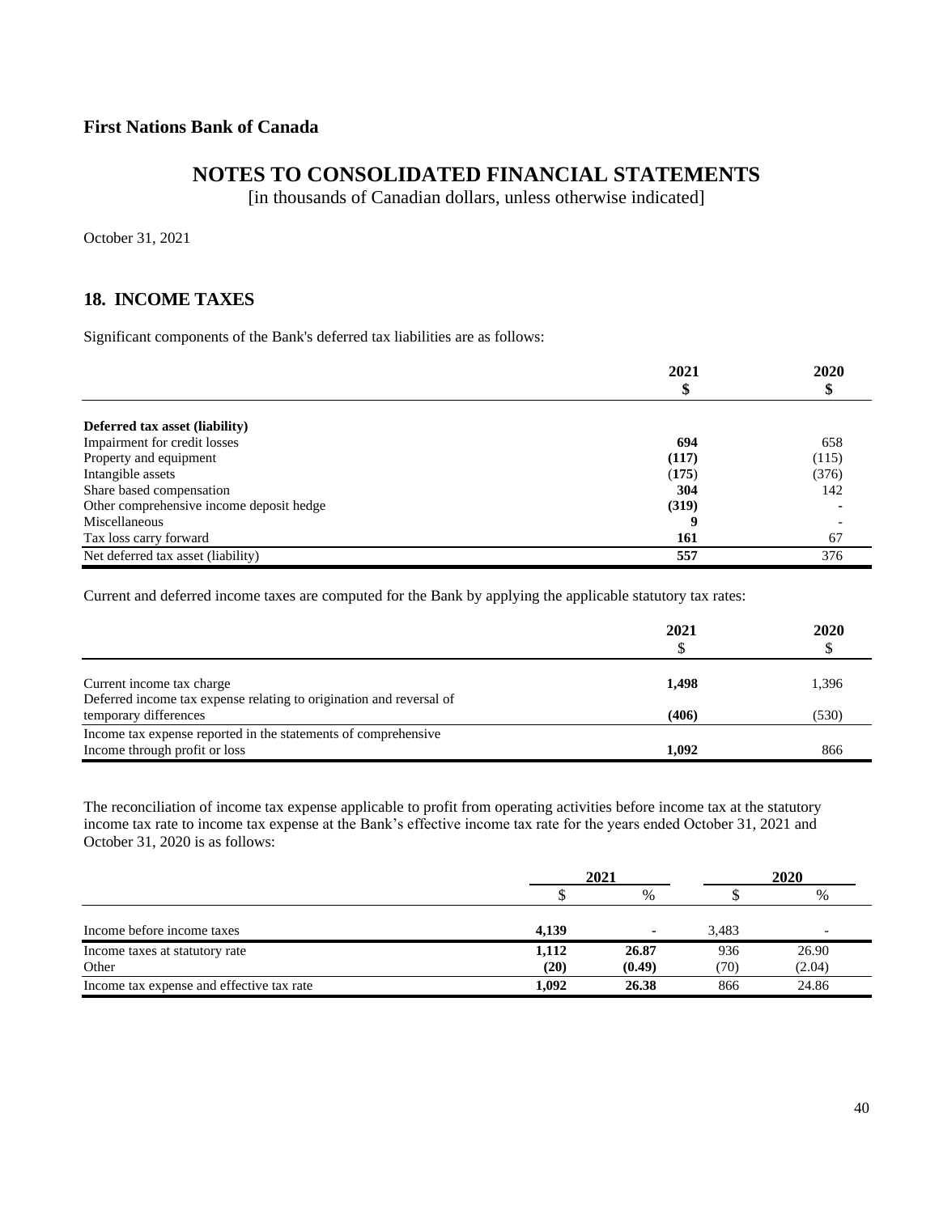**First Nations Bank of Canada**

# NOTES TO CONSOLIDATED FINANCIAL STATEMENTS

[in thousands of Canadian dollars, unless otherwise indicated]

October 31, 2021

## 18. INCOME TAXES

Significant components of the Bank's deferred tax liabilities are as follows:

| | 2021<br>$ | 2020<br>$ |
|---|---|---|
| **Deferred tax asset (liability)** | | |
| Impairment for credit losses | **694** | 658 |
| Property and equipment | **(117)** | (115) |
| Intangible assets | **(175)** | (376) |
| Share based compensation | **304** | 142 |
| Other comprehensive income deposit hedge | **(319)** | - |
| Miscellaneous | **9** | - |
| Tax loss carry forward | **161** | 67 |
| Net deferred tax asset (liability) | **557** | 376 |

Current and deferred income taxes are computed for the Bank by applying the applicable statutory tax rates:

| | 2021<br>$ | 2020<br>$ |
|---|---|---|
| Current income tax charge | **1,498** | 1,396 |
| Deferred income tax expense relating to origination and reversal of temporary differences | **(406)** | (530) |
| Income tax expense reported in the statements of comprehensive Income through profit or loss | **1,092** | 866 |

The reconciliation of income tax expense applicable to profit from operating activities before income tax at the statutory income tax rate to income tax expense at the Bank's effective income tax rate for the years ended October 31, 2021 and October 31, 2020 is as follows:

| | 2021 | | 2020 | |
|---|---|---|---|---|
| | $ | % | $ | % |
| Income before income taxes | **4,139** | **-** | 3,483 | - |
| Income taxes at statutory rate | **1,112** | **26.87** | 936 | 26.90 |
| Other | **(20)** | **(0.49)** | (70) | (2.04) |
| Income tax expense and effective tax rate | **1,092** | **26.38** | 866 | 24.86 |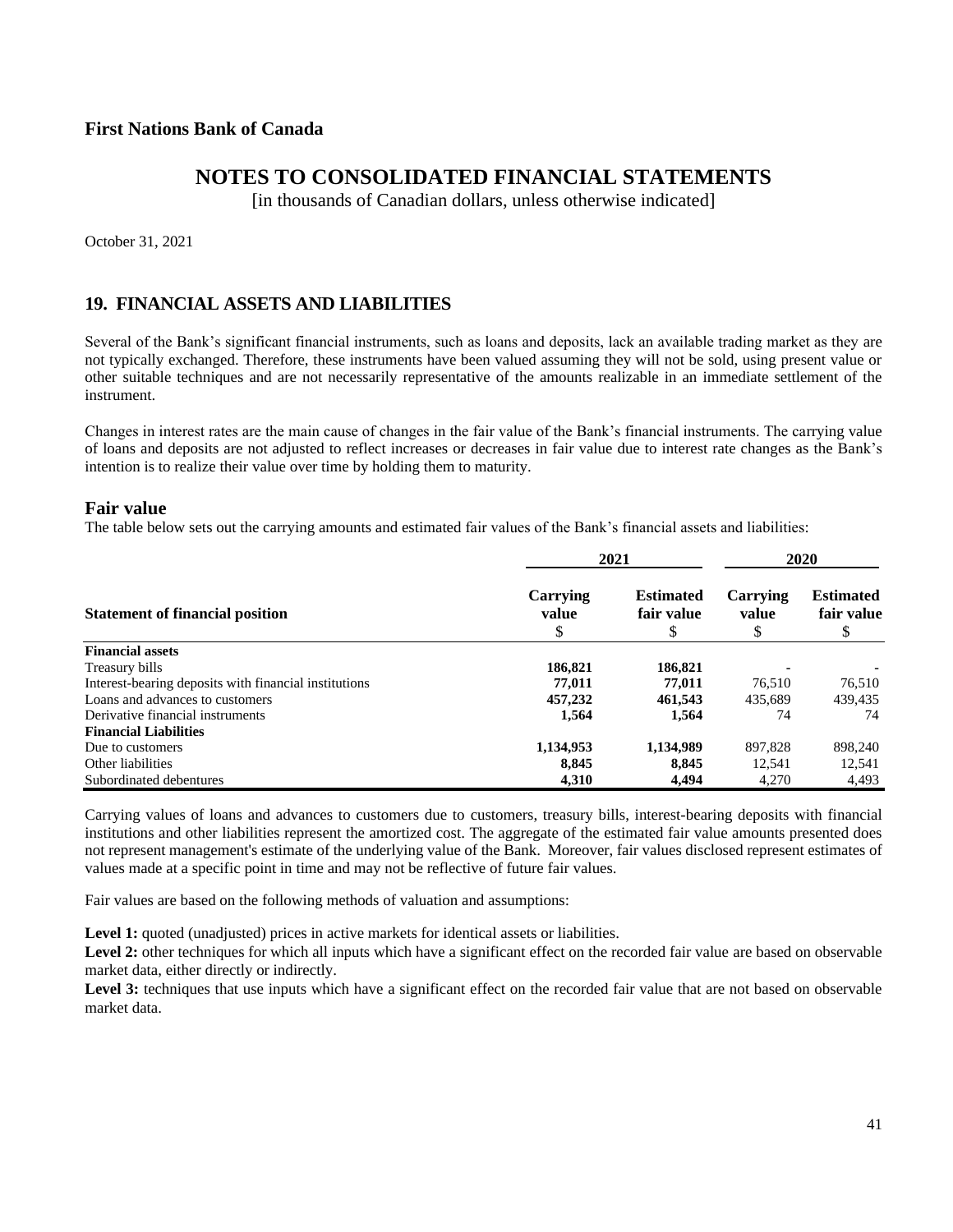**First Nations Bank of Canada**

# NOTES TO CONSOLIDATED FINANCIAL STATEMENTS

[in thousands of Canadian dollars, unless otherwise indicated]

October 31, 2021

## 19. FINANCIAL ASSETS AND LIABILITIES

Several of the Bank's significant financial instruments, such as loans and deposits, lack an available trading market as they are not typically exchanged. Therefore, these instruments have been valued assuming they will not be sold, using present value or other suitable techniques and are not necessarily representative of the amounts realizable in an immediate settlement of the instrument.

Changes in interest rates are the main cause of changes in the fair value of the Bank's financial instruments. The carrying value of loans and deposits are not adjusted to reflect increases or decreases in fair value due to interest rate changes as the Bank's intention is to realize their value over time by holding them to maturity.

### Fair value

The table below sets out the carrying amounts and estimated fair values of the Bank's financial assets and liabilities:

| | 2021 | | 2020 | |
|---|---|---|---|---|
| **Statement of financial position** | **Carrying value** $ | **Estimated fair value** $ | **Carrying value** $ | **Estimated fair value** $ |
| **Financial assets** | | | | |
| Treasury bills | **186,821** | **186,821** | - | - |
| Interest-bearing deposits with financial institutions | **77,011** | **77,011** | 76,510 | 76,510 |
| Loans and advances to customers | **457,232** | **461,543** | 435,689 | 439,435 |
| Derivative financial instruments | **1,564** | **1,564** | 74 | 74 |
| **Financial Liabilities** | | | | |
| Due to customers | **1,134,953** | **1,134,989** | 897,828 | 898,240 |
| Other liabilities | **8,845** | **8,845** | 12,541 | 12,541 |
| Subordinated debentures | **4,310** | **4,494** | 4,270 | 4,493 |

Carrying values of loans and advances to customers due to customers, treasury bills, interest-bearing deposits with financial institutions and other liabilities represent the amortized cost. The aggregate of the estimated fair value amounts presented does not represent management's estimate of the underlying value of the Bank. Moreover, fair values disclosed represent estimates of values made at a specific point in time and may not be reflective of future fair values.

Fair values are based on the following methods of valuation and assumptions:

**Level 1:** quoted (unadjusted) prices in active markets for identical assets or liabilities.
**Level 2:** other techniques for which all inputs which have a significant effect on the recorded fair value are based on observable market data, either directly or indirectly.
**Level 3:** techniques that use inputs which have a significant effect on the recorded fair value that are not based on observable market data.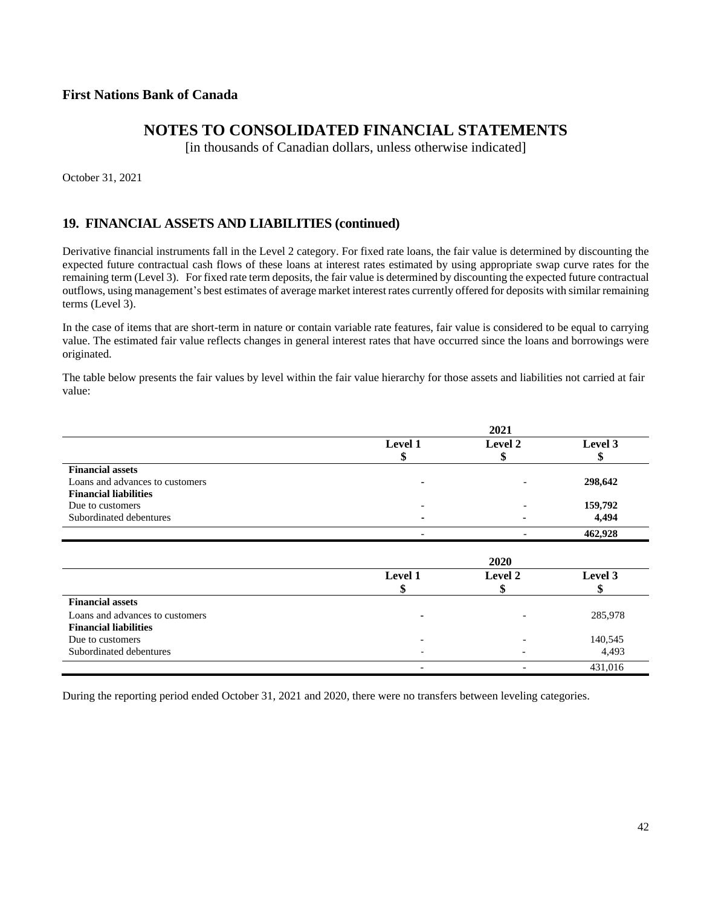**First Nations Bank of Canada**

# NOTES TO CONSOLIDATED FINANCIAL STATEMENTS

[in thousands of Canadian dollars, unless otherwise indicated]

October 31, 2021

## 19. FINANCIAL ASSETS AND LIABILITIES (continued)

Derivative financial instruments fall in the Level 2 category. For fixed rate loans, the fair value is determined by discounting the expected future contractual cash flows of these loans at interest rates estimated by using appropriate swap curve rates for the remaining term (Level 3). For fixed rate term deposits, the fair value is determined by discounting the expected future contractual outflows, using management's best estimates of average market interest rates currently offered for deposits with similar remaining terms (Level 3).

In the case of items that are short-term in nature or contain variable rate features, fair value is considered to be equal to carrying value. The estimated fair value reflects changes in general interest rates that have occurred since the loans and borrowings were originated.

The table below presents the fair values by level within the fair value hierarchy for those assets and liabilities not carried at fair value:

| | 2021 | | |
|---|---|---|---|
| | **Level 1**<br>**$** | **Level 2**<br>**$** | **Level 3**<br>**$** |
| **Financial assets** | | | |
| Loans and advances to customers | - | - | **298,642** |
| **Financial liabilities** | | | |
| Due to customers | - | - | **159,792** |
| Subordinated debentures | - | - | **4,494** |
| | - | - | **462,928** |

| | 2020 | | |
|---|---|---|---|
| | **Level 1**<br>**$** | **Level 2**<br>**$** | **Level 3**<br>**$** |
| **Financial assets** | | | |
| Loans and advances to customers | - | - | 285,978 |
| **Financial liabilities** | | | |
| Due to customers | - | - | 140,545 |
| Subordinated debentures | - | - | 4,493 |
| | - | - | 431,016 |

During the reporting period ended October 31, 2021 and 2020, there were no transfers between leveling categories.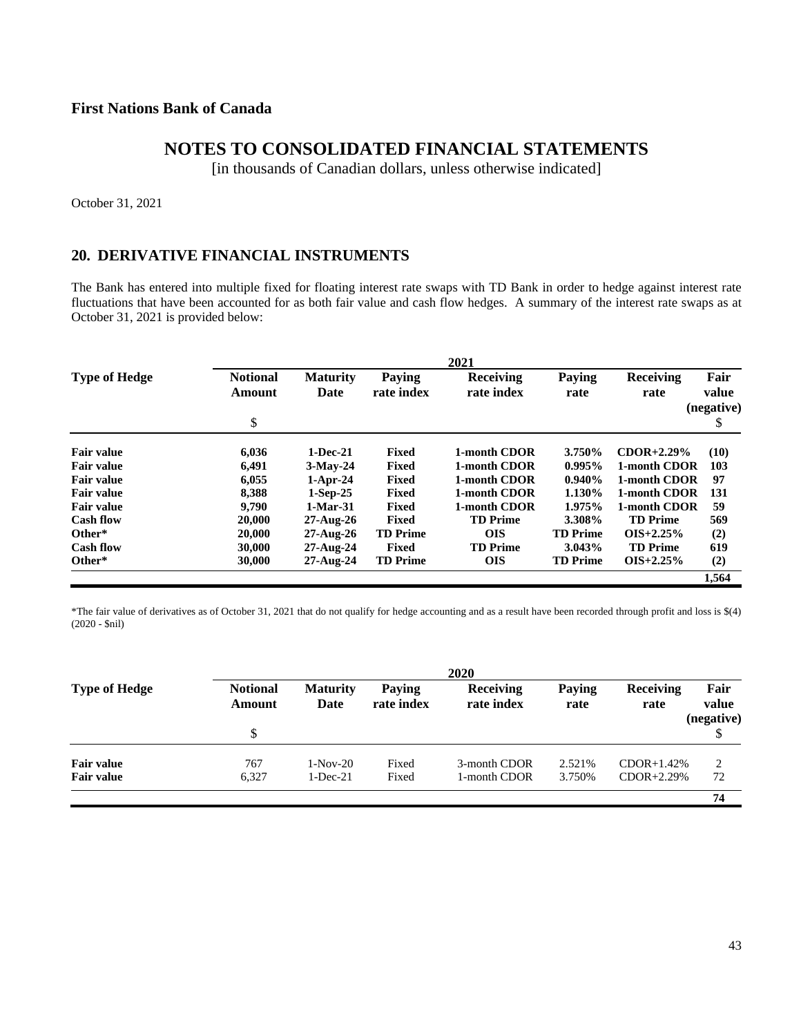**First Nations Bank of Canada**

# NOTES TO CONSOLIDATED FINANCIAL STATEMENTS

[in thousands of Canadian dollars, unless otherwise indicated]

October 31, 2021

## 20. DERIVATIVE FINANCIAL INSTRUMENTS

The Bank has entered into multiple fixed for floating interest rate swaps with TD Bank in order to hedge against interest rate fluctuations that have been accounted for as both fair value and cash flow hedges. A summary of the interest rate swaps as at October 31, 2021 is provided below:

| | 2021 | | | | | | |
|---|---|---|---|---|---|---|---|
| **Type of Hedge** | **Notional Amount** | **Maturity Date** | **Paying rate index** | **Receiving rate index** | **Paying rate** | **Receiving rate** | **Fair value (negative)** |
| | $ | | | | | | $ |
| **Fair value** | **6,036** | **1-Dec-21** | **Fixed** | **1-month CDOR** | **3.750%** | **CDOR+2.29%** | **(10)** |
| **Fair value** | **6,491** | **3-May-24** | **Fixed** | **1-month CDOR** | **0.995%** | **1-month CDOR** | **103** |
| **Fair value** | **6,055** | **1-Apr-24** | **Fixed** | **1-month CDOR** | **0.940%** | **1-month CDOR** | **97** |
| **Fair value** | **8,388** | **1-Sep-25** | **Fixed** | **1-month CDOR** | **1.130%** | **1-month CDOR** | **131** |
| **Fair value** | **9,790** | **1-Mar-31** | **Fixed** | **1-month CDOR** | **1.975%** | **1-month CDOR** | **59** |
| **Cash flow** | **20,000** | **27-Aug-26** | **Fixed** | **TD Prime** | **3.308%** | **TD Prime** | **569** |
| **Other*** | **20,000** | **27-Aug-26** | **TD Prime** | **OIS** | **TD Prime** | **OIS+2.25%** | **(2)** |
| **Cash flow** | **30,000** | **27-Aug-24** | **Fixed** | **TD Prime** | **3.043%** | **TD Prime** | **619** |
| **Other*** | **30,000** | **27-Aug-24** | **TD Prime** | **OIS** | **TD Prime** | **OIS+2.25%** | **(2)** |
| | | | | | | | **1,564** |

*The fair value of derivatives as of October 31, 2021 that do not qualify for hedge accounting and as a result have been recorded through profit and loss is $(4) (2020 - $nil)

| | 2020 | | | | | | |
|---|---|---|---|---|---|---|---|
| **Type of Hedge** | **Notional Amount** | **Maturity Date** | **Paying rate index** | **Receiving rate index** | **Paying rate** | **Receiving rate** | **Fair value (negative)** |
| | $ | | | | | | $ |
| **Fair value** | 767 | 1-Nov-20 | Fixed | 3-month CDOR | 2.521% | CDOR+1.42% | 2 |
| **Fair value** | 6,327 | 1-Dec-21 | Fixed | 1-month CDOR | 3.750% | CDOR+2.29% | 72 |
| | | | | | | | **74** |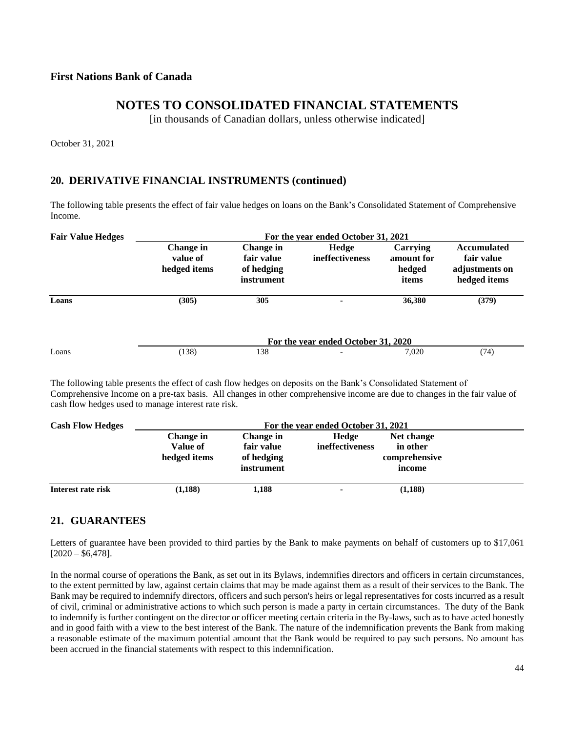**First Nations Bank of Canada**

# NOTES TO CONSOLIDATED FINANCIAL STATEMENTS

[in thousands of Canadian dollars, unless otherwise indicated]

October 31, 2021

## 20. DERIVATIVE FINANCIAL INSTRUMENTS (continued)

The following table presents the effect of fair value hedges on loans on the Bank's Consolidated Statement of Comprehensive Income.

| Fair Value Hedges | For the year ended October 31, 2021 | | | | |
|---|---|---|---|---|---|
| | **Change in value of hedged items** | **Change in fair value of hedging instrument** | **Hedge ineffectiveness** | **Carrying amount for hedged items** | **Accumulated fair value adjustments on hedged items** |
| **Loans** | **(305)** | **305** | **-** | **36,380** | **(379)** |
| | For the year ended October 31, 2020 | | | | |
| Loans | (138) | 138 | - | 7,020 | (74) |

The following table presents the effect of cash flow hedges on deposits on the Bank's Consolidated Statement of Comprehensive Income on a pre-tax basis. All changes in other comprehensive income are due to changes in the fair value of cash flow hedges used to manage interest rate risk.

| Cash Flow Hedges | For the year ended October 31, 2021 | | | |
|---|---|---|---|---|
| | **Change in Value of hedged items** | **Change in fair value of hedging instrument** | **Hedge ineffectiveness** | **Net change in other comprehensive income** |
| **Interest rate risk** | **(1,188)** | **1,188** | **-** | **(1,188)** |

## 21. GUARANTEES

Letters of guarantee have been provided to third parties by the Bank to make payments on behalf of customers up to $17,061 [2020 – $6,478].

In the normal course of operations the Bank, as set out in its Bylaws, indemnifies directors and officers in certain circumstances, to the extent permitted by law, against certain claims that may be made against them as a result of their services to the Bank. The Bank may be required to indemnify directors, officers and such person's heirs or legal representatives for costs incurred as a result of civil, criminal or administrative actions to which such person is made a party in certain circumstances. The duty of the Bank to indemnify is further contingent on the director or officer meeting certain criteria in the By-laws, such as to have acted honestly and in good faith with a view to the best interest of the Bank. The nature of the indemnification prevents the Bank from making a reasonable estimate of the maximum potential amount that the Bank would be required to pay such persons. No amount has been accrued in the financial statements with respect to this indemnification.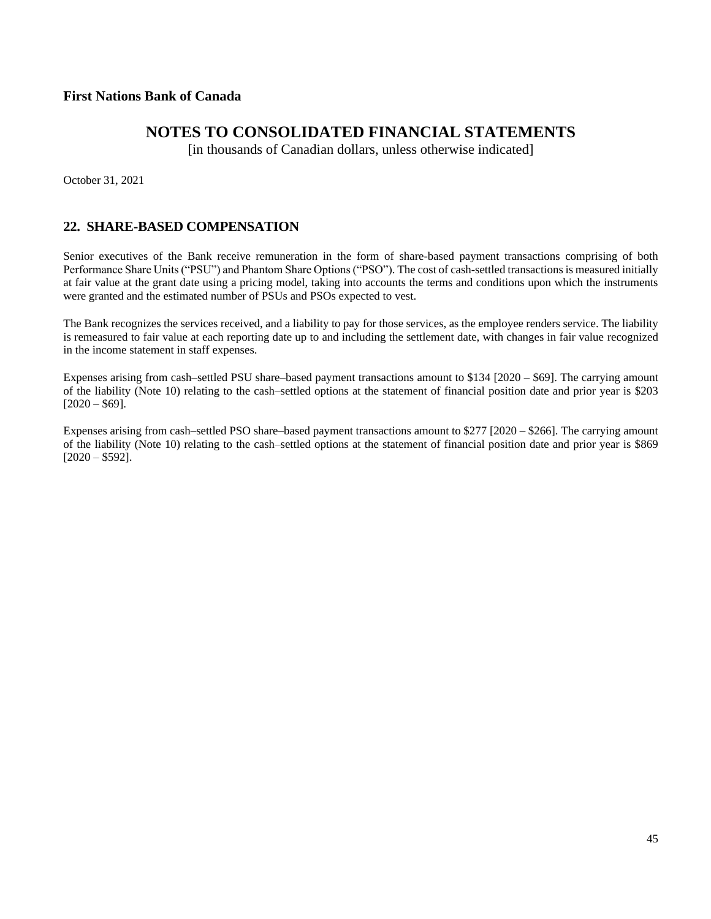**First Nations Bank of Canada**

# NOTES TO CONSOLIDATED FINANCIAL STATEMENTS

[in thousands of Canadian dollars, unless otherwise indicated]

October 31, 2021

## 22. SHARE-BASED COMPENSATION

Senior executives of the Bank receive remuneration in the form of share-based payment transactions comprising of both Performance Share Units ("PSU") and Phantom Share Options ("PSO"). The cost of cash-settled transactions is measured initially at fair value at the grant date using a pricing model, taking into accounts the terms and conditions upon which the instruments were granted and the estimated number of PSUs and PSOs expected to vest.

The Bank recognizes the services received, and a liability to pay for those services, as the employee renders service. The liability is remeasured to fair value at each reporting date up to and including the settlement date, with changes in fair value recognized in the income statement in staff expenses.

Expenses arising from cash–settled PSU share–based payment transactions amount to $134 [2020 – $69]. The carrying amount of the liability (Note 10) relating to the cash–settled options at the statement of financial position date and prior year is $203 [2020 – $69].

Expenses arising from cash–settled PSO share–based payment transactions amount to $277 [2020 – $266]. The carrying amount of the liability (Note 10) relating to the cash–settled options at the statement of financial position date and prior year is $869 [2020 – $592].